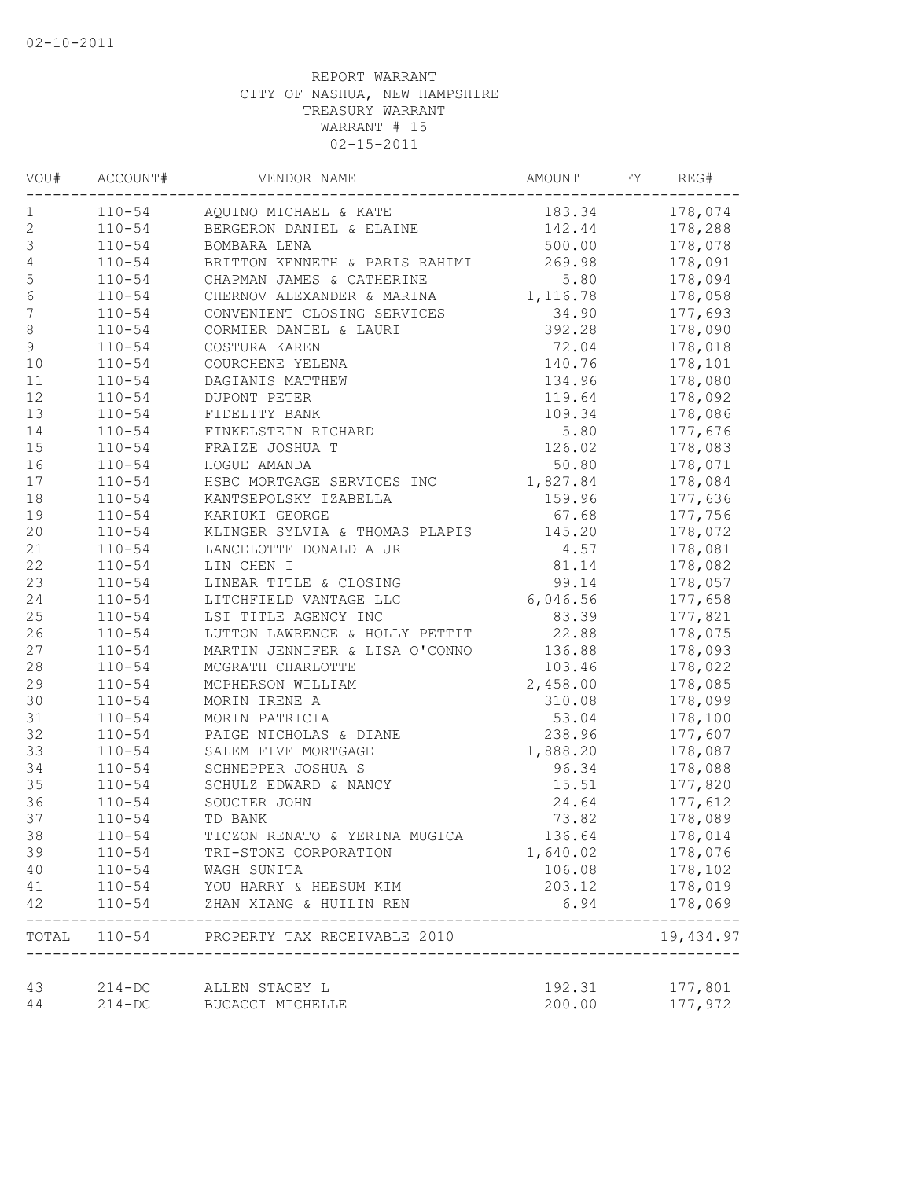02-10-2011

REPORT WARRANT
CITY OF NASHUA, NEW HAMPSHIRE
TREASURY WARRANT
WARRANT # 15
02-15-2011

| VOU# | ACCOUNT# | VENDOR NAME | AMOUNT | FY | REG# |
|---|---|---|---|---|---|
| 1 | 110-54 | AQUINO MICHAEL & KATE | 183.34 | | 178,074 |
| 2 | 110-54 | BERGERON DANIEL & ELAINE | 142.44 | | 178,288 |
| 3 | 110-54 | BOMBARA LENA | 500.00 | | 178,078 |
| 4 | 110-54 | BRITTON KENNETH & PARIS RAHIMI | 269.98 | | 178,091 |
| 5 | 110-54 | CHAPMAN JAMES & CATHERINE | 5.80 | | 178,094 |
| 6 | 110-54 | CHERNOV ALEXANDER & MARINA | 1,116.78 | | 178,058 |
| 7 | 110-54 | CONVENIENT CLOSING SERVICES | 34.90 | | 177,693 |
| 8 | 110-54 | CORMIER DANIEL & LAURI | 392.28 | | 178,090 |
| 9 | 110-54 | COSTURA KAREN | 72.04 | | 178,018 |
| 10 | 110-54 | COURCHENE YELENA | 140.76 | | 178,101 |
| 11 | 110-54 | DAGIANIS MATTHEW | 134.96 | | 178,080 |
| 12 | 110-54 | DUPONT PETER | 119.64 | | 178,092 |
| 13 | 110-54 | FIDELITY BANK | 109.34 | | 178,086 |
| 14 | 110-54 | FINKELSTEIN RICHARD | 5.80 | | 177,676 |
| 15 | 110-54 | FRAIZE JOSHUA T | 126.02 | | 178,083 |
| 16 | 110-54 | HOGUE AMANDA | 50.80 | | 178,071 |
| 17 | 110-54 | HSBC MORTGAGE SERVICES INC | 1,827.84 | | 178,084 |
| 18 | 110-54 | KANTSEPOLSKY IZABELLA | 159.96 | | 177,636 |
| 19 | 110-54 | KARIUKI GEORGE | 67.68 | | 177,756 |
| 20 | 110-54 | KLINGER SYLVIA & THOMAS PLAPIS | 145.20 | | 178,072 |
| 21 | 110-54 | LANCELOTTE DONALD A JR | 4.57 | | 178,081 |
| 22 | 110-54 | LIN CHEN I | 81.14 | | 178,082 |
| 23 | 110-54 | LINEAR TITLE & CLOSING | 99.14 | | 178,057 |
| 24 | 110-54 | LITCHFIELD VANTAGE LLC | 6,046.56 | | 177,658 |
| 25 | 110-54 | LSI TITLE AGENCY INC | 83.39 | | 177,821 |
| 26 | 110-54 | LUTTON LAWRENCE & HOLLY PETTIT | 22.88 | | 178,075 |
| 27 | 110-54 | MARTIN JENNIFER & LISA O'CONNO | 136.88 | | 178,093 |
| 28 | 110-54 | MCGRATH CHARLOTTE | 103.46 | | 178,022 |
| 29 | 110-54 | MCPHERSON WILLIAM | 2,458.00 | | 178,085 |
| 30 | 110-54 | MORIN IRENE A | 310.08 | | 178,099 |
| 31 | 110-54 | MORIN PATRICIA | 53.04 | | 178,100 |
| 32 | 110-54 | PAIGE NICHOLAS & DIANE | 238.96 | | 177,607 |
| 33 | 110-54 | SALEM FIVE MORTGAGE | 1,888.20 | | 178,087 |
| 34 | 110-54 | SCHNEPPER JOSHUA S | 96.34 | | 178,088 |
| 35 | 110-54 | SCHULZ EDWARD & NANCY | 15.51 | | 177,820 |
| 36 | 110-54 | SOUCIER JOHN | 24.64 | | 177,612 |
| 37 | 110-54 | TD BANK | 73.82 | | 178,089 |
| 38 | 110-54 | TICZON RENATO & YERINA MUGICA | 136.64 | | 178,014 |
| 39 | 110-54 | TRI-STONE CORPORATION | 1,640.02 | | 178,076 |
| 40 | 110-54 | WAGH SUNITA | 106.08 | | 178,102 |
| 41 | 110-54 | YOU HARRY & HEESUM KIM | 203.12 | | 178,019 |
| 42 | 110-54 | ZHAN XIANG & HUILIN REN | 6.94 | | 178,069 |
| TOTAL | 110-54 | PROPERTY TAX RECEIVABLE 2010 | | | 19,434.97 |
| 43 | 214-DC | ALLEN STACEY L | 192.31 | | 177,801 |
| 44 | 214-DC | BUCACCI MICHELLE | 200.00 | | 177,972 |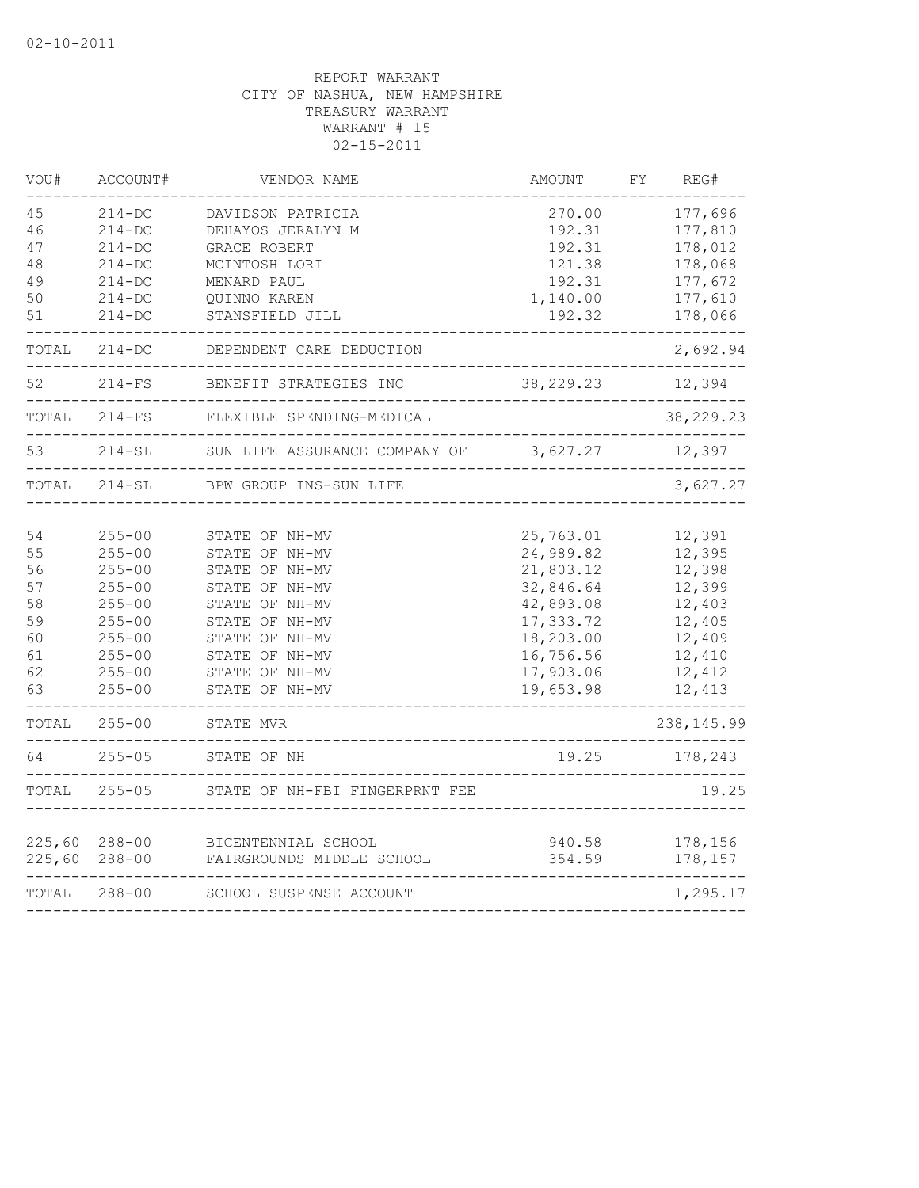02-10-2011

REPORT WARRANT
CITY OF NASHUA, NEW HAMPSHIRE
TREASURY WARRANT
WARRANT # 15
02-15-2011

| VOU# | ACCOUNT# | VENDOR NAME | AMOUNT | FY | REG# |
|---|---|---|---|---|---|
| 45 | 214-DC | DAVIDSON PATRICIA | 270.00 | | 177,696 |
| 46 | 214-DC | DEHAYOS JERALYN M | 192.31 | | 177,810 |
| 47 | 214-DC | GRACE ROBERT | 192.31 | | 178,012 |
| 48 | 214-DC | MCINTOSH LORI | 121.38 | | 178,068 |
| 49 | 214-DC | MENARD PAUL | 192.31 | | 177,672 |
| 50 | 214-DC | QUINNO KAREN | 1,140.00 | | 177,610 |
| 51 | 214-DC | STANSFIELD JILL | 192.32 | | 178,066 |
| TOTAL | 214-DC | DEPENDENT CARE DEDUCTION | | | 2,692.94 |
| 52 | 214-FS | BENEFIT STRATEGIES INC | 38,229.23 | | 12,394 |
| TOTAL | 214-FS | FLEXIBLE SPENDING-MEDICAL | | | 38,229.23 |
| 53 | 214-SL | SUN LIFE ASSURANCE COMPANY OF | 3,627.27 | | 12,397 |
| TOTAL | 214-SL | BPW GROUP INS-SUN LIFE | | | 3,627.27 |
| 54 | 255-00 | STATE OF NH-MV | 25,763.01 | | 12,391 |
| 55 | 255-00 | STATE OF NH-MV | 24,989.82 | | 12,395 |
| 56 | 255-00 | STATE OF NH-MV | 21,803.12 | | 12,398 |
| 57 | 255-00 | STATE OF NH-MV | 32,846.64 | | 12,399 |
| 58 | 255-00 | STATE OF NH-MV | 42,893.08 | | 12,403 |
| 59 | 255-00 | STATE OF NH-MV | 17,333.72 | | 12,405 |
| 60 | 255-00 | STATE OF NH-MV | 18,203.00 | | 12,409 |
| 61 | 255-00 | STATE OF NH-MV | 16,756.56 | | 12,410 |
| 62 | 255-00 | STATE OF NH-MV | 17,903.06 | | 12,412 |
| 63 | 255-00 | STATE OF NH-MV | 19,653.98 | | 12,413 |
| TOTAL | 255-00 | STATE MVR | | | 238,145.99 |
| 64 | 255-05 | STATE OF NH | 19.25 | | 178,243 |
| TOTAL | 255-05 | STATE OF NH-FBI FINGERPRNT FEE | | | 19.25 |
| 225,60 | 288-00 | BICENTENNIAL SCHOOL | 940.58 | | 178,156 |
| 225,60 | 288-00 | FAIRGROUNDS MIDDLE SCHOOL | 354.59 | | 178,157 |
| TOTAL | 288-00 | SCHOOL SUSPENSE ACCOUNT | | | 1,295.17 |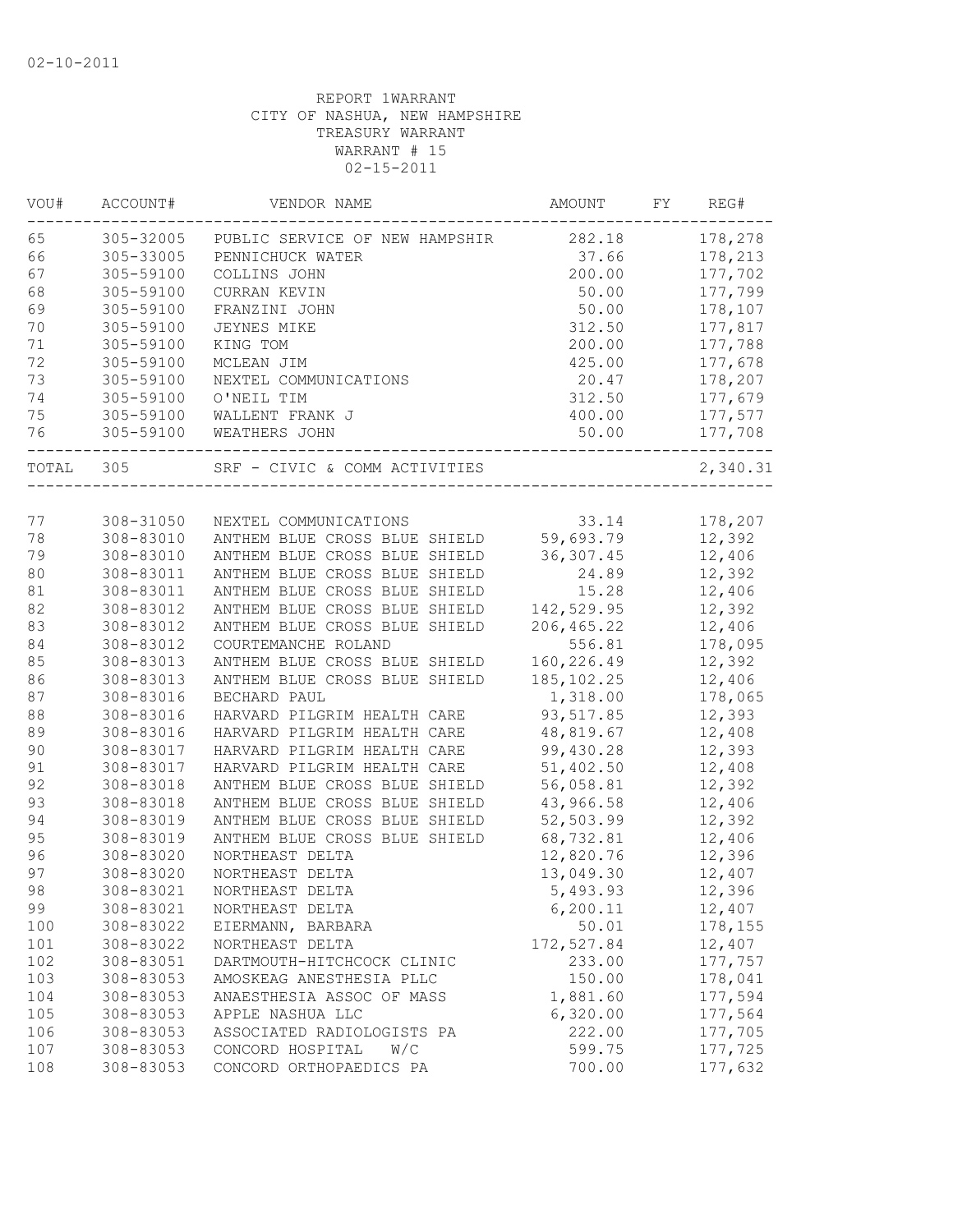02-10-2011

REPORT 1WARRANT
CITY OF NASHUA, NEW HAMPSHIRE
TREASURY WARRANT
WARRANT # 15
02-15-2011

| VOU# | ACCOUNT# | VENDOR NAME | AMOUNT | FY | REG# |
|---|---|---|---|---|---|
| 65 | 305-32005 | PUBLIC SERVICE OF NEW HAMPSHIR | 282.18 | | 178,278 |
| 66 | 305-33005 | PENNICHUCK WATER | 37.66 | | 178,213 |
| 67 | 305-59100 | COLLINS JOHN | 200.00 | | 177,702 |
| 68 | 305-59100 | CURRAN KEVIN | 50.00 | | 177,799 |
| 69 | 305-59100 | FRANZINI JOHN | 50.00 | | 178,107 |
| 70 | 305-59100 | JEYNES MIKE | 312.50 | | 177,817 |
| 71 | 305-59100 | KING TOM | 200.00 | | 177,788 |
| 72 | 305-59100 | MCLEAN JIM | 425.00 | | 177,678 |
| 73 | 305-59100 | NEXTEL COMMUNICATIONS | 20.47 | | 178,207 |
| 74 | 305-59100 | O'NEIL TIM | 312.50 | | 177,679 |
| 75 | 305-59100 | WALLENT FRANK J | 400.00 | | 177,577 |
| 76 | 305-59100 | WEATHERS JOHN | 50.00 | | 177,708 |
| TOTAL | 305 | SRF - CIVIC & COMM ACTIVITIES | | | 2,340.31 |
| 77 | 308-31050 | NEXTEL COMMUNICATIONS | 33.14 | | 178,207 |
| 78 | 308-83010 | ANTHEM BLUE CROSS BLUE SHIELD | 59,693.79 | | 12,392 |
| 79 | 308-83010 | ANTHEM BLUE CROSS BLUE SHIELD | 36,307.45 | | 12,406 |
| 80 | 308-83011 | ANTHEM BLUE CROSS BLUE SHIELD | 24.89 | | 12,392 |
| 81 | 308-83011 | ANTHEM BLUE CROSS BLUE SHIELD | 15.28 | | 12,406 |
| 82 | 308-83012 | ANTHEM BLUE CROSS BLUE SHIELD | 142,529.95 | | 12,392 |
| 83 | 308-83012 | ANTHEM BLUE CROSS BLUE SHIELD | 206,465.22 | | 12,406 |
| 84 | 308-83012 | COURTEMANCHE ROLAND | 556.81 | | 178,095 |
| 85 | 308-83013 | ANTHEM BLUE CROSS BLUE SHIELD | 160,226.49 | | 12,392 |
| 86 | 308-83013 | ANTHEM BLUE CROSS BLUE SHIELD | 185,102.25 | | 12,406 |
| 87 | 308-83016 | BECHARD PAUL | 1,318.00 | | 178,065 |
| 88 | 308-83016 | HARVARD PILGRIM HEALTH CARE | 93,517.85 | | 12,393 |
| 89 | 308-83016 | HARVARD PILGRIM HEALTH CARE | 48,819.67 | | 12,408 |
| 90 | 308-83017 | HARVARD PILGRIM HEALTH CARE | 99,430.28 | | 12,393 |
| 91 | 308-83017 | HARVARD PILGRIM HEALTH CARE | 51,402.50 | | 12,408 |
| 92 | 308-83018 | ANTHEM BLUE CROSS BLUE SHIELD | 56,058.81 | | 12,392 |
| 93 | 308-83018 | ANTHEM BLUE CROSS BLUE SHIELD | 43,966.58 | | 12,406 |
| 94 | 308-83019 | ANTHEM BLUE CROSS BLUE SHIELD | 52,503.99 | | 12,392 |
| 95 | 308-83019 | ANTHEM BLUE CROSS BLUE SHIELD | 68,732.81 | | 12,406 |
| 96 | 308-83020 | NORTHEAST DELTA | 12,820.76 | | 12,396 |
| 97 | 308-83020 | NORTHEAST DELTA | 13,049.30 | | 12,407 |
| 98 | 308-83021 | NORTHEAST DELTA | 5,493.93 | | 12,396 |
| 99 | 308-83021 | NORTHEAST DELTA | 6,200.11 | | 12,407 |
| 100 | 308-83022 | EIERMANN, BARBARA | 50.01 | | 178,155 |
| 101 | 308-83022 | NORTHEAST DELTA | 172,527.84 | | 12,407 |
| 102 | 308-83051 | DARTMOUTH-HITCHCOCK CLINIC | 233.00 | | 177,757 |
| 103 | 308-83053 | AMOSKEAG ANESTHESIA PLLC | 150.00 | | 178,041 |
| 104 | 308-83053 | ANAESTHESIA ASSOC OF MASS | 1,881.60 | | 177,594 |
| 105 | 308-83053 | APPLE NASHUA LLC | 6,320.00 | | 177,564 |
| 106 | 308-83053 | ASSOCIATED RADIOLOGISTS PA | 222.00 | | 177,705 |
| 107 | 308-83053 | CONCORD HOSPITAL W/C | 599.75 | | 177,725 |
| 108 | 308-83053 | CONCORD ORTHOPAEDICS PA | 700.00 | | 177,632 |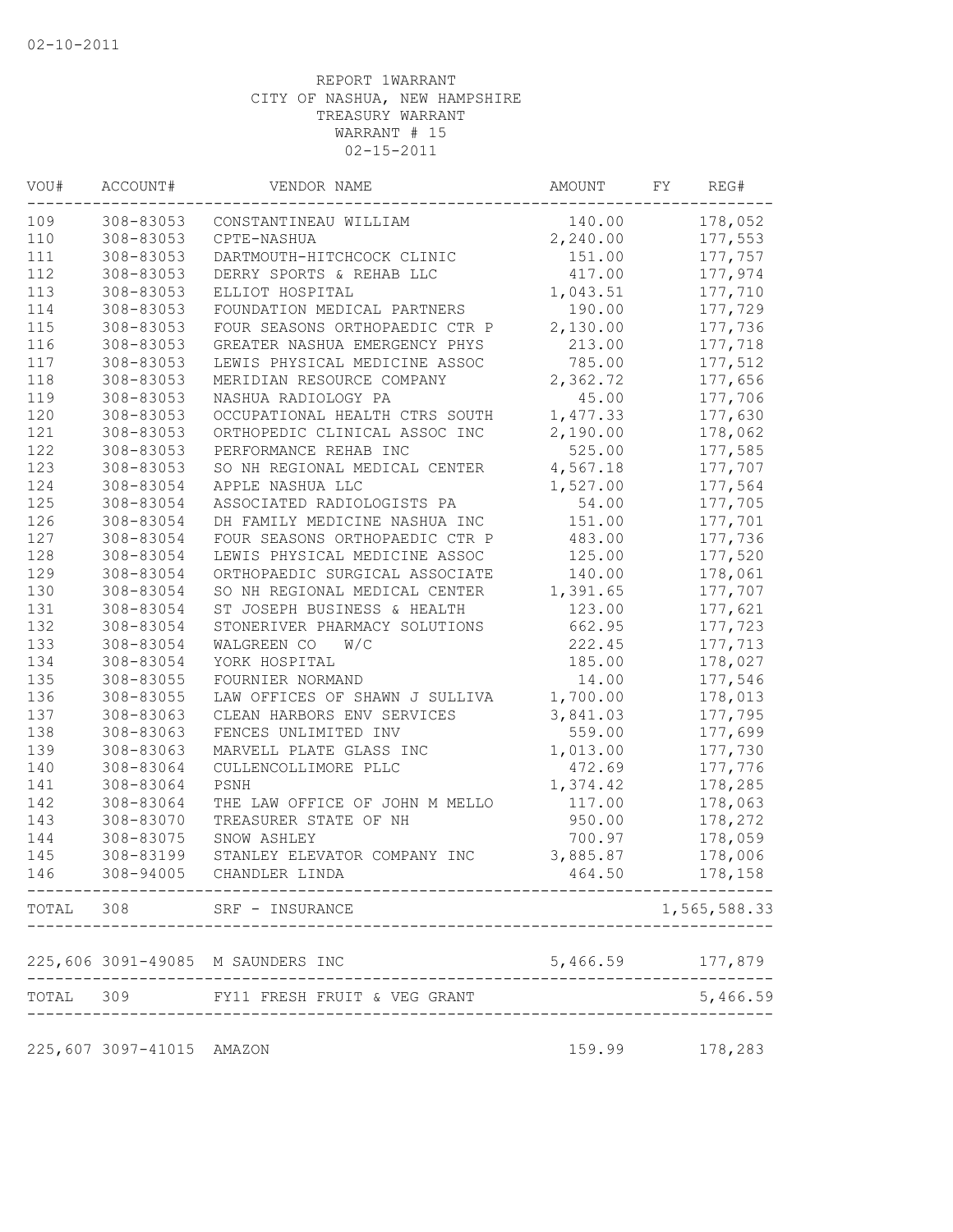02-10-2011

REPORT 1WARRANT
CITY OF NASHUA, NEW HAMPSHIRE
TREASURY WARRANT
WARRANT # 15
02-15-2011

| VOU# | ACCOUNT# | VENDOR NAME | AMOUNT | FY | REG# |
|---|---|---|---|---|---|
| 109 | 308-83053 | CONSTANTINEAU WILLIAM | 140.00 | | 178,052 |
| 110 | 308-83053 | CPTE-NASHUA | 2,240.00 | | 177,553 |
| 111 | 308-83053 | DARTMOUTH-HITCHCOCK CLINIC | 151.00 | | 177,757 |
| 112 | 308-83053 | DERRY SPORTS & REHAB LLC | 417.00 | | 177,974 |
| 113 | 308-83053 | ELLIOT HOSPITAL | 1,043.51 | | 177,710 |
| 114 | 308-83053 | FOUNDATION MEDICAL PARTNERS | 190.00 | | 177,729 |
| 115 | 308-83053 | FOUR SEASONS ORTHOPAEDIC CTR P | 2,130.00 | | 177,736 |
| 116 | 308-83053 | GREATER NASHUA EMERGENCY PHYS | 213.00 | | 177,718 |
| 117 | 308-83053 | LEWIS PHYSICAL MEDICINE ASSOC | 785.00 | | 177,512 |
| 118 | 308-83053 | MERIDIAN RESOURCE COMPANY | 2,362.72 | | 177,656 |
| 119 | 308-83053 | NASHUA RADIOLOGY PA | 45.00 | | 177,706 |
| 120 | 308-83053 | OCCUPATIONAL HEALTH CTRS SOUTH | 1,477.33 | | 177,630 |
| 121 | 308-83053 | ORTHOPEDIC CLINICAL ASSOC INC | 2,190.00 | | 178,062 |
| 122 | 308-83053 | PERFORMANCE REHAB INC | 525.00 | | 177,585 |
| 123 | 308-83053 | SO NH REGIONAL MEDICAL CENTER | 4,567.18 | | 177,707 |
| 124 | 308-83054 | APPLE NASHUA LLC | 1,527.00 | | 177,564 |
| 125 | 308-83054 | ASSOCIATED RADIOLOGISTS PA | 54.00 | | 177,705 |
| 126 | 308-83054 | DH FAMILY MEDICINE NASHUA INC | 151.00 | | 177,701 |
| 127 | 308-83054 | FOUR SEASONS ORTHOPAEDIC CTR P | 483.00 | | 177,736 |
| 128 | 308-83054 | LEWIS PHYSICAL MEDICINE ASSOC | 125.00 | | 177,520 |
| 129 | 308-83054 | ORTHOPAEDIC SURGICAL ASSOCIATE | 140.00 | | 178,061 |
| 130 | 308-83054 | SO NH REGIONAL MEDICAL CENTER | 1,391.65 | | 177,707 |
| 131 | 308-83054 | ST JOSEPH BUSINESS & HEALTH | 123.00 | | 177,621 |
| 132 | 308-83054 | STONERIVER PHARMACY SOLUTIONS | 662.95 | | 177,723 |
| 133 | 308-83054 | WALGREEN CO W/C | 222.45 | | 177,713 |
| 134 | 308-83054 | YORK HOSPITAL | 185.00 | | 178,027 |
| 135 | 308-83055 | FOURNIER NORMAND | 14.00 | | 177,546 |
| 136 | 308-83055 | LAW OFFICES OF SHAWN J SULLIVA | 1,700.00 | | 178,013 |
| 137 | 308-83063 | CLEAN HARBORS ENV SERVICES | 3,841.03 | | 177,795 |
| 138 | 308-83063 | FENCES UNLIMITED INV | 559.00 | | 177,699 |
| 139 | 308-83063 | MARVELL PLATE GLASS INC | 1,013.00 | | 177,730 |
| 140 | 308-83064 | CULLENCOLLIMORE PLLC | 472.69 | | 177,776 |
| 141 | 308-83064 | PSNH | 1,374.42 | | 178,285 |
| 142 | 308-83064 | THE LAW OFFICE OF JOHN M MELLO | 117.00 | | 178,063 |
| 143 | 308-83070 | TREASURER STATE OF NH | 950.00 | | 178,272 |
| 144 | 308-83075 | SNOW ASHLEY | 700.97 | | 178,059 |
| 145 | 308-83199 | STANLEY ELEVATOR COMPANY INC | 3,885.87 | | 178,006 |
| 146 | 308-94005 | CHANDLER LINDA | 464.50 | | 178,158 |
| TOTAL | 308 | SRF - INSURANCE | | | 1,565,588.33 |
| 225,606 | 3091-49085 | M SAUNDERS INC | 5,466.59 | | 177,879 |
| TOTAL | 309 | FY11 FRESH FRUIT & VEG GRANT | | | 5,466.59 |
| 225,607 | 3097-41015 | AMAZON | 159.99 | | 178,283 |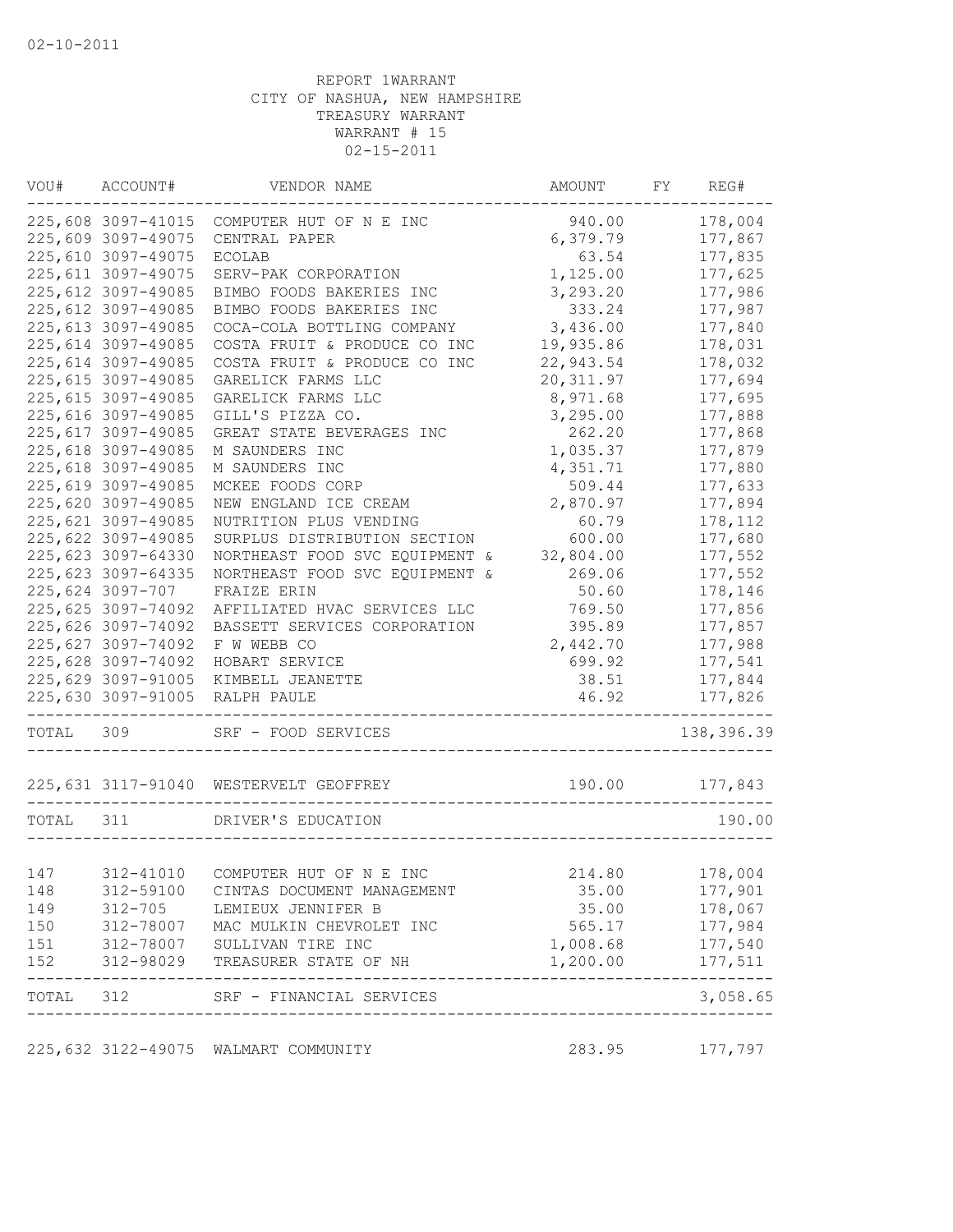02-10-2011

REPORT 1WARRANT
CITY OF NASHUA, NEW HAMPSHIRE
TREASURY WARRANT
WARRANT # 15
02-15-2011

| VOU# | ACCOUNT# | VENDOR NAME | AMOUNT | FY | REG# |
|---|---|---|---|---|---|
| 225,608 | 3097-41015 | COMPUTER HUT OF N E INC | 940.00 | | 178,004 |
| 225,609 | 3097-49075 | CENTRAL PAPER | 6,379.79 | | 177,867 |
| 225,610 | 3097-49075 | ECOLAB | 63.54 | | 177,835 |
| 225,611 | 3097-49075 | SERV-PAK CORPORATION | 1,125.00 | | 177,625 |
| 225,612 | 3097-49085 | BIMBO FOODS BAKERIES INC | 3,293.20 | | 177,986 |
| 225,612 | 3097-49085 | BIMBO FOODS BAKERIES INC | 333.24 | | 177,987 |
| 225,613 | 3097-49085 | COCA-COLA BOTTLING COMPANY | 3,436.00 | | 177,840 |
| 225,614 | 3097-49085 | COSTA FRUIT & PRODUCE CO INC | 19,935.86 | | 178,031 |
| 225,614 | 3097-49085 | COSTA FRUIT & PRODUCE CO INC | 22,943.54 | | 178,032 |
| 225,615 | 3097-49085 | GARELICK FARMS LLC | 20,311.97 | | 177,694 |
| 225,615 | 3097-49085 | GARELICK FARMS LLC | 8,971.68 | | 177,695 |
| 225,616 | 3097-49085 | GILL'S PIZZA CO. | 3,295.00 | | 177,888 |
| 225,617 | 3097-49085 | GREAT STATE BEVERAGES INC | 262.20 | | 177,868 |
| 225,618 | 3097-49085 | M SAUNDERS INC | 1,035.37 | | 177,879 |
| 225,618 | 3097-49085 | M SAUNDERS INC | 4,351.71 | | 177,880 |
| 225,619 | 3097-49085 | MCKEE FOODS CORP | 509.44 | | 177,633 |
| 225,620 | 3097-49085 | NEW ENGLAND ICE CREAM | 2,870.97 | | 177,894 |
| 225,621 | 3097-49085 | NUTRITION PLUS VENDING | 60.79 | | 178,112 |
| 225,622 | 3097-49085 | SURPLUS DISTRIBUTION SECTION | 600.00 | | 177,680 |
| 225,623 | 3097-64330 | NORTHEAST FOOD SVC EQUIPMENT & | 32,804.00 | | 177,552 |
| 225,623 | 3097-64335 | NORTHEAST FOOD SVC EQUIPMENT & | 269.06 | | 177,552 |
| 225,624 | 3097-707 | FRAIZE ERIN | 50.60 | | 178,146 |
| 225,625 | 3097-74092 | AFFILIATED HVAC SERVICES LLC | 769.50 | | 177,856 |
| 225,626 | 3097-74092 | BASSETT SERVICES CORPORATION | 395.89 | | 177,857 |
| 225,627 | 3097-74092 | F W WEBB CO | 2,442.70 | | 177,988 |
| 225,628 | 3097-74092 | HOBART SERVICE | 699.92 | | 177,541 |
| 225,629 | 3097-91005 | KIMBELL JEANETTE | 38.51 | | 177,844 |
| 225,630 | 3097-91005 | RALPH PAULE | 46.92 | | 177,826 |
| TOTAL | 309 | SRF - FOOD SERVICES | | | 138,396.39 |
| 225,631 | 3117-91040 | WESTERVELT GEOFFREY | 190.00 | | 177,843 |
| TOTAL | 311 | DRIVER'S EDUCATION | | | 190.00 |
| 147 | 312-41010 | COMPUTER HUT OF N E INC | 214.80 | | 178,004 |
| 148 | 312-59100 | CINTAS DOCUMENT MANAGEMENT | 35.00 | | 177,901 |
| 149 | 312-705 | LEMIEUX JENNIFER B | 35.00 | | 178,067 |
| 150 | 312-78007 | MAC MULKIN CHEVROLET INC | 565.17 | | 177,984 |
| 151 | 312-78007 | SULLIVAN TIRE INC | 1,008.68 | | 177,540 |
| 152 | 312-98029 | TREASURER STATE OF NH | 1,200.00 | | 177,511 |
| TOTAL | 312 | SRF - FINANCIAL SERVICES | | | 3,058.65 |
| 225,632 | 3122-49075 | WALMART COMMUNITY | 283.95 | | 177,797 |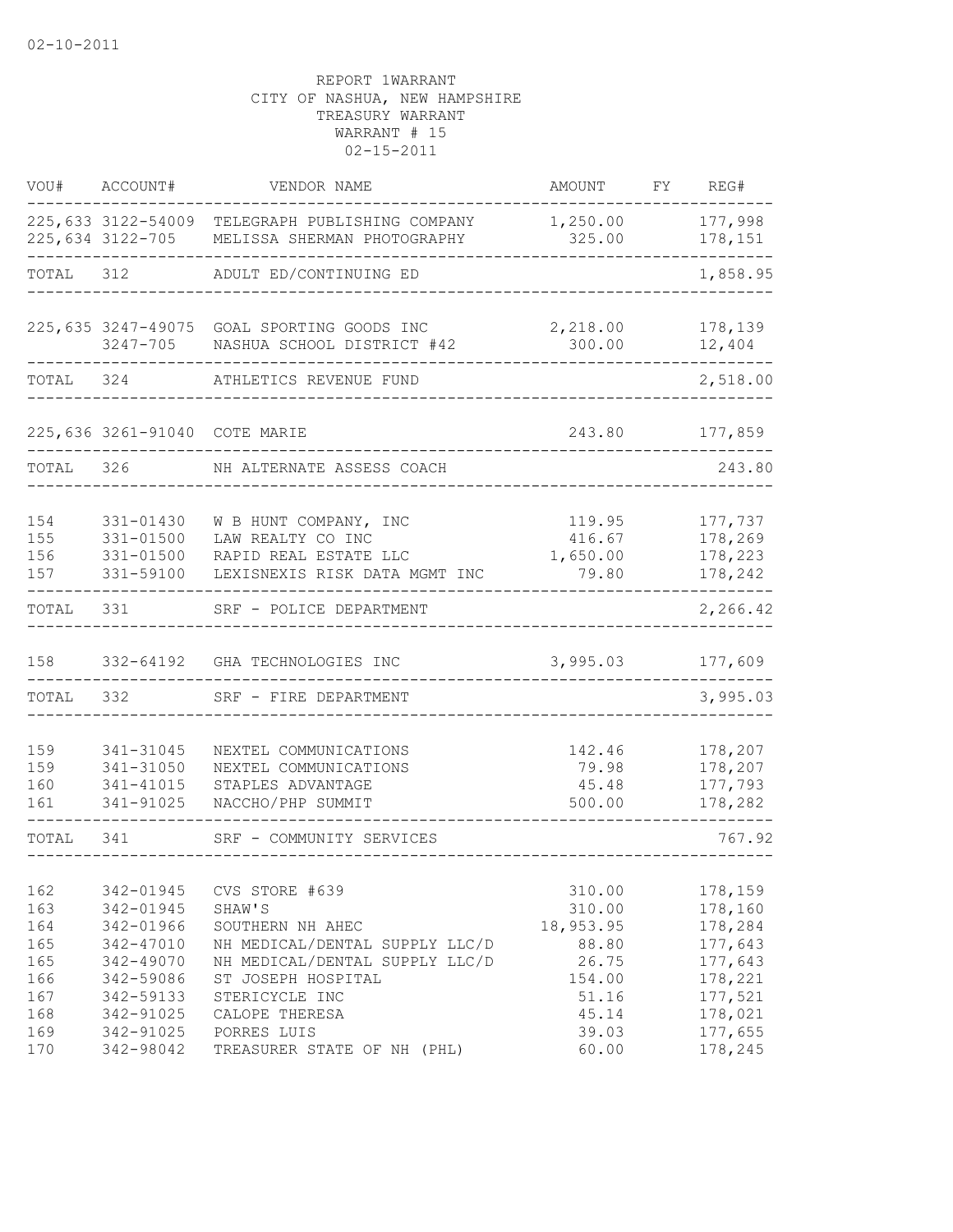02-10-2011

REPORT 1WARRANT
CITY OF NASHUA, NEW HAMPSHIRE
TREASURY WARRANT
WARRANT # 15
02-15-2011

| VOU# | ACCOUNT# | VENDOR NAME | AMOUNT | FY | REG# |
|---|---|---|---|---|---|
| 225,633 | 3122-54009 | TELEGRAPH PUBLISHING COMPANY | 1,250.00 | | 177,998 |
| 225,634 | 3122-705 | MELISSA SHERMAN PHOTOGRAPHY | 325.00 | | 178,151 |
| TOTAL | 312 | ADULT ED/CONTINUING ED | | | 1,858.95 |
| 225,635 | 3247-49075 | GOAL SPORTING GOODS INC | 2,218.00 | | 178,139 |
| | 3247-705 | NASHUA SCHOOL DISTRICT #42 | 300.00 | | 12,404 |
| TOTAL | 324 | ATHLETICS REVENUE FUND | | | 2,518.00 |
| 225,636 | 3261-91040 | COTE MARIE | 243.80 | | 177,859 |
| TOTAL | 326 | NH ALTERNATE ASSESS COACH | | | 243.80 |
| 154 | 331-01430 | W B HUNT COMPANY, INC | 119.95 | | 177,737 |
| 155 | 331-01500 | LAW REALTY CO INC | 416.67 | | 178,269 |
| 156 | 331-01500 | RAPID REAL ESTATE LLC | 1,650.00 | | 178,223 |
| 157 | 331-59100 | LEXISNEXIS RISK DATA MGMT INC | 79.80 | | 178,242 |
| TOTAL | 331 | SRF - POLICE DEPARTMENT | | | 2,266.42 |
| 158 | 332-64192 | GHA TECHNOLOGIES INC | 3,995.03 | | 177,609 |
| TOTAL | 332 | SRF - FIRE DEPARTMENT | | | 3,995.03 |
| 159 | 341-31045 | NEXTEL COMMUNICATIONS | 142.46 | | 178,207 |
| 159 | 341-31050 | NEXTEL COMMUNICATIONS | 79.98 | | 178,207 |
| 160 | 341-41015 | STAPLES ADVANTAGE | 45.48 | | 177,793 |
| 161 | 341-91025 | NACCHO/PHP SUMMIT | 500.00 | | 178,282 |
| TOTAL | 341 | SRF - COMMUNITY SERVICES | | | 767.92 |
| 162 | 342-01945 | CVS STORE #639 | 310.00 | | 178,159 |
| 163 | 342-01945 | SHAW'S | 310.00 | | 178,160 |
| 164 | 342-01966 | SOUTHERN NH AHEC | 18,953.95 | | 178,284 |
| 165 | 342-47010 | NH MEDICAL/DENTAL SUPPLY LLC/D | 88.80 | | 177,643 |
| 165 | 342-49070 | NH MEDICAL/DENTAL SUPPLY LLC/D | 26.75 | | 177,643 |
| 166 | 342-59086 | ST JOSEPH HOSPITAL | 154.00 | | 178,221 |
| 167 | 342-59133 | STERICYCLE INC | 51.16 | | 177,521 |
| 168 | 342-91025 | CALOPE THERESA | 45.14 | | 178,021 |
| 169 | 342-91025 | PORRES LUIS | 39.03 | | 177,655 |
| 170 | 342-98042 | TREASURER STATE OF NH (PHL) | 60.00 | | 178,245 |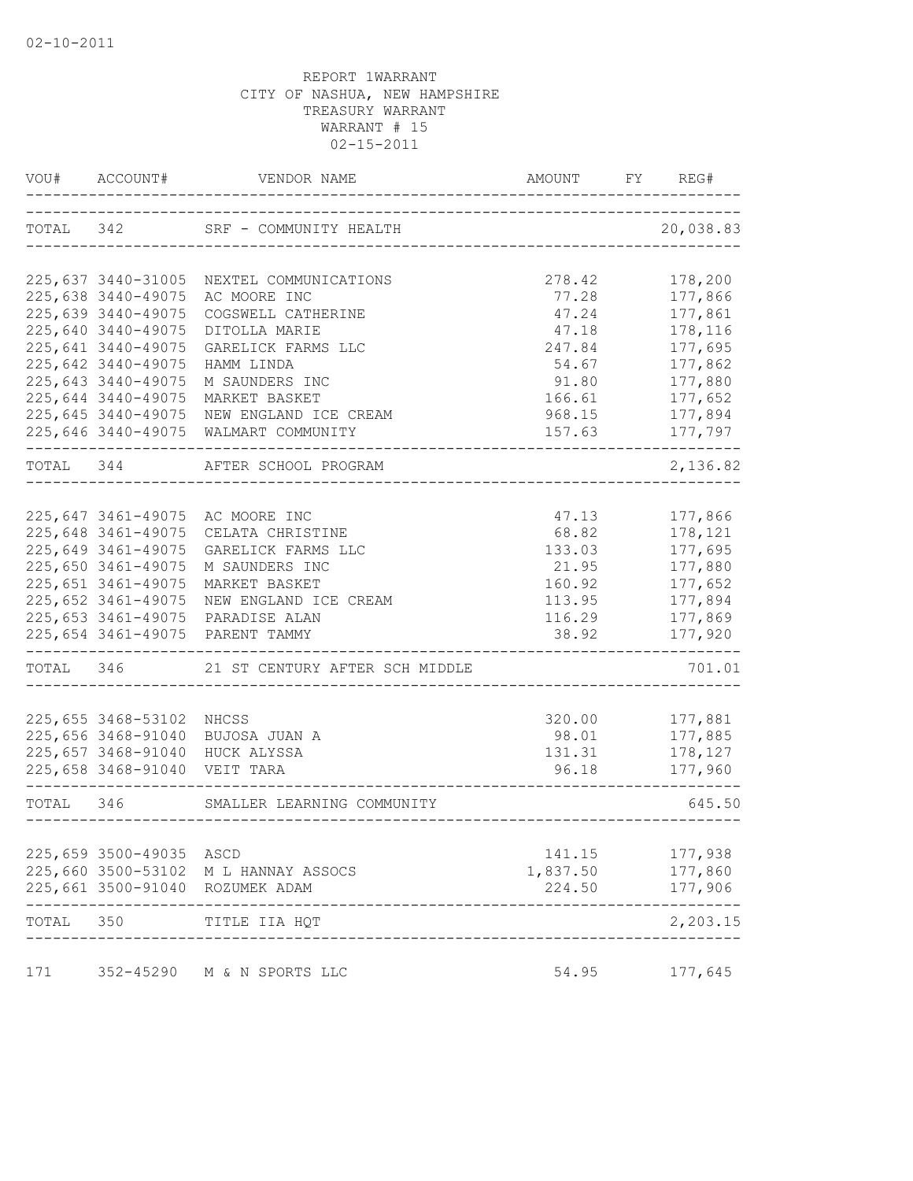02-10-2011

REPORT 1WARRANT
CITY OF NASHUA, NEW HAMPSHIRE
TREASURY WARRANT
WARRANT # 15
02-15-2011

| VOU# | ACCOUNT# | VENDOR NAME | AMOUNT | FY | REG# |
|---|---|---|---|---|---|
| TOTAL | 342 | SRF - COMMUNITY HEALTH | | | 20,038.83 |
| 225,637 | 3440-31005 | NEXTEL COMMUNICATIONS | 278.42 | | 178,200 |
| 225,638 | 3440-49075 | AC MOORE INC | 77.28 | | 177,866 |
| 225,639 | 3440-49075 | COGSWELL CATHERINE | 47.24 | | 177,861 |
| 225,640 | 3440-49075 | DITOLLA MARIE | 47.18 | | 178,116 |
| 225,641 | 3440-49075 | GARELICK FARMS LLC | 247.84 | | 177,695 |
| 225,642 | 3440-49075 | HAMM LINDA | 54.67 | | 177,862 |
| 225,643 | 3440-49075 | M SAUNDERS INC | 91.80 | | 177,880 |
| 225,644 | 3440-49075 | MARKET BASKET | 166.61 | | 177,652 |
| 225,645 | 3440-49075 | NEW ENGLAND ICE CREAM | 968.15 | | 177,894 |
| 225,646 | 3440-49075 | WALMART COMMUNITY | 157.63 | | 177,797 |
| TOTAL | 344 | AFTER SCHOOL PROGRAM | | | 2,136.82 |
| 225,647 | 3461-49075 | AC MOORE INC | 47.13 | | 177,866 |
| 225,648 | 3461-49075 | CELATA CHRISTINE | 68.82 | | 178,121 |
| 225,649 | 3461-49075 | GARELICK FARMS LLC | 133.03 | | 177,695 |
| 225,650 | 3461-49075 | M SAUNDERS INC | 21.95 | | 177,880 |
| 225,651 | 3461-49075 | MARKET BASKET | 160.92 | | 177,652 |
| 225,652 | 3461-49075 | NEW ENGLAND ICE CREAM | 113.95 | | 177,894 |
| 225,653 | 3461-49075 | PARADISE ALAN | 116.29 | | 177,869 |
| 225,654 | 3461-49075 | PARENT TAMMY | 38.92 | | 177,920 |
| TOTAL | 346 | 21 ST CENTURY AFTER SCH MIDDLE | | | 701.01 |
| 225,655 | 3468-53102 | NHCSS | 320.00 | | 177,881 |
| 225,656 | 3468-91040 | BUJOSA JUAN A | 98.01 | | 177,885 |
| 225,657 | 3468-91040 | HUCK ALYSSA | 131.31 | | 178,127 |
| 225,658 | 3468-91040 | VEIT TARA | 96.18 | | 177,960 |
| TOTAL | 346 | SMALLER LEARNING COMMUNITY | | | 645.50 |
| 225,659 | 3500-49035 | ASCD | 141.15 | | 177,938 |
| 225,660 | 3500-53102 | M L HANNAY ASSOCS | 1,837.50 | | 177,860 |
| 225,661 | 3500-91040 | ROZUMEK ADAM | 224.50 | | 177,906 |
| TOTAL | 350 | TITLE IIA HQT | | | 2,203.15 |
| 171 | 352-45290 | M & N SPORTS LLC | 54.95 | | 177,645 |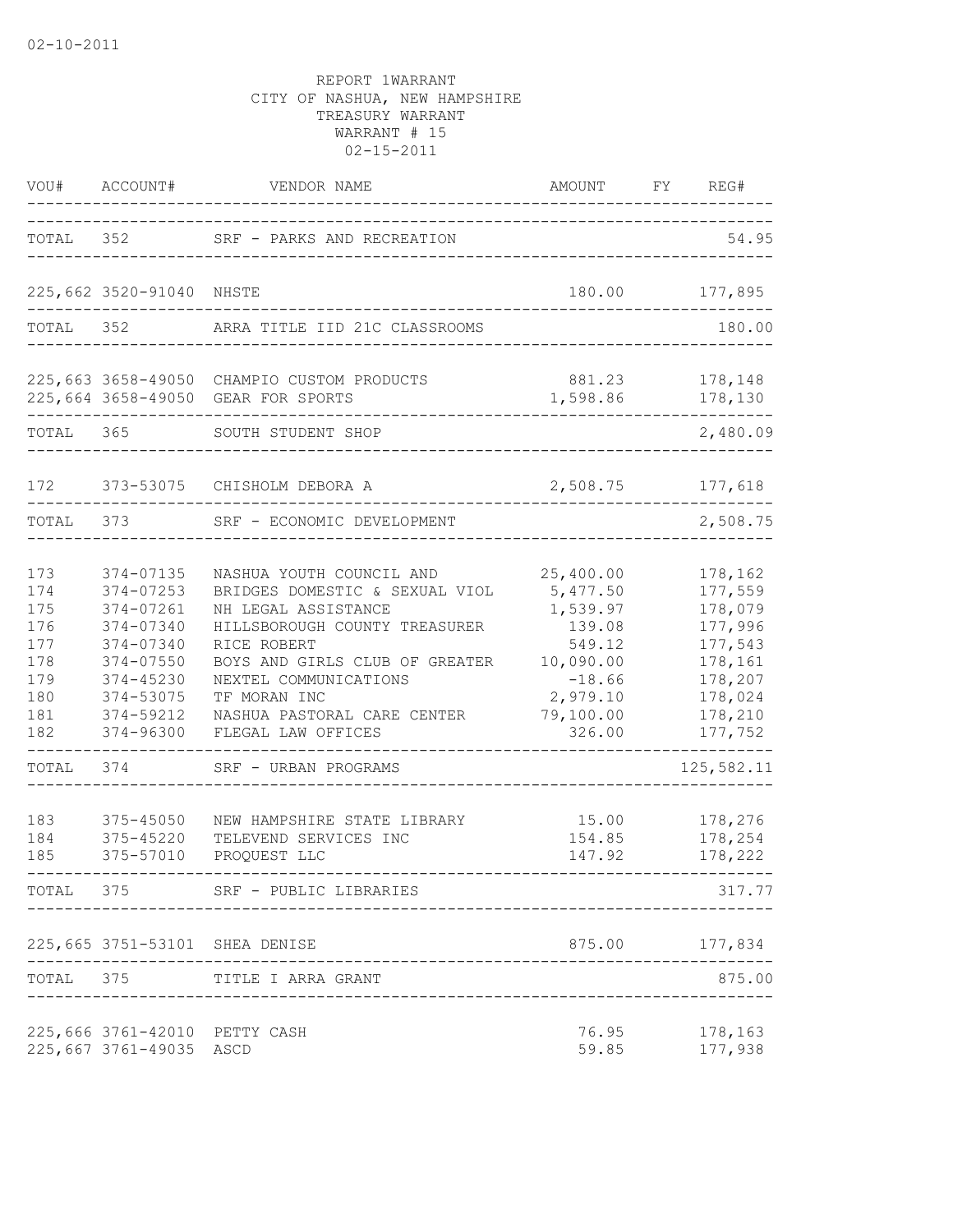02-10-2011

REPORT 1WARRANT
CITY OF NASHUA, NEW HAMPSHIRE
TREASURY WARRANT
WARRANT # 15
02-15-2011

| VOU# | ACCOUNT# | VENDOR NAME | AMOUNT | FY | REG# |
|---|---|---|---|---|---|
| TOTAL | 352 | SRF - PARKS AND RECREATION | | | 54.95 |
| 225,662 | 3520-91040 | NHSTE | 180.00 | | 177,895 |
| TOTAL | 352 | ARRA TITLE IID 21C CLASSROOMS | | | 180.00 |
| 225,663 | 3658-49050 | CHAMPIO CUSTOM PRODUCTS | 881.23 | | 178,148 |
| 225,664 | 3658-49050 | GEAR FOR SPORTS | 1,598.86 | | 178,130 |
| TOTAL | 365 | SOUTH STUDENT SHOP | | | 2,480.09 |
| 172 | 373-53075 | CHISHOLM DEBORA A | 2,508.75 | | 177,618 |
| TOTAL | 373 | SRF - ECONOMIC DEVELOPMENT | | | 2,508.75 |
| 173 | 374-07135 | NASHUA YOUTH COUNCIL AND | 25,400.00 | | 178,162 |
| 174 | 374-07253 | BRIDGES DOMESTIC & SEXUAL VIOL | 5,477.50 | | 177,559 |
| 175 | 374-07261 | NH LEGAL ASSISTANCE | 1,539.97 | | 178,079 |
| 176 | 374-07340 | HILLSBOROUGH COUNTY TREASURER | 139.08 | | 177,996 |
| 177 | 374-07340 | RICE ROBERT | 549.12 | | 177,543 |
| 178 | 374-07550 | BOYS AND GIRLS CLUB OF GREATER | 10,090.00 | | 178,161 |
| 179 | 374-45230 | NEXTEL COMMUNICATIONS | -18.66 | | 178,207 |
| 180 | 374-53075 | TF MORAN INC | 2,979.10 | | 178,024 |
| 181 | 374-59212 | NASHUA PASTORAL CARE CENTER | 79,100.00 | | 178,210 |
| 182 | 374-96300 | FLEGAL LAW OFFICES | 326.00 | | 177,752 |
| TOTAL | 374 | SRF - URBAN PROGRAMS | | | 125,582.11 |
| 183 | 375-45050 | NEW HAMPSHIRE STATE LIBRARY | 15.00 | | 178,276 |
| 184 | 375-45220 | TELEVEND SERVICES INC | 154.85 | | 178,254 |
| 185 | 375-57010 | PROQUEST LLC | 147.92 | | 178,222 |
| TOTAL | 375 | SRF - PUBLIC LIBRARIES | | | 317.77 |
| 225,665 | 3751-53101 | SHEA DENISE | 875.00 | | 177,834 |
| TOTAL | 375 | TITLE I ARRA GRANT | | | 875.00 |
| 225,666 | 3761-42010 | PETTY CASH | 76.95 | | 178,163 |
| 225,667 | 3761-49035 | ASCD | 59.85 | | 177,938 |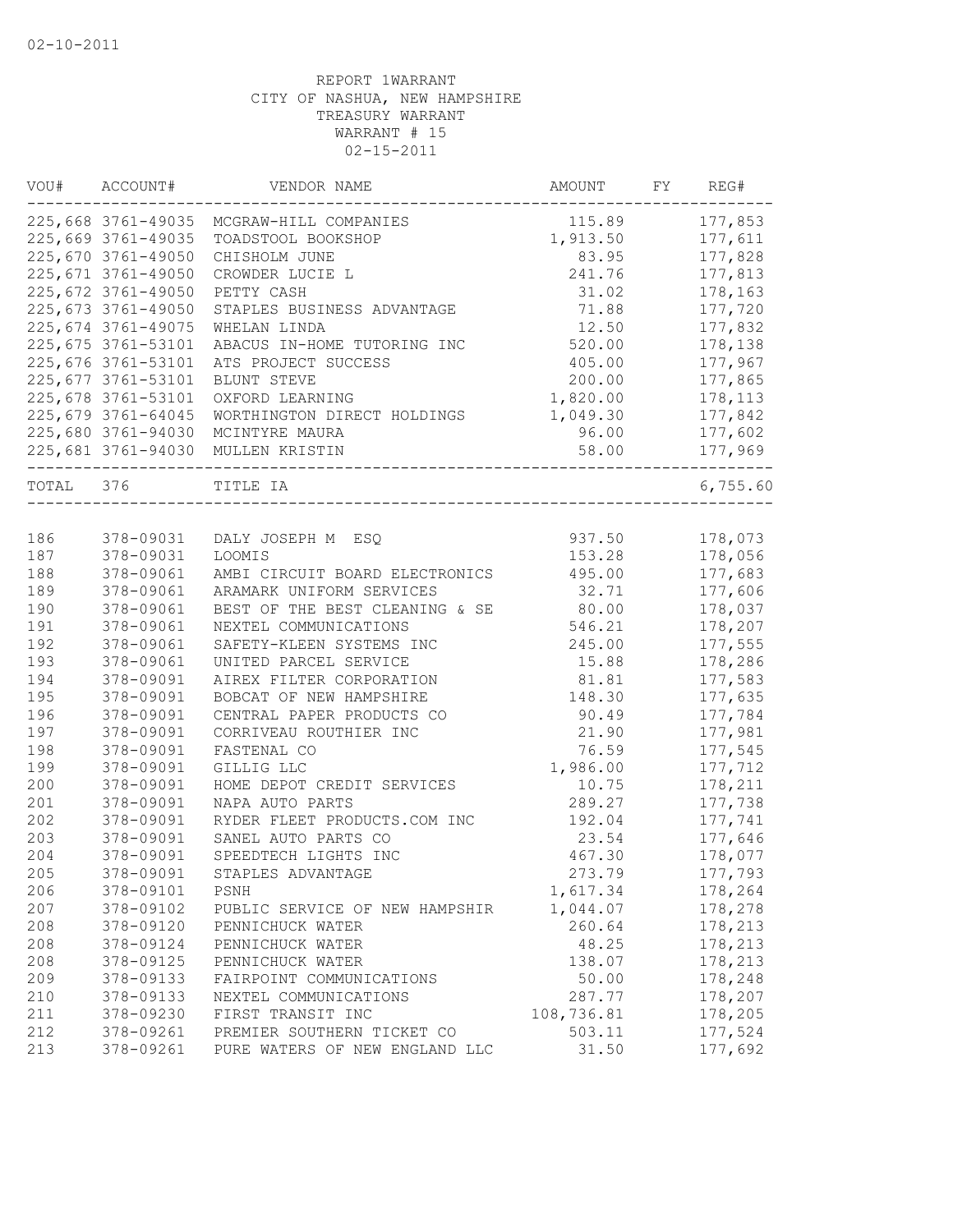02-10-2011

REPORT 1WARRANT
CITY OF NASHUA, NEW HAMPSHIRE
TREASURY WARRANT
WARRANT # 15
02-15-2011

| VOU# | ACCOUNT# | VENDOR NAME | AMOUNT | FY | REG# |
|---|---|---|---|---|---|
| 225,668 | 3761-49035 | MCGRAW-HILL COMPANIES | 115.89 | | 177,853 |
| 225,669 | 3761-49035 | TOADSTOOL BOOKSHOP | 1,913.50 | | 177,611 |
| 225,670 | 3761-49050 | CHISHOLM JUNE | 83.95 | | 177,828 |
| 225,671 | 3761-49050 | CROWDER LUCIE L | 241.76 | | 177,813 |
| 225,672 | 3761-49050 | PETTY CASH | 31.02 | | 178,163 |
| 225,673 | 3761-49050 | STAPLES BUSINESS ADVANTAGE | 71.88 | | 177,720 |
| 225,674 | 3761-49075 | WHELAN LINDA | 12.50 | | 177,832 |
| 225,675 | 3761-53101 | ABACUS IN-HOME TUTORING INC | 520.00 | | 178,138 |
| 225,676 | 3761-53101 | ATS PROJECT SUCCESS | 405.00 | | 177,967 |
| 225,677 | 3761-53101 | BLUNT STEVE | 200.00 | | 177,865 |
| 225,678 | 3761-53101 | OXFORD LEARNING | 1,820.00 | | 178,113 |
| 225,679 | 3761-64045 | WORTHINGTON DIRECT HOLDINGS | 1,049.30 | | 177,842 |
| 225,680 | 3761-94030 | MCINTYRE MAURA | 96.00 | | 177,602 |
| 225,681 | 3761-94030 | MULLEN KRISTIN | 58.00 | | 177,969 |
| TOTAL | 376 | TITLE IA | | | 6,755.60 |

| VOU# | ACCOUNT# | VENDOR NAME | AMOUNT | FY | REG# |
|---|---|---|---|---|---|
| 186 | 378-09031 | DALY JOSEPH M ESQ | 937.50 | | 178,073 |
| 187 | 378-09031 | LOOMIS | 153.28 | | 178,056 |
| 188 | 378-09061 | AMBI CIRCUIT BOARD ELECTRONICS | 495.00 | | 177,683 |
| 189 | 378-09061 | ARAMARK UNIFORM SERVICES | 32.71 | | 177,606 |
| 190 | 378-09061 | BEST OF THE BEST CLEANING & SE | 80.00 | | 178,037 |
| 191 | 378-09061 | NEXTEL COMMUNICATIONS | 546.21 | | 178,207 |
| 192 | 378-09061 | SAFETY-KLEEN SYSTEMS INC | 245.00 | | 177,555 |
| 193 | 378-09061 | UNITED PARCEL SERVICE | 15.88 | | 178,286 |
| 194 | 378-09091 | AIREX FILTER CORPORATION | 81.81 | | 177,583 |
| 195 | 378-09091 | BOBCAT OF NEW HAMPSHIRE | 148.30 | | 177,635 |
| 196 | 378-09091 | CENTRAL PAPER PRODUCTS CO | 90.49 | | 177,784 |
| 197 | 378-09091 | CORRIVEAU ROUTHIER INC | 21.90 | | 177,981 |
| 198 | 378-09091 | FASTENAL CO | 76.59 | | 177,545 |
| 199 | 378-09091 | GILLIG LLC | 1,986.00 | | 177,712 |
| 200 | 378-09091 | HOME DEPOT CREDIT SERVICES | 10.75 | | 178,211 |
| 201 | 378-09091 | NAPA AUTO PARTS | 289.27 | | 177,738 |
| 202 | 378-09091 | RYDER FLEET PRODUCTS.COM INC | 192.04 | | 177,741 |
| 203 | 378-09091 | SANEL AUTO PARTS CO | 23.54 | | 177,646 |
| 204 | 378-09091 | SPEEDTECH LIGHTS INC | 467.30 | | 178,077 |
| 205 | 378-09091 | STAPLES ADVANTAGE | 273.79 | | 177,793 |
| 206 | 378-09101 | PSNH | 1,617.34 | | 178,264 |
| 207 | 378-09102 | PUBLIC SERVICE OF NEW HAMPSHIR | 1,044.07 | | 178,278 |
| 208 | 378-09120 | PENNICHUCK WATER | 260.64 | | 178,213 |
| 208 | 378-09124 | PENNICHUCK WATER | 48.25 | | 178,213 |
| 208 | 378-09125 | PENNICHUCK WATER | 138.07 | | 178,213 |
| 209 | 378-09133 | FAIRPOINT COMMUNICATIONS | 50.00 | | 178,248 |
| 210 | 378-09133 | NEXTEL COMMUNICATIONS | 287.77 | | 178,207 |
| 211 | 378-09230 | FIRST TRANSIT INC | 108,736.81 | | 178,205 |
| 212 | 378-09261 | PREMIER SOUTHERN TICKET CO | 503.11 | | 177,524 |
| 213 | 378-09261 | PURE WATERS OF NEW ENGLAND LLC | 31.50 | | 177,692 |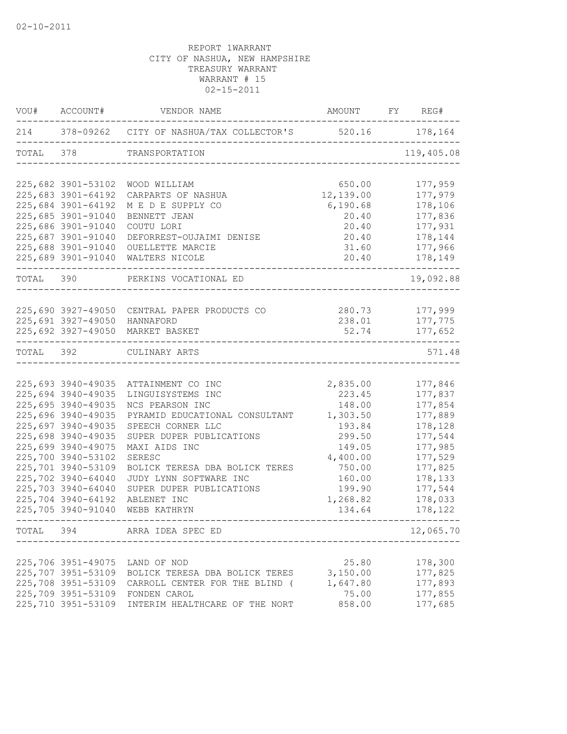02-10-2011

REPORT 1WARRANT
CITY OF NASHUA, NEW HAMPSHIRE
TREASURY WARRANT
WARRANT # 15
02-15-2011

| VOU# | ACCOUNT# | VENDOR NAME | AMOUNT | FY | REG# |
|---|---|---|---|---|---|
| 214 | 378-09262 | CITY OF NASHUA/TAX COLLECTOR'S | 520.16 | | 178,164 |
| TOTAL | 378 | TRANSPORTATION | | | 119,405.08 |
| 225,682 | 3901-53102 | WOOD WILLIAM | 650.00 | | 177,959 |
| 225,683 | 3901-64192 | CARPARTS OF NASHUA | 12,139.00 | | 177,979 |
| 225,684 | 3901-64192 | M E D E SUPPLY CO | 6,190.68 | | 178,106 |
| 225,685 | 3901-91040 | BENNETT JEAN | 20.40 | | 177,836 |
| 225,686 | 3901-91040 | COUTU LORI | 20.40 | | 177,931 |
| 225,687 | 3901-91040 | DEFORREST-OUJAIMI DENISE | 20.40 | | 178,144 |
| 225,688 | 3901-91040 | OUELLETTE MARCIE | 31.60 | | 177,966 |
| 225,689 | 3901-91040 | WALTERS NICOLE | 20.40 | | 178,149 |
| TOTAL | 390 | PERKINS VOCATIONAL ED | | | 19,092.88 |
| 225,690 | 3927-49050 | CENTRAL PAPER PRODUCTS CO | 280.73 | | 177,999 |
| 225,691 | 3927-49050 | HANNAFORD | 238.01 | | 177,775 |
| 225,692 | 3927-49050 | MARKET BASKET | 52.74 | | 177,652 |
| TOTAL | 392 | CULINARY ARTS | | | 571.48 |
| 225,693 | 3940-49035 | ATTAINMENT CO INC | 2,835.00 | | 177,846 |
| 225,694 | 3940-49035 | LINGUISYSTEMS INC | 223.45 | | 177,837 |
| 225,695 | 3940-49035 | NCS PEARSON INC | 148.00 | | 177,854 |
| 225,696 | 3940-49035 | PYRAMID EDUCATIONAL CONSULTANT | 1,303.50 | | 177,889 |
| 225,697 | 3940-49035 | SPEECH CORNER LLC | 193.84 | | 178,128 |
| 225,698 | 3940-49035 | SUPER DUPER PUBLICATIONS | 299.50 | | 177,544 |
| 225,699 | 3940-49075 | MAXI AIDS INC | 149.05 | | 177,985 |
| 225,700 | 3940-53102 | SERESC | 4,400.00 | | 177,529 |
| 225,701 | 3940-53109 | BOLICK TERESA DBA BOLICK TERES | 750.00 | | 177,825 |
| 225,702 | 3940-64040 | JUDY LYNN SOFTWARE INC | 160.00 | | 178,133 |
| 225,703 | 3940-64040 | SUPER DUPER PUBLICATIONS | 199.90 | | 177,544 |
| 225,704 | 3940-64192 | ABLENET INC | 1,268.82 | | 178,033 |
| 225,705 | 3940-91040 | WEBB KATHRYN | 134.64 | | 178,122 |
| TOTAL | 394 | ARRA IDEA SPEC ED | | | 12,065.70 |
| 225,706 | 3951-49075 | LAND OF NOD | 25.80 | | 178,300 |
| 225,707 | 3951-53109 | BOLICK TERESA DBA BOLICK TERES | 3,150.00 | | 177,825 |
| 225,708 | 3951-53109 | CARROLL CENTER FOR THE BLIND ( | 1,647.80 | | 177,893 |
| 225,709 | 3951-53109 | FONDEN CAROL | 75.00 | | 177,855 |
| 225,710 | 3951-53109 | INTERIM HEALTHCARE OF THE NORT | 858.00 | | 177,685 |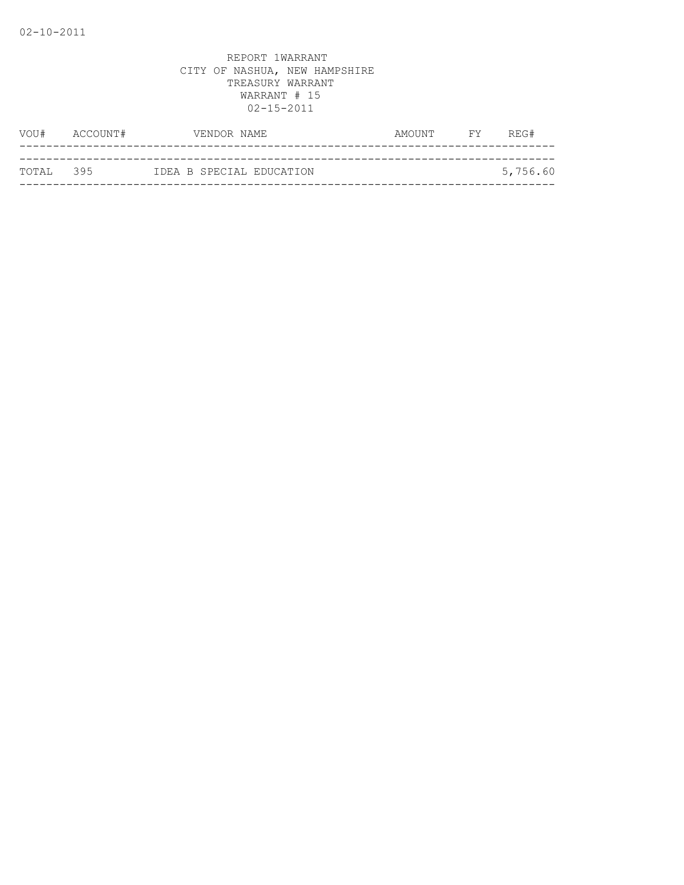REPORT 1WARRANT
CITY OF NASHUA, NEW HAMPSHIRE
TREASURY WARRANT
WARRANT # 15
02-15-2011

| VOU# | ACCOUNT# | VENDOR NAME | AMOUNT | FY | REG# |
|---|---|---|---|---|---|
| TOTAL | 395 | IDEA B SPECIAL EDUCATION | | | 5,756.60 |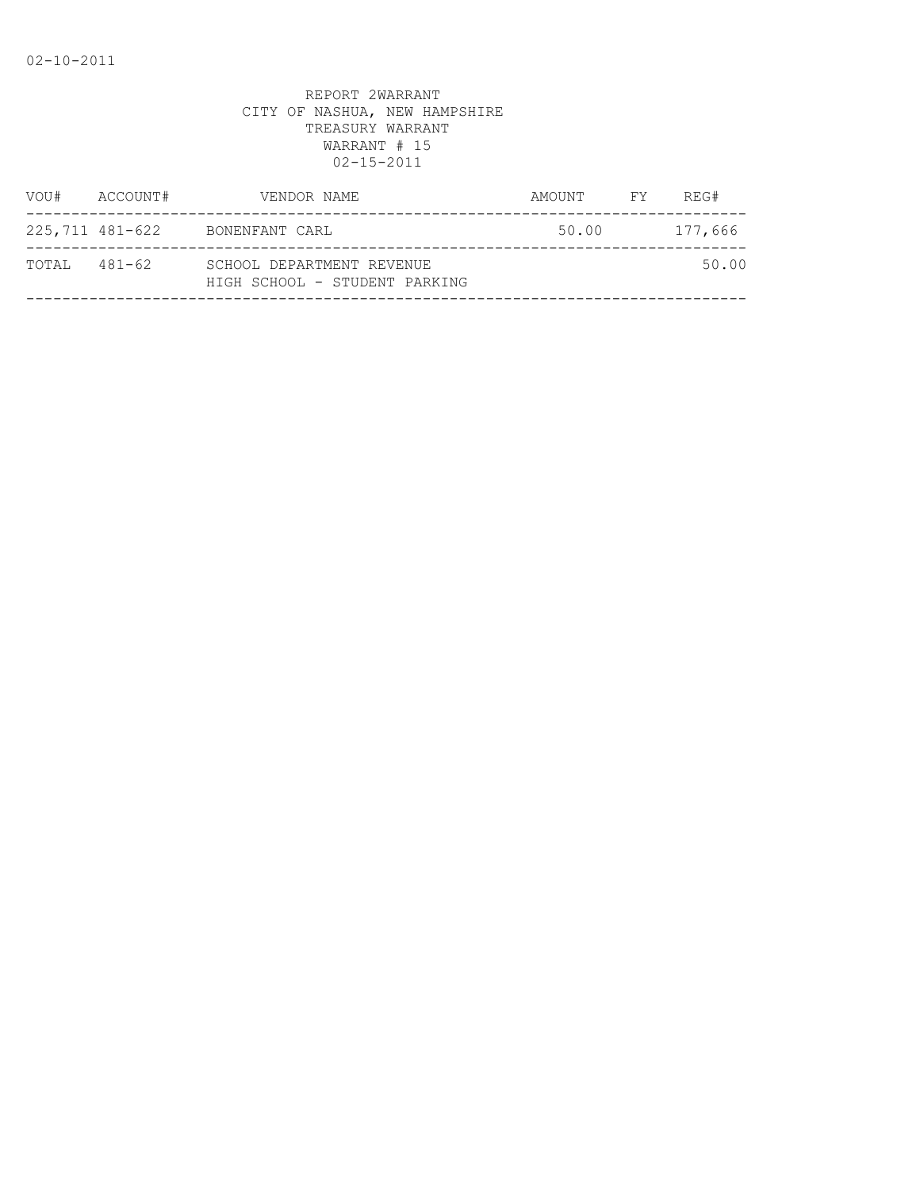02-10-2011

REPORT 2WARRANT
CITY OF NASHUA, NEW HAMPSHIRE
TREASURY WARRANT
WARRANT # 15
02-15-2011

| VOU# | ACCOUNT# | VENDOR NAME | AMOUNT | FY | REG# |
|---|---|---|---|---|---|
| 225,711 | 481-622 | BONENFANT CARL | 50.00 | | 177,666 |
| TOTAL | 481-62 | SCHOOL DEPARTMENT REVENUE<br>HIGH SCHOOL - STUDENT PARKING | | | 50.00 |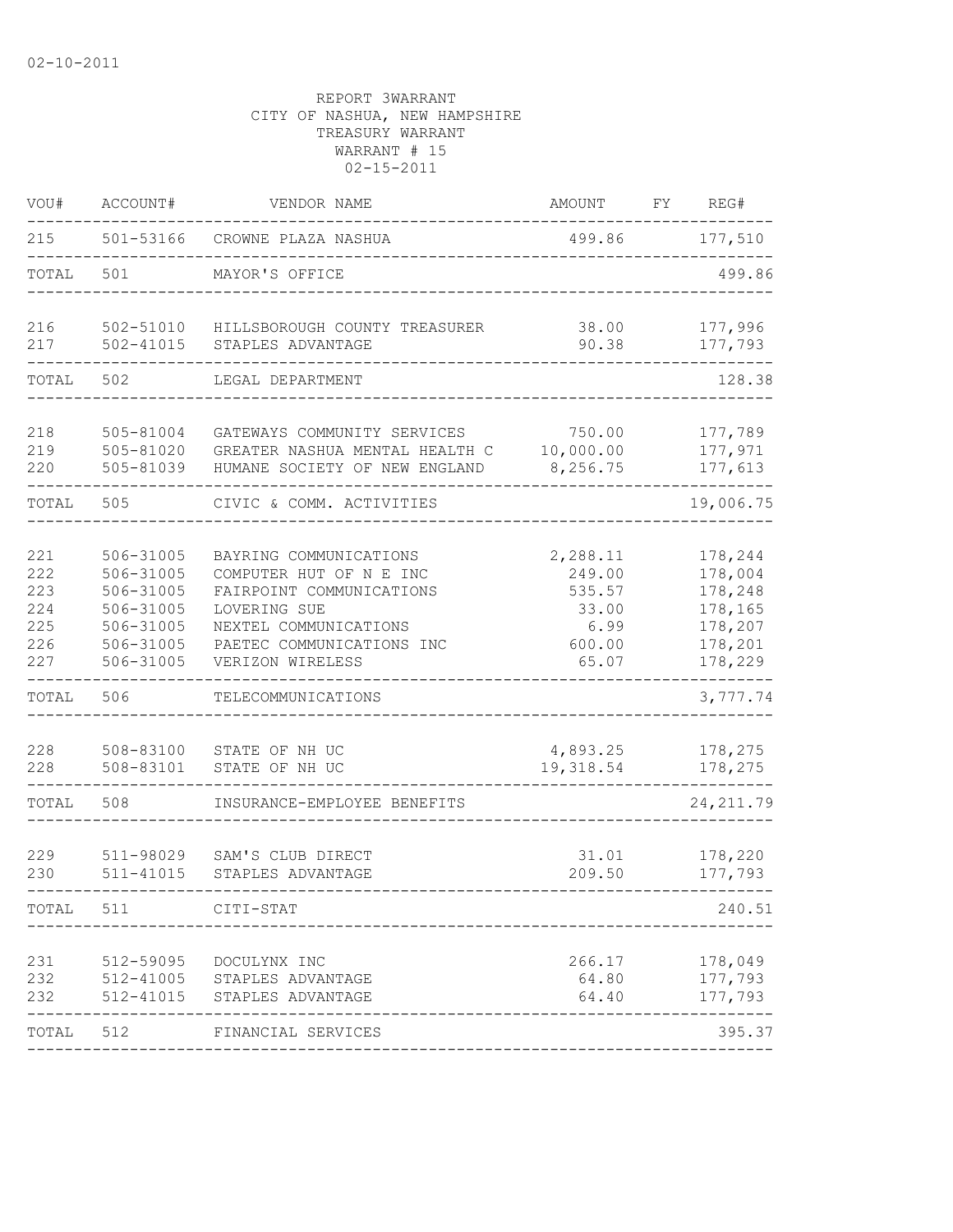02-10-2011

REPORT 3WARRANT
CITY OF NASHUA, NEW HAMPSHIRE
TREASURY WARRANT
WARRANT # 15
02-15-2011

| VOU# | ACCOUNT# | VENDOR NAME | AMOUNT | FY | REG# |
|---|---|---|---|---|---|
| 215 | 501-53166 | CROWNE PLAZA NASHUA | 499.86 | | 177,510 |
| TOTAL | 501 | MAYOR'S OFFICE | | | 499.86 |
| 216 | 502-51010 | HILLSBOROUGH COUNTY TREASURER | 38.00 | | 177,996 |
| 217 | 502-41015 | STAPLES ADVANTAGE | 90.38 | | 177,793 |
| TOTAL | 502 | LEGAL DEPARTMENT | | | 128.38 |
| 218 | 505-81004 | GATEWAYS COMMUNITY SERVICES | 750.00 | | 177,789 |
| 219 | 505-81020 | GREATER NASHUA MENTAL HEALTH C | 10,000.00 | | 177,971 |
| 220 | 505-81039 | HUMANE SOCIETY OF NEW ENGLAND | 8,256.75 | | 177,613 |
| TOTAL | 505 | CIVIC & COMM. ACTIVITIES | | | 19,006.75 |
| 221 | 506-31005 | BAYRING COMMUNICATIONS | 2,288.11 | | 178,244 |
| 222 | 506-31005 | COMPUTER HUT OF N E INC | 249.00 | | 178,004 |
| 223 | 506-31005 | FAIRPOINT COMMUNICATIONS | 535.57 | | 178,248 |
| 224 | 506-31005 | LOVERING SUE | 33.00 | | 178,165 |
| 225 | 506-31005 | NEXTEL COMMUNICATIONS | 6.99 | | 178,207 |
| 226 | 506-31005 | PAETEC COMMUNICATIONS INC | 600.00 | | 178,201 |
| 227 | 506-31005 | VERIZON WIRELESS | 65.07 | | 178,229 |
| TOTAL | 506 | TELECOMMUNICATIONS | | | 3,777.74 |
| 228 | 508-83100 | STATE OF NH UC | 4,893.25 | | 178,275 |
| 228 | 508-83101 | STATE OF NH UC | 19,318.54 | | 178,275 |
| TOTAL | 508 | INSURANCE-EMPLOYEE BENEFITS | | | 24,211.79 |
| 229 | 511-98029 | SAM'S CLUB DIRECT | 31.01 | | 178,220 |
| 230 | 511-41015 | STAPLES ADVANTAGE | 209.50 | | 177,793 |
| TOTAL | 511 | CITI-STAT | | | 240.51 |
| 231 | 512-59095 | DOCULYNX INC | 266.17 | | 178,049 |
| 232 | 512-41005 | STAPLES ADVANTAGE | 64.80 | | 177,793 |
| 232 | 512-41015 | STAPLES ADVANTAGE | 64.40 | | 177,793 |
| TOTAL | 512 | FINANCIAL SERVICES | | | 395.37 |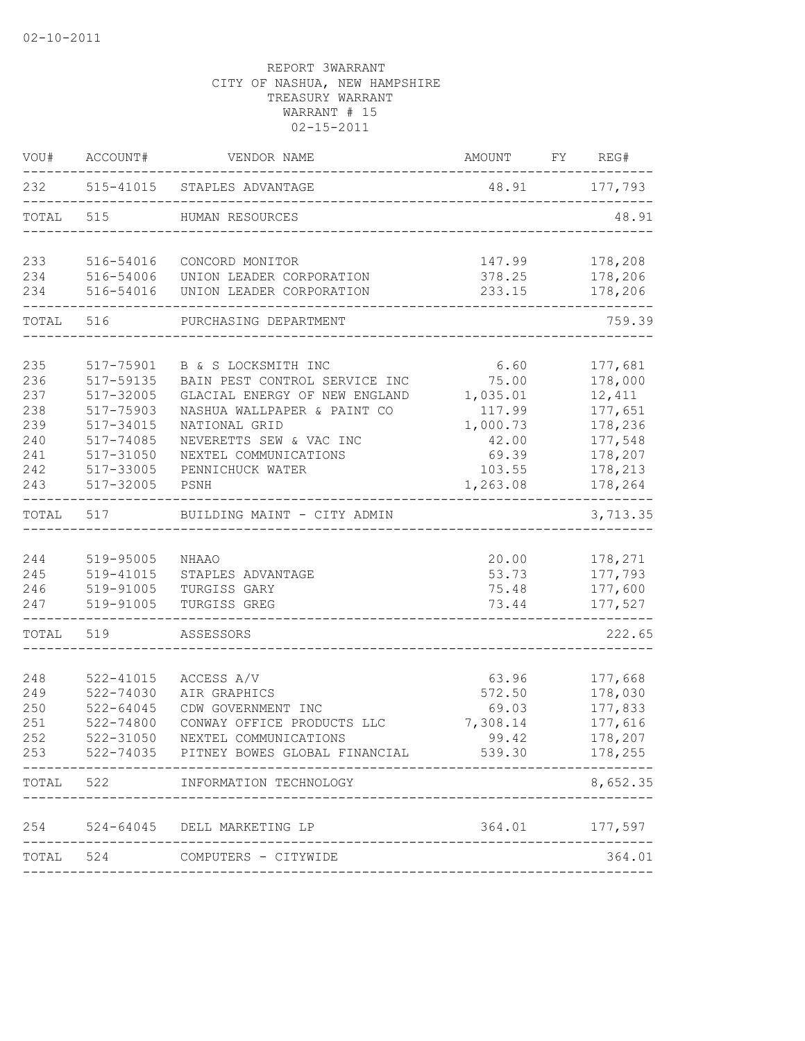02-10-2011

REPORT 3WARRANT
CITY OF NASHUA, NEW HAMPSHIRE
TREASURY WARRANT
WARRANT # 15
02-15-2011

| VOU# | ACCOUNT# | VENDOR NAME | AMOUNT | FY | REG# |
|---|---|---|---|---|---|
| 232 | 515-41015 | STAPLES ADVANTAGE | 48.91 | | 177,793 |
| TOTAL | 515 | HUMAN RESOURCES | | | 48.91 |
| 233 | 516-54016 | CONCORD MONITOR | 147.99 | | 178,208 |
| 234 | 516-54006 | UNION LEADER CORPORATION | 378.25 | | 178,206 |
| 234 | 516-54016 | UNION LEADER CORPORATION | 233.15 | | 178,206 |
| TOTAL | 516 | PURCHASING DEPARTMENT | | | 759.39 |
| 235 | 517-75901 | B & S LOCKSMITH INC | 6.60 | | 177,681 |
| 236 | 517-59135 | BAIN PEST CONTROL SERVICE INC | 75.00 | | 178,000 |
| 237 | 517-32005 | GLACIAL ENERGY OF NEW ENGLAND | 1,035.01 | | 12,411 |
| 238 | 517-75903 | NASHUA WALLPAPER & PAINT CO | 117.99 | | 177,651 |
| 239 | 517-34015 | NATIONAL GRID | 1,000.73 | | 178,236 |
| 240 | 517-74085 | NEVERETTS SEW & VAC INC | 42.00 | | 177,548 |
| 241 | 517-31050 | NEXTEL COMMUNICATIONS | 69.39 | | 178,207 |
| 242 | 517-33005 | PENNICHUCK WATER | 103.55 | | 178,213 |
| 243 | 517-32005 | PSNH | 1,263.08 | | 178,264 |
| TOTAL | 517 | BUILDING MAINT - CITY ADMIN | | | 3,713.35 |
| 244 | 519-95005 | NHAAO | 20.00 | | 178,271 |
| 245 | 519-41015 | STAPLES ADVANTAGE | 53.73 | | 177,793 |
| 246 | 519-91005 | TURGISS GARY | 75.48 | | 177,600 |
| 247 | 519-91005 | TURGISS GREG | 73.44 | | 177,527 |
| TOTAL | 519 | ASSESSORS | | | 222.65 |
| 248 | 522-41015 | ACCESS A/V | 63.96 | | 177,668 |
| 249 | 522-74030 | AIR GRAPHICS | 572.50 | | 178,030 |
| 250 | 522-64045 | CDW GOVERNMENT INC | 69.03 | | 177,833 |
| 251 | 522-74800 | CONWAY OFFICE PRODUCTS LLC | 7,308.14 | | 177,616 |
| 252 | 522-31050 | NEXTEL COMMUNICATIONS | 99.42 | | 178,207 |
| 253 | 522-74035 | PITNEY BOWES GLOBAL FINANCIAL | 539.30 | | 178,255 |
| TOTAL | 522 | INFORMATION TECHNOLOGY | | | 8,652.35 |
| 254 | 524-64045 | DELL MARKETING LP | 364.01 | | 177,597 |
| TOTAL | 524 | COMPUTERS - CITYWIDE | | | 364.01 |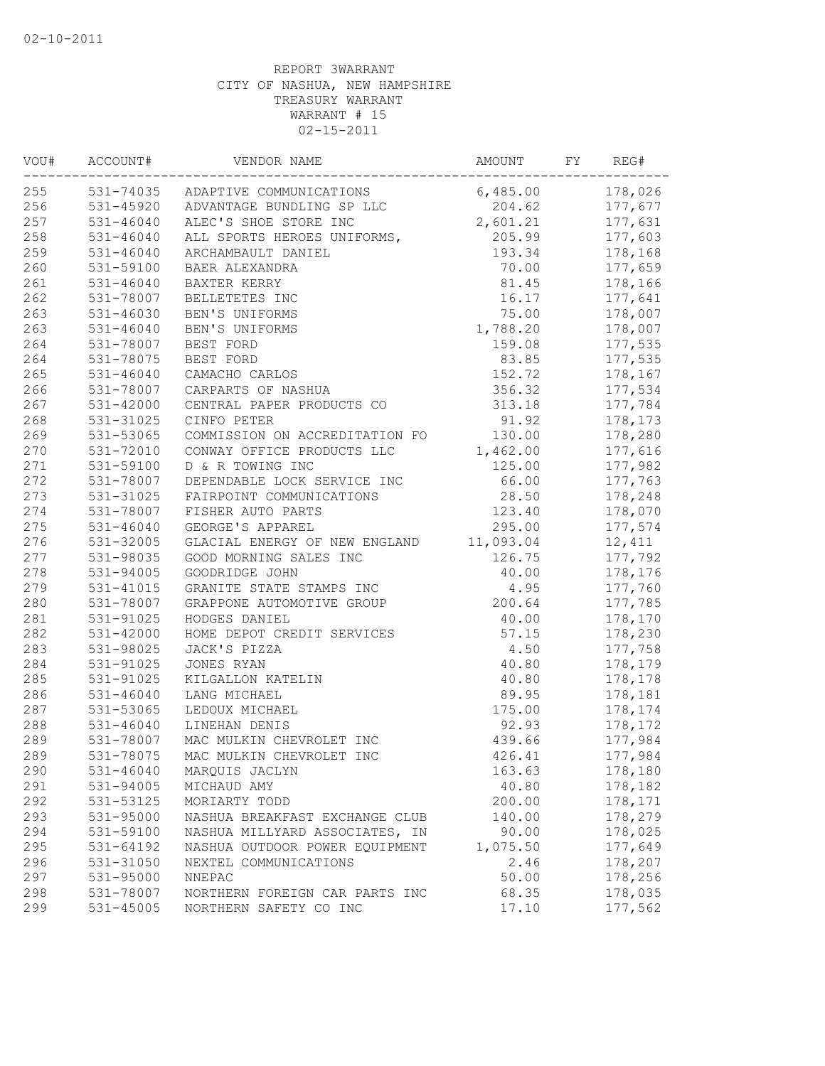02-10-2011

REPORT 3WARRANT
CITY OF NASHUA, NEW HAMPSHIRE
TREASURY WARRANT
WARRANT # 15
02-15-2011

| VOU# | ACCOUNT# | VENDOR NAME | AMOUNT | FY | REG# |
|---|---|---|---|---|---|
| 255 | 531-74035 | ADAPTIVE COMMUNICATIONS | 6,485.00 | | 178,026 |
| 256 | 531-45920 | ADVANTAGE BUNDLING SP LLC | 204.62 | | 177,677 |
| 257 | 531-46040 | ALEC'S SHOE STORE INC | 2,601.21 | | 177,631 |
| 258 | 531-46040 | ALL SPORTS HEROES UNIFORMS, | 205.99 | | 177,603 |
| 259 | 531-46040 | ARCHAMBAULT DANIEL | 193.34 | | 178,168 |
| 260 | 531-59100 | BAER ALEXANDRA | 70.00 | | 177,659 |
| 261 | 531-46040 | BAXTER KERRY | 81.45 | | 178,166 |
| 262 | 531-78007 | BELLETETES INC | 16.17 | | 177,641 |
| 263 | 531-46030 | BEN'S UNIFORMS | 75.00 | | 178,007 |
| 263 | 531-46040 | BEN'S UNIFORMS | 1,788.20 | | 178,007 |
| 264 | 531-78007 | BEST FORD | 159.08 | | 177,535 |
| 264 | 531-78075 | BEST FORD | 83.85 | | 177,535 |
| 265 | 531-46040 | CAMACHO CARLOS | 152.72 | | 178,167 |
| 266 | 531-78007 | CARPARTS OF NASHUA | 356.32 | | 177,534 |
| 267 | 531-42000 | CENTRAL PAPER PRODUCTS CO | 313.18 | | 177,784 |
| 268 | 531-31025 | CINFO PETER | 91.92 | | 178,173 |
| 269 | 531-53065 | COMMISSION ON ACCREDITATION FO | 130.00 | | 178,280 |
| 270 | 531-72010 | CONWAY OFFICE PRODUCTS LLC | 1,462.00 | | 177,616 |
| 271 | 531-59100 | D & R TOWING INC | 125.00 | | 177,982 |
| 272 | 531-78007 | DEPENDABLE LOCK SERVICE INC | 66.00 | | 177,763 |
| 273 | 531-31025 | FAIRPOINT COMMUNICATIONS | 28.50 | | 178,248 |
| 274 | 531-78007 | FISHER AUTO PARTS | 123.40 | | 178,070 |
| 275 | 531-46040 | GEORGE'S APPAREL | 295.00 | | 177,574 |
| 276 | 531-32005 | GLACIAL ENERGY OF NEW ENGLAND | 11,093.04 | | 12,411 |
| 277 | 531-98035 | GOOD MORNING SALES INC | 126.75 | | 177,792 |
| 278 | 531-94005 | GOODRIDGE JOHN | 40.00 | | 178,176 |
| 279 | 531-41015 | GRANITE STATE STAMPS INC | 4.95 | | 177,760 |
| 280 | 531-78007 | GRAPPONE AUTOMOTIVE GROUP | 200.64 | | 177,785 |
| 281 | 531-91025 | HODGES DANIEL | 40.00 | | 178,170 |
| 282 | 531-42000 | HOME DEPOT CREDIT SERVICES | 57.15 | | 178,230 |
| 283 | 531-98025 | JACK'S PIZZA | 4.50 | | 177,758 |
| 284 | 531-91025 | JONES RYAN | 40.80 | | 178,179 |
| 285 | 531-91025 | KILGALLON KATELIN | 40.80 | | 178,178 |
| 286 | 531-46040 | LANG MICHAEL | 89.95 | | 178,181 |
| 287 | 531-53065 | LEDOUX MICHAEL | 175.00 | | 178,174 |
| 288 | 531-46040 | LINEHAN DENIS | 92.93 | | 178,172 |
| 289 | 531-78007 | MAC MULKIN CHEVROLET INC | 439.66 | | 177,984 |
| 289 | 531-78075 | MAC MULKIN CHEVROLET INC | 426.41 | | 177,984 |
| 290 | 531-46040 | MARQUIS JACLYN | 163.63 | | 178,180 |
| 291 | 531-94005 | MICHAUD AMY | 40.80 | | 178,182 |
| 292 | 531-53125 | MORIARTY TODD | 200.00 | | 178,171 |
| 293 | 531-95000 | NASHUA BREAKFAST EXCHANGE CLUB | 140.00 | | 178,279 |
| 294 | 531-59100 | NASHUA MILLYARD ASSOCIATES, IN | 90.00 | | 178,025 |
| 295 | 531-64192 | NASHUA OUTDOOR POWER EQUIPMENT | 1,075.50 | | 177,649 |
| 296 | 531-31050 | NEXTEL COMMUNICATIONS | 2.46 | | 178,207 |
| 297 | 531-95000 | NNEPAC | 50.00 | | 178,256 |
| 298 | 531-78007 | NORTHERN FOREIGN CAR PARTS INC | 68.35 | | 178,035 |
| 299 | 531-45005 | NORTHERN SAFETY CO INC | 17.10 | | 177,562 |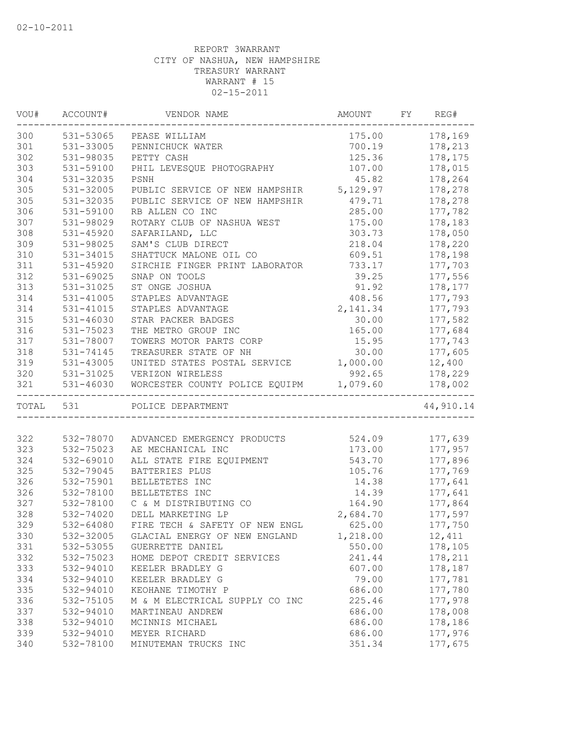02-10-2011

REPORT 3WARRANT
CITY OF NASHUA, NEW HAMPSHIRE
TREASURY WARRANT
WARRANT # 15
02-15-2011

| VOU# | ACCOUNT# | VENDOR NAME | AMOUNT | FY | REG# |
|---|---|---|---|---|---|
| 300 | 531-53065 | PEASE WILLIAM | 175.00 | | 178,169 |
| 301 | 531-33005 | PENNICHUCK WATER | 700.19 | | 178,213 |
| 302 | 531-98035 | PETTY CASH | 125.36 | | 178,175 |
| 303 | 531-59100 | PHIL LEVESQUE PHOTOGRAPHY | 107.00 | | 178,015 |
| 304 | 531-32035 | PSNH | 45.82 | | 178,264 |
| 305 | 531-32005 | PUBLIC SERVICE OF NEW HAMPSHIR | 5,129.97 | | 178,278 |
| 305 | 531-32035 | PUBLIC SERVICE OF NEW HAMPSHIR | 479.71 | | 178,278 |
| 306 | 531-59100 | RB ALLEN CO INC | 285.00 | | 177,782 |
| 307 | 531-98029 | ROTARY CLUB OF NASHUA WEST | 175.00 | | 178,183 |
| 308 | 531-45920 | SAFARILAND, LLC | 303.73 | | 178,050 |
| 309 | 531-98025 | SAM'S CLUB DIRECT | 218.04 | | 178,220 |
| 310 | 531-34015 | SHATTUCK MALONE OIL CO | 609.51 | | 178,198 |
| 311 | 531-45920 | SIRCHIE FINGER PRINT LABORATOR | 733.17 | | 177,703 |
| 312 | 531-69025 | SNAP ON TOOLS | 39.25 | | 177,556 |
| 313 | 531-31025 | ST ONGE JOSHUA | 91.92 | | 178,177 |
| 314 | 531-41005 | STAPLES ADVANTAGE | 408.56 | | 177,793 |
| 314 | 531-41015 | STAPLES ADVANTAGE | 2,141.34 | | 177,793 |
| 315 | 531-46030 | STAR PACKER BADGES | 30.00 | | 177,582 |
| 316 | 531-75023 | THE METRO GROUP INC | 165.00 | | 177,684 |
| 317 | 531-78007 | TOWERS MOTOR PARTS CORP | 15.95 | | 177,743 |
| 318 | 531-74145 | TREASURER STATE OF NH | 30.00 | | 177,605 |
| 319 | 531-43005 | UNITED STATES POSTAL SERVICE | 1,000.00 | | 12,400 |
| 320 | 531-31025 | VERIZON WIRELESS | 992.65 | | 178,229 |
| 321 | 531-46030 | WORCESTER COUNTY POLICE EQUIPM | 1,079.60 | | 178,002 |
| TOTAL | 531 | POLICE DEPARTMENT | | | 44,910.14 |
| 322 | 532-78070 | ADVANCED EMERGENCY PRODUCTS | 524.09 | | 177,639 |
| 323 | 532-75023 | AE MECHANICAL INC | 173.00 | | 177,957 |
| 324 | 532-69010 | ALL STATE FIRE EQUIPMENT | 543.70 | | 177,896 |
| 325 | 532-79045 | BATTERIES PLUS | 105.76 | | 177,769 |
| 326 | 532-75901 | BELLETETES INC | 14.38 | | 177,641 |
| 326 | 532-78100 | BELLETETES INC | 14.39 | | 177,641 |
| 327 | 532-78100 | C & M DISTRIBUTING CO | 164.90 | | 177,864 |
| 328 | 532-74020 | DELL MARKETING LP | 2,684.70 | | 177,597 |
| 329 | 532-64080 | FIRE TECH & SAFETY OF NEW ENGL | 625.00 | | 177,750 |
| 330 | 532-32005 | GLACIAL ENERGY OF NEW ENGLAND | 1,218.00 | | 12,411 |
| 331 | 532-53055 | GUERRETTE DANIEL | 550.00 | | 178,105 |
| 332 | 532-75023 | HOME DEPOT CREDIT SERVICES | 241.44 | | 178,211 |
| 333 | 532-94010 | KEELER BRADLEY G | 607.00 | | 178,187 |
| 334 | 532-94010 | KEELER BRADLEY G | 79.00 | | 177,781 |
| 335 | 532-94010 | KEOHANE TIMOTHY P | 686.00 | | 177,780 |
| 336 | 532-75105 | M & M ELECTRICAL SUPPLY CO INC | 225.46 | | 177,978 |
| 337 | 532-94010 | MARTINEAU ANDREW | 686.00 | | 178,008 |
| 338 | 532-94010 | MCINNIS MICHAEL | 686.00 | | 178,186 |
| 339 | 532-94010 | MEYER RICHARD | 686.00 | | 177,976 |
| 340 | 532-78100 | MINUTEMAN TRUCKS INC | 351.34 | | 177,675 |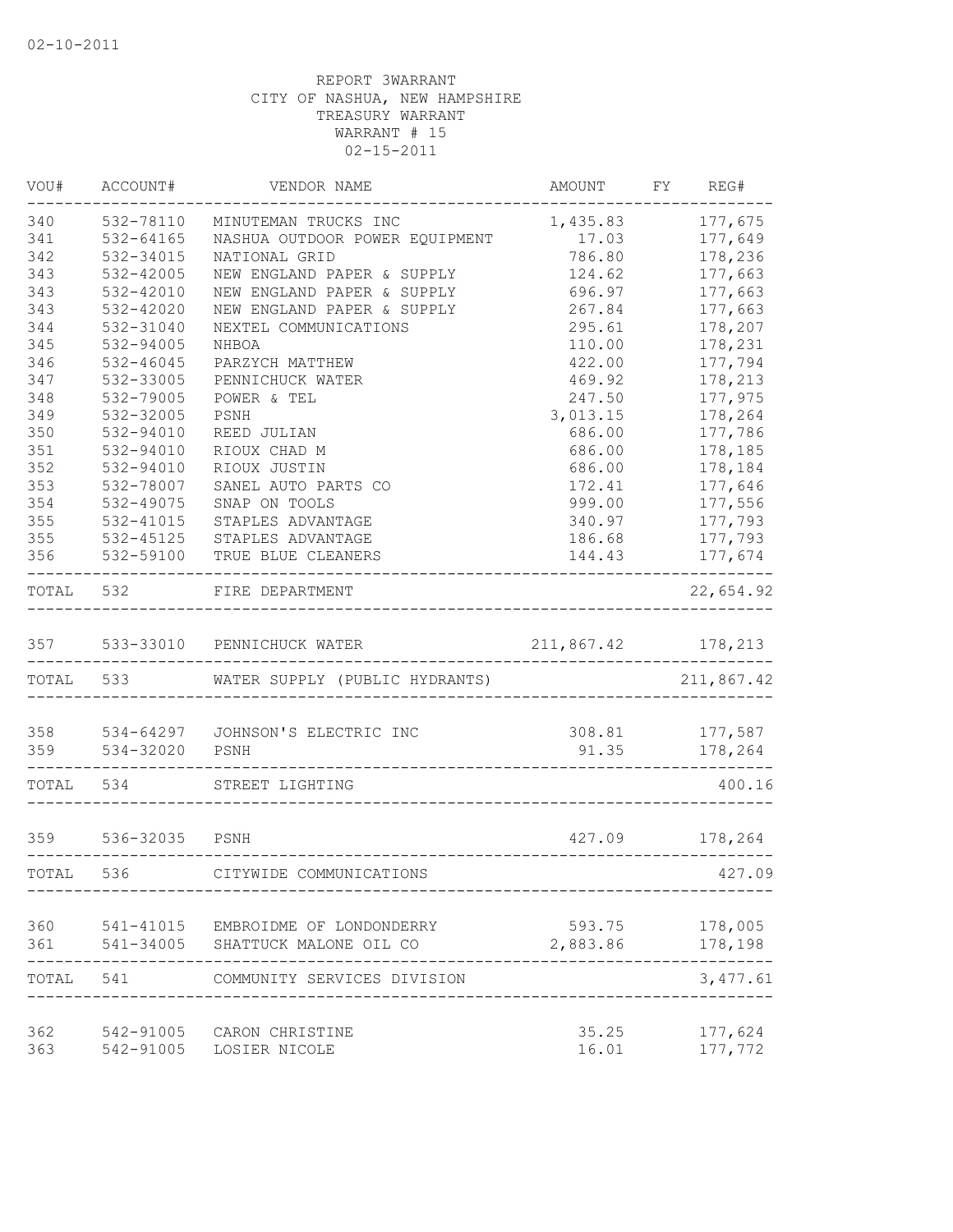02-10-2011

REPORT 3WARRANT
CITY OF NASHUA, NEW HAMPSHIRE
TREASURY WARRANT
WARRANT # 15
02-15-2011

| VOU# | ACCOUNT# | VENDOR NAME | AMOUNT | FY | REG# |
|---|---|---|---|---|---|
| 340 | 532-78110 | MINUTEMAN TRUCKS INC | 1,435.83 | | 177,675 |
| 341 | 532-64165 | NASHUA OUTDOOR POWER EQUIPMENT | 17.03 | | 177,649 |
| 342 | 532-34015 | NATIONAL GRID | 786.80 | | 178,236 |
| 343 | 532-42005 | NEW ENGLAND PAPER & SUPPLY | 124.62 | | 177,663 |
| 343 | 532-42010 | NEW ENGLAND PAPER & SUPPLY | 696.97 | | 177,663 |
| 343 | 532-42020 | NEW ENGLAND PAPER & SUPPLY | 267.84 | | 177,663 |
| 344 | 532-31040 | NEXTEL COMMUNICATIONS | 295.61 | | 178,207 |
| 345 | 532-94005 | NHBOA | 110.00 | | 178,231 |
| 346 | 532-46045 | PARZYCH MATTHEW | 422.00 | | 177,794 |
| 347 | 532-33005 | PENNICHUCK WATER | 469.92 | | 178,213 |
| 348 | 532-79005 | POWER & TEL | 247.50 | | 177,975 |
| 349 | 532-32005 | PSNH | 3,013.15 | | 178,264 |
| 350 | 532-94010 | REED JULIAN | 686.00 | | 177,786 |
| 351 | 532-94010 | RIOUX CHAD M | 686.00 | | 178,185 |
| 352 | 532-94010 | RIOUX JUSTIN | 686.00 | | 178,184 |
| 353 | 532-78007 | SANEL AUTO PARTS CO | 172.41 | | 177,646 |
| 354 | 532-49075 | SNAP ON TOOLS | 999.00 | | 177,556 |
| 355 | 532-41015 | STAPLES ADVANTAGE | 340.97 | | 177,793 |
| 355 | 532-45125 | STAPLES ADVANTAGE | 186.68 | | 177,793 |
| 356 | 532-59100 | TRUE BLUE CLEANERS | 144.43 | | 177,674 |
| TOTAL | 532 | FIRE DEPARTMENT | | | 22,654.92 |
| 357 | 533-33010 | PENNICHUCK WATER | 211,867.42 | | 178,213 |
| TOTAL | 533 | WATER SUPPLY (PUBLIC HYDRANTS) | | | 211,867.42 |
| 358 | 534-64297 | JOHNSON'S ELECTRIC INC | 308.81 | | 177,587 |
| 359 | 534-32020 | PSNH | 91.35 | | 178,264 |
| TOTAL | 534 | STREET LIGHTING | | | 400.16 |
| 359 | 536-32035 | PSNH | 427.09 | | 178,264 |
| TOTAL | 536 | CITYWIDE COMMUNICATIONS | | | 427.09 |
| 360 | 541-41015 | EMBROIDME OF LONDONDERRY | 593.75 | | 178,005 |
| 361 | 541-34005 | SHATTUCK MALONE OIL CO | 2,883.86 | | 178,198 |
| TOTAL | 541 | COMMUNITY SERVICES DIVISION | | | 3,477.61 |
| 362 | 542-91005 | CARON CHRISTINE | 35.25 | | 177,624 |
| 363 | 542-91005 | LOSIER NICOLE | 16.01 | | 177,772 |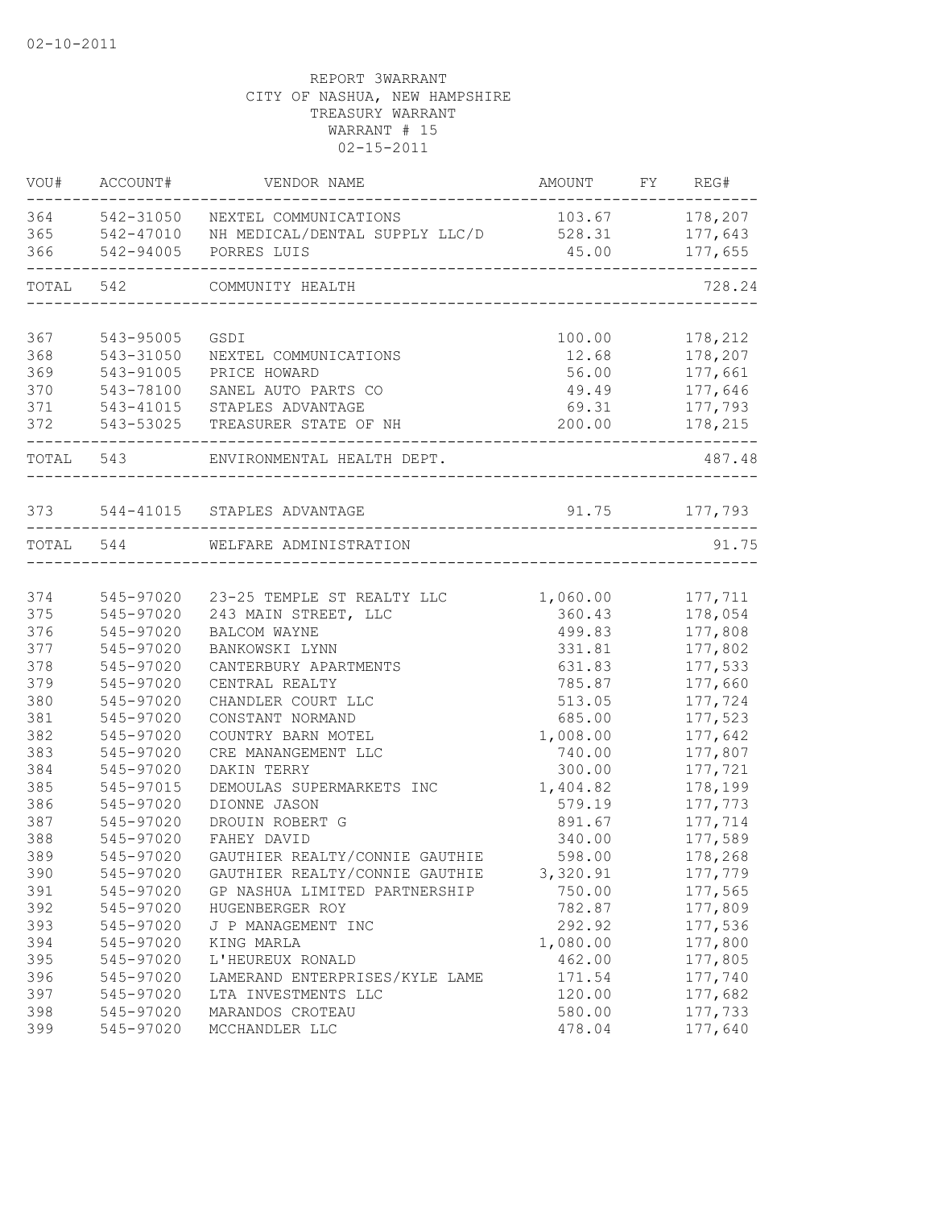02-10-2011

REPORT 3WARRANT
CITY OF NASHUA, NEW HAMPSHIRE
TREASURY WARRANT
WARRANT # 15
02-15-2011

| VOU# | ACCOUNT# | VENDOR NAME | AMOUNT | FY | REG# |
|---|---|---|---|---|---|
| 364 | 542-31050 | NEXTEL COMMUNICATIONS | 103.67 | | 178,207 |
| 365 | 542-47010 | NH MEDICAL/DENTAL SUPPLY LLC/D | 528.31 | | 177,643 |
| 366 | 542-94005 | PORRES LUIS | 45.00 | | 177,655 |
| TOTAL | 542 | COMMUNITY HEALTH | | | 728.24 |
| 367 | 543-95005 | GSDI | 100.00 | | 178,212 |
| 368 | 543-31050 | NEXTEL COMMUNICATIONS | 12.68 | | 178,207 |
| 369 | 543-91005 | PRICE HOWARD | 56.00 | | 177,661 |
| 370 | 543-78100 | SANEL AUTO PARTS CO | 49.49 | | 177,646 |
| 371 | 543-41015 | STAPLES ADVANTAGE | 69.31 | | 177,793 |
| 372 | 543-53025 | TREASURER STATE OF NH | 200.00 | | 178,215 |
| TOTAL | 543 | ENVIRONMENTAL HEALTH DEPT. | | | 487.48 |
| 373 | 544-41015 | STAPLES ADVANTAGE | 91.75 | | 177,793 |
| TOTAL | 544 | WELFARE ADMINISTRATION | | | 91.75 |
| 374 | 545-97020 | 23-25 TEMPLE ST REALTY LLC | 1,060.00 | | 177,711 |
| 375 | 545-97020 | 243 MAIN STREET, LLC | 360.43 | | 178,054 |
| 376 | 545-97020 | BALCOM WAYNE | 499.83 | | 177,808 |
| 377 | 545-97020 | BANKOWSKI LYNN | 331.81 | | 177,802 |
| 378 | 545-97020 | CANTERBURY APARTMENTS | 631.83 | | 177,533 |
| 379 | 545-97020 | CENTRAL REALTY | 785.87 | | 177,660 |
| 380 | 545-97020 | CHANDLER COURT LLC | 513.05 | | 177,724 |
| 381 | 545-97020 | CONSTANT NORMAND | 685.00 | | 177,523 |
| 382 | 545-97020 | COUNTRY BARN MOTEL | 1,008.00 | | 177,642 |
| 383 | 545-97020 | CRE MANANGEMENT LLC | 740.00 | | 177,807 |
| 384 | 545-97020 | DAKIN TERRY | 300.00 | | 177,721 |
| 385 | 545-97015 | DEMOULAS SUPERMARKETS INC | 1,404.82 | | 178,199 |
| 386 | 545-97020 | DIONNE JASON | 579.19 | | 177,773 |
| 387 | 545-97020 | DROUIN ROBERT G | 891.67 | | 177,714 |
| 388 | 545-97020 | FAHEY DAVID | 340.00 | | 177,589 |
| 389 | 545-97020 | GAUTHIER REALTY/CONNIE GAUTHIE | 598.00 | | 178,268 |
| 390 | 545-97020 | GAUTHIER REALTY/CONNIE GAUTHIE | 3,320.91 | | 177,779 |
| 391 | 545-97020 | GP NASHUA LIMITED PARTNERSHIP | 750.00 | | 177,565 |
| 392 | 545-97020 | HUGENBERGER ROY | 782.87 | | 177,809 |
| 393 | 545-97020 | J P MANAGEMENT INC | 292.92 | | 177,536 |
| 394 | 545-97020 | KING MARLA | 1,080.00 | | 177,800 |
| 395 | 545-97020 | L'HEUREUX RONALD | 462.00 | | 177,805 |
| 396 | 545-97020 | LAMERAND ENTERPRISES/KYLE LAME | 171.54 | | 177,740 |
| 397 | 545-97020 | LTA INVESTMENTS LLC | 120.00 | | 177,682 |
| 398 | 545-97020 | MARANDOS CROTEAU | 580.00 | | 177,733 |
| 399 | 545-97020 | MCCHANDLER LLC | 478.04 | | 177,640 |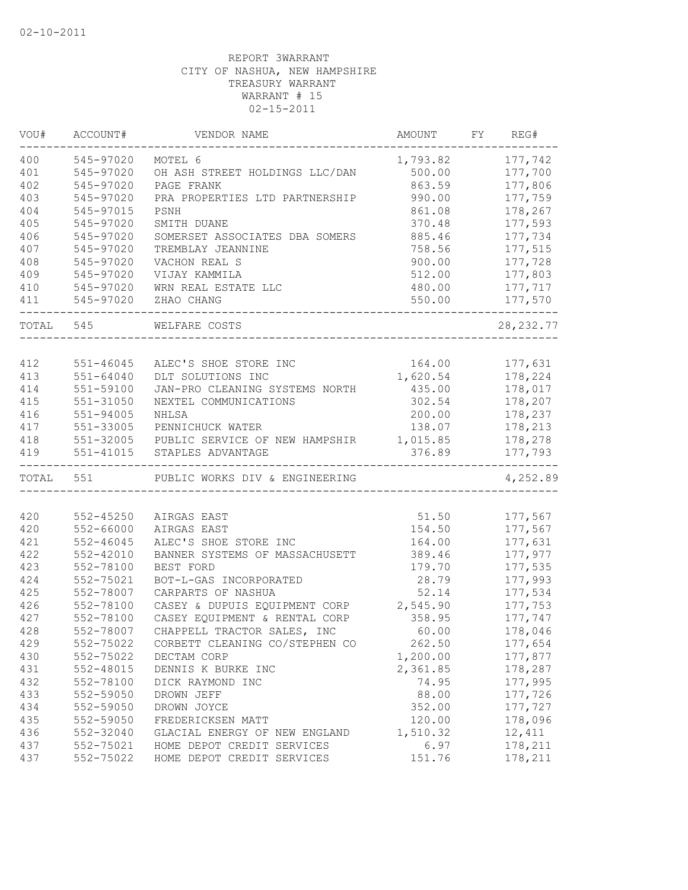02-10-2011

REPORT 3WARRANT
CITY OF NASHUA, NEW HAMPSHIRE
TREASURY WARRANT
WARRANT # 15
02-15-2011

| VOU# | ACCOUNT# | VENDOR NAME | AMOUNT | FY | REG# |
|---|---|---|---|---|---|
| 400 | 545-97020 | MOTEL 6 | 1,793.82 | | 177,742 |
| 401 | 545-97020 | OH ASH STREET HOLDINGS LLC/DAN | 500.00 | | 177,700 |
| 402 | 545-97020 | PAGE FRANK | 863.59 | | 177,806 |
| 403 | 545-97020 | PRA PROPERTIES LTD PARTNERSHIP | 990.00 | | 177,759 |
| 404 | 545-97015 | PSNH | 861.08 | | 178,267 |
| 405 | 545-97020 | SMITH DUANE | 370.48 | | 177,593 |
| 406 | 545-97020 | SOMERSET ASSOCIATES DBA SOMERS | 885.46 | | 177,734 |
| 407 | 545-97020 | TREMBLAY JEANNINE | 758.56 | | 177,515 |
| 408 | 545-97020 | VACHON REAL S | 900.00 | | 177,728 |
| 409 | 545-97020 | VIJAY KAMMILA | 512.00 | | 177,803 |
| 410 | 545-97020 | WRN REAL ESTATE LLC | 480.00 | | 177,717 |
| 411 | 545-97020 | ZHAO CHANG | 550.00 | | 177,570 |
| TOTAL | 545 | WELFARE COSTS | | | 28,232.77 |
| 412 | 551-46045 | ALEC'S SHOE STORE INC | 164.00 | | 177,631 |
| 413 | 551-64040 | DLT SOLUTIONS INC | 1,620.54 | | 178,224 |
| 414 | 551-59100 | JAN-PRO CLEANING SYSTEMS NORTH | 435.00 | | 178,017 |
| 415 | 551-31050 | NEXTEL COMMUNICATIONS | 302.54 | | 178,207 |
| 416 | 551-94005 | NHLSA | 200.00 | | 178,237 |
| 417 | 551-33005 | PENNICHUCK WATER | 138.07 | | 178,213 |
| 418 | 551-32005 | PUBLIC SERVICE OF NEW HAMPSHIR | 1,015.85 | | 178,278 |
| 419 | 551-41015 | STAPLES ADVANTAGE | 376.89 | | 177,793 |
| TOTAL | 551 | PUBLIC WORKS DIV & ENGINEERING | | | 4,252.89 |
| 420 | 552-45250 | AIRGAS EAST | 51.50 | | 177,567 |
| 420 | 552-66000 | AIRGAS EAST | 154.50 | | 177,567 |
| 421 | 552-46045 | ALEC'S SHOE STORE INC | 164.00 | | 177,631 |
| 422 | 552-42010 | BANNER SYSTEMS OF MASSACHUSETT | 389.46 | | 177,977 |
| 423 | 552-78100 | BEST FORD | 179.70 | | 177,535 |
| 424 | 552-75021 | BOT-L-GAS INCORPORATED | 28.79 | | 177,993 |
| 425 | 552-78007 | CARPARTS OF NASHUA | 52.14 | | 177,534 |
| 426 | 552-78100 | CASEY & DUPUIS EQUIPMENT CORP | 2,545.90 | | 177,753 |
| 427 | 552-78100 | CASEY EQUIPMENT & RENTAL CORP | 358.95 | | 177,747 |
| 428 | 552-78007 | CHAPPELL TRACTOR SALES, INC | 60.00 | | 178,046 |
| 429 | 552-75022 | CORBETT CLEANING CO/STEPHEN CO | 262.50 | | 177,654 |
| 430 | 552-75022 | DECTAM CORP | 1,200.00 | | 177,877 |
| 431 | 552-48015 | DENNIS K BURKE INC | 2,361.85 | | 178,287 |
| 432 | 552-78100 | DICK RAYMOND INC | 74.95 | | 177,995 |
| 433 | 552-59050 | DROWN JEFF | 88.00 | | 177,726 |
| 434 | 552-59050 | DROWN JOYCE | 352.00 | | 177,727 |
| 435 | 552-59050 | FREDERICKSEN MATT | 120.00 | | 178,096 |
| 436 | 552-32040 | GLACIAL ENERGY OF NEW ENGLAND | 1,510.32 | | 12,411 |
| 437 | 552-75021 | HOME DEPOT CREDIT SERVICES | 6.97 | | 178,211 |
| 437 | 552-75022 | HOME DEPOT CREDIT SERVICES | 151.76 | | 178,211 |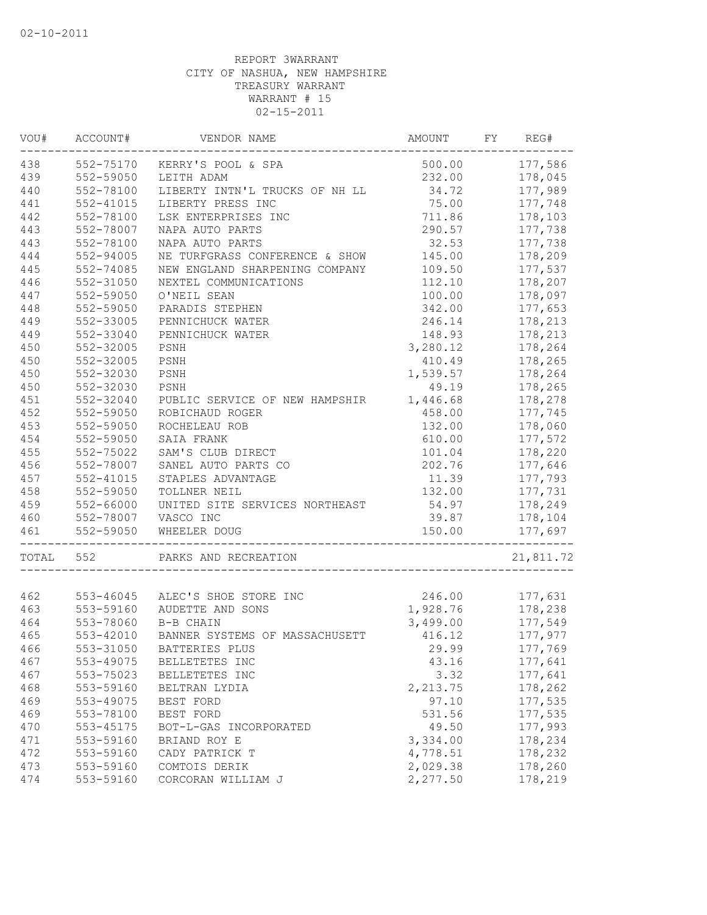02-10-2011

REPORT 3WARRANT
CITY OF NASHUA, NEW HAMPSHIRE
TREASURY WARRANT
WARRANT # 15
02-15-2011

| VOU# | ACCOUNT# | VENDOR NAME | AMOUNT | FY | REG# |
|---|---|---|---|---|---|
| 438 | 552-75170 | KERRY'S POOL & SPA | 500.00 | | 177,586 |
| 439 | 552-59050 | LEITH ADAM | 232.00 | | 178,045 |
| 440 | 552-78100 | LIBERTY INTN'L TRUCKS OF NH LL | 34.72 | | 177,989 |
| 441 | 552-41015 | LIBERTY PRESS INC | 75.00 | | 177,748 |
| 442 | 552-78100 | LSK ENTERPRISES INC | 711.86 | | 178,103 |
| 443 | 552-78007 | NAPA AUTO PARTS | 290.57 | | 177,738 |
| 443 | 552-78100 | NAPA AUTO PARTS | 32.53 | | 177,738 |
| 444 | 552-94005 | NE TURFGRASS CONFERENCE & SHOW | 145.00 | | 178,209 |
| 445 | 552-74085 | NEW ENGLAND SHARPENING COMPANY | 109.50 | | 177,537 |
| 446 | 552-31050 | NEXTEL COMMUNICATIONS | 112.10 | | 178,207 |
| 447 | 552-59050 | O'NEIL SEAN | 100.00 | | 178,097 |
| 448 | 552-59050 | PARADIS STEPHEN | 342.00 | | 177,653 |
| 449 | 552-33005 | PENNICHUCK WATER | 246.14 | | 178,213 |
| 449 | 552-33040 | PENNICHUCK WATER | 148.93 | | 178,213 |
| 450 | 552-32005 | PSNH | 3,280.12 | | 178,264 |
| 450 | 552-32005 | PSNH | 410.49 | | 178,265 |
| 450 | 552-32030 | PSNH | 1,539.57 | | 178,264 |
| 450 | 552-32030 | PSNH | 49.19 | | 178,265 |
| 451 | 552-32040 | PUBLIC SERVICE OF NEW HAMPSHIR | 1,446.68 | | 178,278 |
| 452 | 552-59050 | ROBICHAUD ROGER | 458.00 | | 177,745 |
| 453 | 552-59050 | ROCHELEAU ROB | 132.00 | | 178,060 |
| 454 | 552-59050 | SAIA FRANK | 610.00 | | 177,572 |
| 455 | 552-75022 | SAM'S CLUB DIRECT | 101.04 | | 178,220 |
| 456 | 552-78007 | SANEL AUTO PARTS CO | 202.76 | | 177,646 |
| 457 | 552-41015 | STAPLES ADVANTAGE | 11.39 | | 177,793 |
| 458 | 552-59050 | TOLLNER NEIL | 132.00 | | 177,731 |
| 459 | 552-66000 | UNITED SITE SERVICES NORTHEAST | 54.97 | | 178,249 |
| 460 | 552-78007 | VASCO INC | 39.87 | | 178,104 |
| 461 | 552-59050 | WHEELER DOUG | 150.00 | | 177,697 |
| TOTAL | 552 | PARKS AND RECREATION | | | 21,811.72 |
| 462 | 553-46045 | ALEC'S SHOE STORE INC | 246.00 | | 177,631 |
| 463 | 553-59160 | AUDETTE AND SONS | 1,928.76 | | 178,238 |
| 464 | 553-78060 | B-B CHAIN | 3,499.00 | | 177,549 |
| 465 | 553-42010 | BANNER SYSTEMS OF MASSACHUSETT | 416.12 | | 177,977 |
| 466 | 553-31050 | BATTERIES PLUS | 29.99 | | 177,769 |
| 467 | 553-49075 | BELLETETES INC | 43.16 | | 177,641 |
| 467 | 553-75023 | BELLETETES INC | 3.32 | | 177,641 |
| 468 | 553-59160 | BELTRAN LYDIA | 2,213.75 | | 178,262 |
| 469 | 553-49075 | BEST FORD | 97.10 | | 177,535 |
| 469 | 553-78100 | BEST FORD | 531.56 | | 177,535 |
| 470 | 553-45175 | BOT-L-GAS INCORPORATED | 49.50 | | 177,993 |
| 471 | 553-59160 | BRIAND ROY E | 3,334.00 | | 178,234 |
| 472 | 553-59160 | CADY PATRICK T | 4,778.51 | | 178,232 |
| 473 | 553-59160 | COMTOIS DERIK | 2,029.38 | | 178,260 |
| 474 | 553-59160 | CORCORAN WILLIAM J | 2,277.50 | | 178,219 |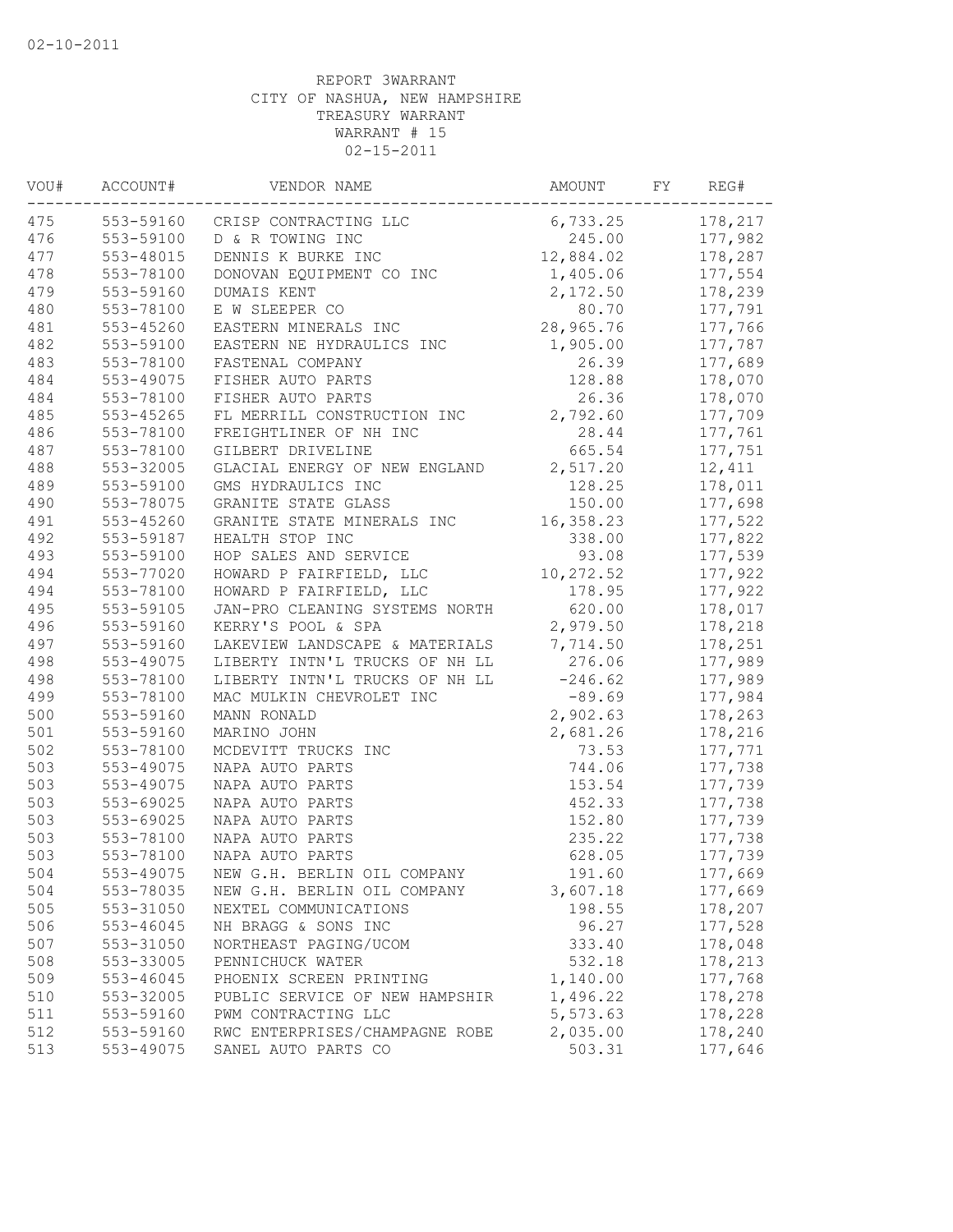02-10-2011

REPORT 3WARRANT
CITY OF NASHUA, NEW HAMPSHIRE
TREASURY WARRANT
WARRANT # 15
02-15-2011

| VOU# | ACCOUNT# | VENDOR NAME | AMOUNT | FY | REG# |
|---|---|---|---|---|---|
| 475 | 553-59160 | CRISP CONTRACTING LLC | 6,733.25 | | 178,217 |
| 476 | 553-59100 | D & R TOWING INC | 245.00 | | 177,982 |
| 477 | 553-48015 | DENNIS K BURKE INC | 12,884.02 | | 178,287 |
| 478 | 553-78100 | DONOVAN EQUIPMENT CO INC | 1,405.06 | | 177,554 |
| 479 | 553-59160 | DUMAIS KENT | 2,172.50 | | 178,239 |
| 480 | 553-78100 | E W SLEEPER CO | 80.70 | | 177,791 |
| 481 | 553-45260 | EASTERN MINERALS INC | 28,965.76 | | 177,766 |
| 482 | 553-59100 | EASTERN NE HYDRAULICS INC | 1,905.00 | | 177,787 |
| 483 | 553-78100 | FASTENAL COMPANY | 26.39 | | 177,689 |
| 484 | 553-49075 | FISHER AUTO PARTS | 128.88 | | 178,070 |
| 484 | 553-78100 | FISHER AUTO PARTS | 26.36 | | 178,070 |
| 485 | 553-45265 | FL MERRILL CONSTRUCTION INC | 2,792.60 | | 177,709 |
| 486 | 553-78100 | FREIGHTLINER OF NH INC | 28.44 | | 177,761 |
| 487 | 553-78100 | GILBERT DRIVELINE | 665.54 | | 177,751 |
| 488 | 553-32005 | GLACIAL ENERGY OF NEW ENGLAND | 2,517.20 | | 12,411 |
| 489 | 553-59100 | GMS HYDRAULICS INC | 128.25 | | 178,011 |
| 490 | 553-78075 | GRANITE STATE GLASS | 150.00 | | 177,698 |
| 491 | 553-45260 | GRANITE STATE MINERALS INC | 16,358.23 | | 177,522 |
| 492 | 553-59187 | HEALTH STOP INC | 338.00 | | 177,822 |
| 493 | 553-59100 | HOP SALES AND SERVICE | 93.08 | | 177,539 |
| 494 | 553-77020 | HOWARD P FAIRFIELD, LLC | 10,272.52 | | 177,922 |
| 494 | 553-78100 | HOWARD P FAIRFIELD, LLC | 178.95 | | 177,922 |
| 495 | 553-59105 | JAN-PRO CLEANING SYSTEMS NORTH | 620.00 | | 178,017 |
| 496 | 553-59160 | KERRY'S POOL & SPA | 2,979.50 | | 178,218 |
| 497 | 553-59160 | LAKEVIEW LANDSCAPE & MATERIALS | 7,714.50 | | 178,251 |
| 498 | 553-49075 | LIBERTY INTN'L TRUCKS OF NH LL | 276.06 | | 177,989 |
| 498 | 553-78100 | LIBERTY INTN'L TRUCKS OF NH LL | -246.62 | | 177,989 |
| 499 | 553-78100 | MAC MULKIN CHEVROLET INC | -89.69 | | 177,984 |
| 500 | 553-59160 | MANN RONALD | 2,902.63 | | 178,263 |
| 501 | 553-59160 | MARINO JOHN | 2,681.26 | | 178,216 |
| 502 | 553-78100 | MCDEVITT TRUCKS INC | 73.53 | | 177,771 |
| 503 | 553-49075 | NAPA AUTO PARTS | 744.06 | | 177,738 |
| 503 | 553-49075 | NAPA AUTO PARTS | 153.54 | | 177,739 |
| 503 | 553-69025 | NAPA AUTO PARTS | 452.33 | | 177,738 |
| 503 | 553-69025 | NAPA AUTO PARTS | 152.80 | | 177,739 |
| 503 | 553-78100 | NAPA AUTO PARTS | 235.22 | | 177,738 |
| 503 | 553-78100 | NAPA AUTO PARTS | 628.05 | | 177,739 |
| 504 | 553-49075 | NEW G.H. BERLIN OIL COMPANY | 191.60 | | 177,669 |
| 504 | 553-78035 | NEW G.H. BERLIN OIL COMPANY | 3,607.18 | | 177,669 |
| 505 | 553-31050 | NEXTEL COMMUNICATIONS | 198.55 | | 178,207 |
| 506 | 553-46045 | NH BRAGG & SONS INC | 96.27 | | 177,528 |
| 507 | 553-31050 | NORTHEAST PAGING/UCOM | 333.40 | | 178,048 |
| 508 | 553-33005 | PENNICHUCK WATER | 532.18 | | 178,213 |
| 509 | 553-46045 | PHOENIX SCREEN PRINTING | 1,140.00 | | 177,768 |
| 510 | 553-32005 | PUBLIC SERVICE OF NEW HAMPSHIR | 1,496.22 | | 178,278 |
| 511 | 553-59160 | PWM CONTRACTING LLC | 5,573.63 | | 178,228 |
| 512 | 553-59160 | RWC ENTERPRISES/CHAMPAGNE ROBE | 2,035.00 | | 178,240 |
| 513 | 553-49075 | SANEL AUTO PARTS CO | 503.31 | | 177,646 |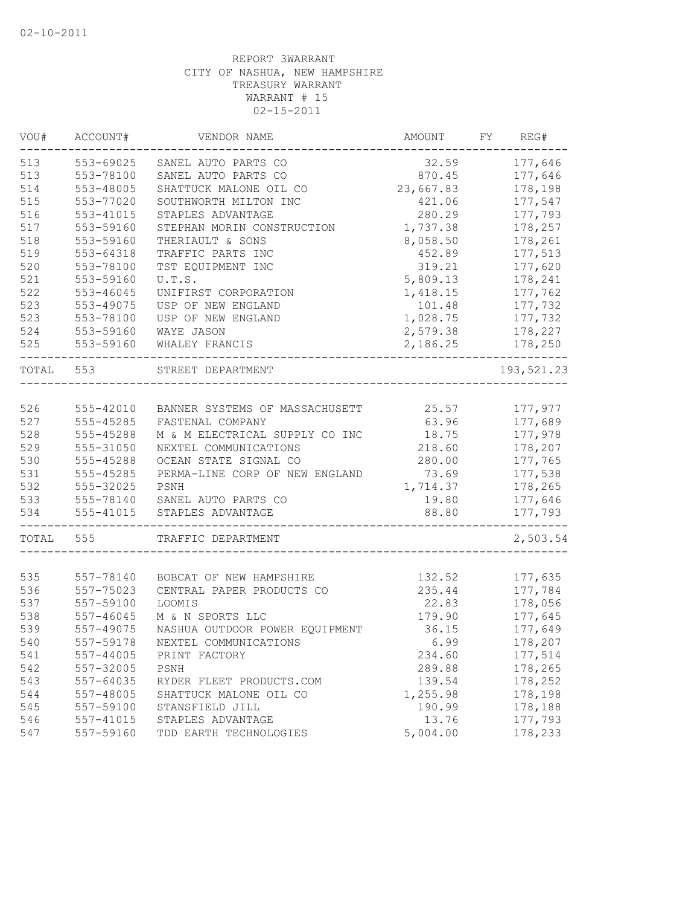02-10-2011

REPORT 3WARRANT
CITY OF NASHUA, NEW HAMPSHIRE
TREASURY WARRANT
WARRANT # 15
02-15-2011

| VOU# | ACCOUNT# | VENDOR NAME | AMOUNT | FY | REG# |
|---|---|---|---|---|---|
| 513 | 553-69025 | SANEL AUTO PARTS CO | 32.59 | | 177,646 |
| 513 | 553-78100 | SANEL AUTO PARTS CO | 870.45 | | 177,646 |
| 514 | 553-48005 | SHATTUCK MALONE OIL CO | 23,667.83 | | 178,198 |
| 515 | 553-77020 | SOUTHWORTH MILTON INC | 421.06 | | 177,547 |
| 516 | 553-41015 | STAPLES ADVANTAGE | 280.29 | | 177,793 |
| 517 | 553-59160 | STEPHAN MORIN CONSTRUCTION | 1,737.38 | | 178,257 |
| 518 | 553-59160 | THERIAULT & SONS | 8,058.50 | | 178,261 |
| 519 | 553-64318 | TRAFFIC PARTS INC | 452.89 | | 177,513 |
| 520 | 553-78100 | TST EQUIPMENT INC | 319.21 | | 177,620 |
| 521 | 553-59160 | U.T.S. | 5,809.13 | | 178,241 |
| 522 | 553-46045 | UNIFIRST CORPORATION | 1,418.15 | | 177,762 |
| 523 | 553-49075 | USP OF NEW ENGLAND | 101.48 | | 177,732 |
| 523 | 553-78100 | USP OF NEW ENGLAND | 1,028.75 | | 177,732 |
| 524 | 553-59160 | WAYE JASON | 2,579.38 | | 178,227 |
| 525 | 553-59160 | WHALEY FRANCIS | 2,186.25 | | 178,250 |
| TOTAL | 553 | STREET DEPARTMENT | | | 193,521.23 |
| 526 | 555-42010 | BANNER SYSTEMS OF MASSACHUSETT | 25.57 | | 177,977 |
| 527 | 555-45285 | FASTENAL COMPANY | 63.96 | | 177,689 |
| 528 | 555-45288 | M & M ELECTRICAL SUPPLY CO INC | 18.75 | | 177,978 |
| 529 | 555-31050 | NEXTEL COMMUNICATIONS | 218.60 | | 178,207 |
| 530 | 555-45288 | OCEAN STATE SIGNAL CO | 280.00 | | 177,765 |
| 531 | 555-45285 | PERMA-LINE CORP OF NEW ENGLAND | 73.69 | | 177,538 |
| 532 | 555-32025 | PSNH | 1,714.37 | | 178,265 |
| 533 | 555-78140 | SANEL AUTO PARTS CO | 19.80 | | 177,646 |
| 534 | 555-41015 | STAPLES ADVANTAGE | 88.80 | | 177,793 |
| TOTAL | 555 | TRAFFIC DEPARTMENT | | | 2,503.54 |
| 535 | 557-78140 | BOBCAT OF NEW HAMPSHIRE | 132.52 | | 177,635 |
| 536 | 557-75023 | CENTRAL PAPER PRODUCTS CO | 235.44 | | 177,784 |
| 537 | 557-59100 | LOOMIS | 22.83 | | 178,056 |
| 538 | 557-46045 | M & N SPORTS LLC | 179.90 | | 177,645 |
| 539 | 557-49075 | NASHUA OUTDOOR POWER EQUIPMENT | 36.15 | | 177,649 |
| 540 | 557-59178 | NEXTEL COMMUNICATIONS | 6.99 | | 178,207 |
| 541 | 557-44005 | PRINT FACTORY | 234.60 | | 177,514 |
| 542 | 557-32005 | PSNH | 289.88 | | 178,265 |
| 543 | 557-64035 | RYDER FLEET PRODUCTS.COM | 139.54 | | 178,252 |
| 544 | 557-48005 | SHATTUCK MALONE OIL CO | 1,255.98 | | 178,198 |
| 545 | 557-59100 | STANSFIELD JILL | 190.99 | | 178,188 |
| 546 | 557-41015 | STAPLES ADVANTAGE | 13.76 | | 177,793 |
| 547 | 557-59160 | TDD EARTH TECHNOLOGIES | 5,004.00 | | 178,233 |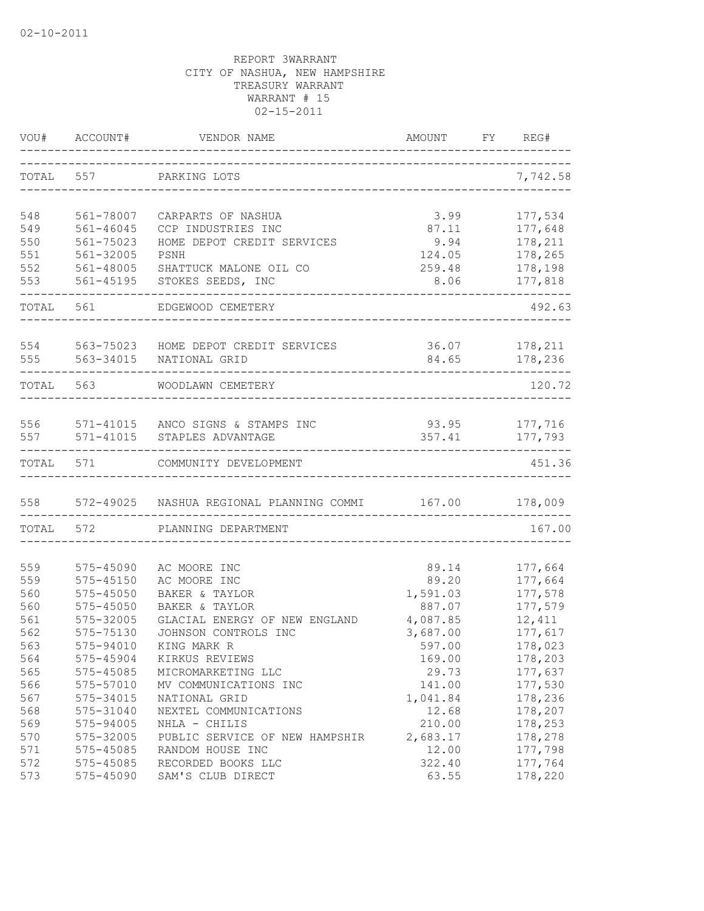02-10-2011

REPORT 3WARRANT
CITY OF NASHUA, NEW HAMPSHIRE
TREASURY WARRANT
WARRANT # 15
02-15-2011

| VOU# | ACCOUNT# | VENDOR NAME | AMOUNT | FY | REG# |
|---|---|---|---|---|---|
| TOTAL | 557 | PARKING LOTS | | | 7,742.58 |
| 548 | 561-78007 | CARPARTS OF NASHUA | 3.99 | | 177,534 |
| 549 | 561-46045 | CCP INDUSTRIES INC | 87.11 | | 177,648 |
| 550 | 561-75023 | HOME DEPOT CREDIT SERVICES | 9.94 | | 178,211 |
| 551 | 561-32005 | PSNH | 124.05 | | 178,265 |
| 552 | 561-48005 | SHATTUCK MALONE OIL CO | 259.48 | | 178,198 |
| 553 | 561-45195 | STOKES SEEDS, INC | 8.06 | | 177,818 |
| TOTAL | 561 | EDGEWOOD CEMETERY | | | 492.63 |
| 554 | 563-75023 | HOME DEPOT CREDIT SERVICES | 36.07 | | 178,211 |
| 555 | 563-34015 | NATIONAL GRID | 84.65 | | 178,236 |
| TOTAL | 563 | WOODLAWN CEMETERY | | | 120.72 |
| 556 | 571-41015 | ANCO SIGNS & STAMPS INC | 93.95 | | 177,716 |
| 557 | 571-41015 | STAPLES ADVANTAGE | 357.41 | | 177,793 |
| TOTAL | 571 | COMMUNITY DEVELOPMENT | | | 451.36 |
| 558 | 572-49025 | NASHUA REGIONAL PLANNING COMMI | 167.00 | | 178,009 |
| TOTAL | 572 | PLANNING DEPARTMENT | | | 167.00 |
| 559 | 575-45090 | AC MOORE INC | 89.14 | | 177,664 |
| 559 | 575-45150 | AC MOORE INC | 89.20 | | 177,664 |
| 560 | 575-45050 | BAKER & TAYLOR | 1,591.03 | | 177,578 |
| 560 | 575-45050 | BAKER & TAYLOR | 887.07 | | 177,579 |
| 561 | 575-32005 | GLACIAL ENERGY OF NEW ENGLAND | 4,087.85 | | 12,411 |
| 562 | 575-75130 | JOHNSON CONTROLS INC | 3,687.00 | | 177,617 |
| 563 | 575-94010 | KING MARK R | 597.00 | | 178,023 |
| 564 | 575-45904 | KIRKUS REVIEWS | 169.00 | | 178,203 |
| 565 | 575-45085 | MICROMARKETING LLC | 29.73 | | 177,637 |
| 566 | 575-57010 | MV COMMUNICATIONS INC | 141.00 | | 177,530 |
| 567 | 575-34015 | NATIONAL GRID | 1,041.84 | | 178,236 |
| 568 | 575-31040 | NEXTEL COMMUNICATIONS | 12.68 | | 178,207 |
| 569 | 575-94005 | NHLA - CHILIS | 210.00 | | 178,253 |
| 570 | 575-32005 | PUBLIC SERVICE OF NEW HAMPSHIR | 2,683.17 | | 178,278 |
| 571 | 575-45085 | RANDOM HOUSE INC | 12.00 | | 177,798 |
| 572 | 575-45085 | RECORDED BOOKS LLC | 322.40 | | 177,764 |
| 573 | 575-45090 | SAM'S CLUB DIRECT | 63.55 | | 178,220 |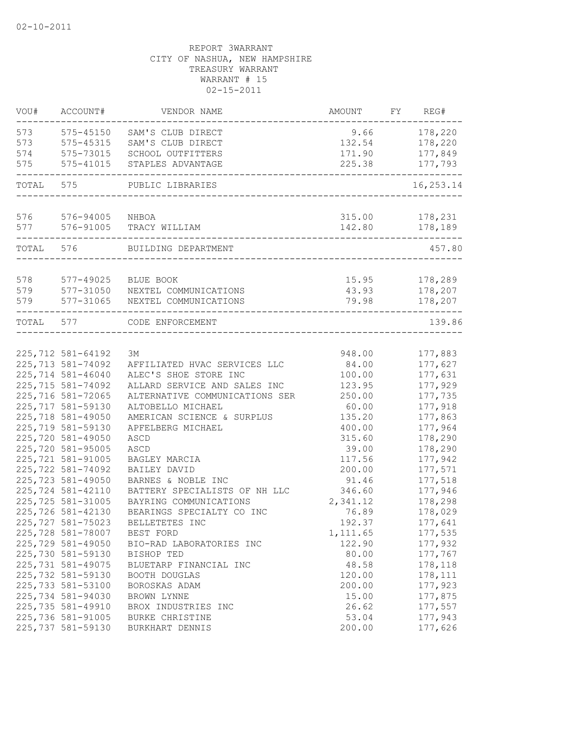02-10-2011

REPORT 3WARRANT
CITY OF NASHUA, NEW HAMPSHIRE
TREASURY WARRANT
WARRANT # 15
02-15-2011

| VOU# | ACCOUNT# | VENDOR NAME | AMOUNT | FY | REG# |
|---|---|---|---|---|---|
| 573 | 575-45150 | SAM'S CLUB DIRECT | 9.66 | | 178,220 |
| 573 | 575-45315 | SAM'S CLUB DIRECT | 132.54 | | 178,220 |
| 574 | 575-73015 | SCHOOL OUTFITTERS | 171.90 | | 177,849 |
| 575 | 575-41015 | STAPLES ADVANTAGE | 225.38 | | 177,793 |
| TOTAL | 575 | PUBLIC LIBRARIES | | | 16,253.14 |
| 576 | 576-94005 | NHBOA | 315.00 | | 178,231 |
| 577 | 576-91005 | TRACY WILLIAM | 142.80 | | 178,189 |
| TOTAL | 576 | BUILDING DEPARTMENT | | | 457.80 |
| 578 | 577-49025 | BLUE BOOK | 15.95 | | 178,289 |
| 579 | 577-31050 | NEXTEL COMMUNICATIONS | 43.93 | | 178,207 |
| 579 | 577-31065 | NEXTEL COMMUNICATIONS | 79.98 | | 178,207 |
| TOTAL | 577 | CODE ENFORCEMENT | | | 139.86 |
| 225,712 | 581-64192 | 3M | 948.00 | | 177,883 |
| 225,713 | 581-74092 | AFFILIATED HVAC SERVICES LLC | 84.00 | | 177,627 |
| 225,714 | 581-46040 | ALEC'S SHOE STORE INC | 100.00 | | 177,631 |
| 225,715 | 581-74092 | ALLARD SERVICE AND SALES INC | 123.95 | | 177,929 |
| 225,716 | 581-72065 | ALTERNATIVE COMMUNICATIONS SER | 250.00 | | 177,735 |
| 225,717 | 581-59130 | ALTOBELLO MICHAEL | 60.00 | | 177,918 |
| 225,718 | 581-49050 | AMERICAN SCIENCE & SURPLUS | 135.20 | | 177,863 |
| 225,719 | 581-59130 | APFELBERG MICHAEL | 400.00 | | 177,964 |
| 225,720 | 581-49050 | ASCD | 315.60 | | 178,290 |
| 225,720 | 581-95005 | ASCD | 39.00 | | 178,290 |
| 225,721 | 581-91005 | BAGLEY MARCIA | 117.56 | | 177,942 |
| 225,722 | 581-74092 | BAILEY DAVID | 200.00 | | 177,571 |
| 225,723 | 581-49050 | BARNES & NOBLE INC | 91.46 | | 177,518 |
| 225,724 | 581-42110 | BATTERY SPECIALISTS OF NH LLC | 346.60 | | 177,946 |
| 225,725 | 581-31005 | BAYRING COMMUNICATIONS | 2,341.12 | | 178,298 |
| 225,726 | 581-42130 | BEARINGS SPECIALTY CO INC | 76.89 | | 178,029 |
| 225,727 | 581-75023 | BELLETETES INC | 192.37 | | 177,641 |
| 225,728 | 581-78007 | BEST FORD | 1,111.65 | | 177,535 |
| 225,729 | 581-49050 | BIO-RAD LABORATORIES INC | 122.90 | | 177,932 |
| 225,730 | 581-59130 | BISHOP TED | 80.00 | | 177,767 |
| 225,731 | 581-49075 | BLUETARP FINANCIAL INC | 48.58 | | 178,118 |
| 225,732 | 581-59130 | BOOTH DOUGLAS | 120.00 | | 178,111 |
| 225,733 | 581-53100 | BOROSKAS ADAM | 200.00 | | 177,923 |
| 225,734 | 581-94030 | BROWN LYNNE | 15.00 | | 177,875 |
| 225,735 | 581-49910 | BROX INDUSTRIES INC | 26.62 | | 177,557 |
| 225,736 | 581-91005 | BURKE CHRISTINE | 53.04 | | 177,943 |
| 225,737 | 581-59130 | BURKHART DENNIS | 200.00 | | 177,626 |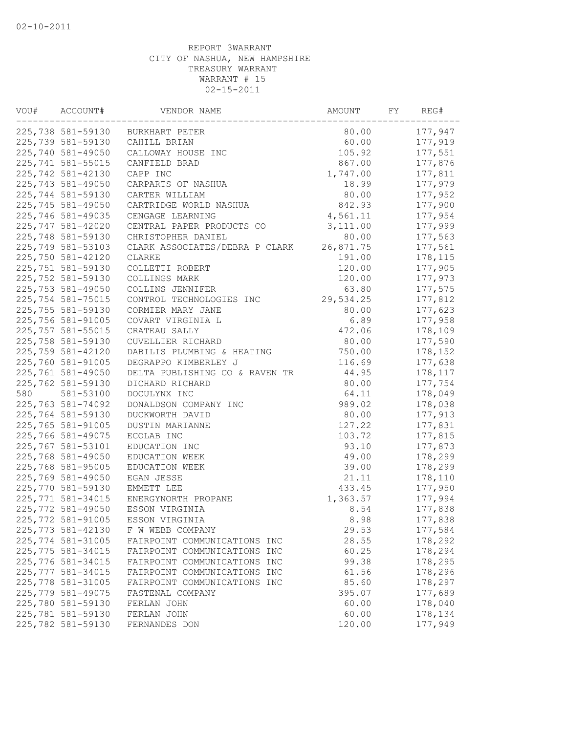02-10-2011

REPORT 3WARRANT
CITY OF NASHUA, NEW HAMPSHIRE
TREASURY WARRANT
WARRANT # 15
02-15-2011

| VOU# | ACCOUNT# | VENDOR NAME | AMOUNT | FY | REG# |
|---|---|---|---|---|---|
| 225,738 | 581-59130 | BURKHART PETER | 80.00 | | 177,947 |
| 225,739 | 581-59130 | CAHILL BRIAN | 60.00 | | 177,919 |
| 225,740 | 581-49050 | CALLOWAY HOUSE INC | 105.92 | | 177,551 |
| 225,741 | 581-55015 | CANFIELD BRAD | 867.00 | | 177,876 |
| 225,742 | 581-42130 | CAPP INC | 1,747.00 | | 177,811 |
| 225,743 | 581-49050 | CARPARTS OF NASHUA | 18.99 | | 177,979 |
| 225,744 | 581-59130 | CARTER WILLIAM | 80.00 | | 177,952 |
| 225,745 | 581-49050 | CARTRIDGE WORLD NASHUA | 842.93 | | 177,900 |
| 225,746 | 581-49035 | CENGAGE LEARNING | 4,561.11 | | 177,954 |
| 225,747 | 581-42020 | CENTRAL PAPER PRODUCTS CO | 3,111.00 | | 177,999 |
| 225,748 | 581-59130 | CHRISTOPHER DANIEL | 80.00 | | 177,563 |
| 225,749 | 581-53103 | CLARK ASSOCIATES/DEBRA P CLARK | 26,871.75 | | 177,561 |
| 225,750 | 581-42120 | CLARKE | 191.00 | | 178,115 |
| 225,751 | 581-59130 | COLLETTI ROBERT | 120.00 | | 177,905 |
| 225,752 | 581-59130 | COLLINGS MARK | 120.00 | | 177,973 |
| 225,753 | 581-49050 | COLLINS JENNIFER | 63.80 | | 177,575 |
| 225,754 | 581-75015 | CONTROL TECHNOLOGIES INC | 29,534.25 | | 177,812 |
| 225,755 | 581-59130 | CORMIER MARY JANE | 80.00 | | 177,623 |
| 225,756 | 581-91005 | COVART VIRGINIA L | 6.89 | | 177,958 |
| 225,757 | 581-55015 | CRATEAU SALLY | 472.06 | | 178,109 |
| 225,758 | 581-59130 | CUVELLIER RICHARD | 80.00 | | 177,590 |
| 225,759 | 581-42120 | DABILIS PLUMBING & HEATING | 750.00 | | 178,152 |
| 225,760 | 581-91005 | DEGRAPPO KIMBERLEY J | 116.69 | | 177,638 |
| 225,761 | 581-49050 | DELTA PUBLISHING CO & RAVEN TR | 44.95 | | 178,117 |
| 225,762 | 581-59130 | DICHARD RICHARD | 80.00 | | 177,754 |
| 580 | 581-53100 | DOCULYNX INC | 64.11 | | 178,049 |
| 225,763 | 581-74092 | DONALDSON COMPANY INC | 989.02 | | 178,038 |
| 225,764 | 581-59130 | DUCKWORTH DAVID | 80.00 | | 177,913 |
| 225,765 | 581-91005 | DUSTIN MARIANNE | 127.22 | | 177,831 |
| 225,766 | 581-49075 | ECOLAB INC | 103.72 | | 177,815 |
| 225,767 | 581-53101 | EDUCATION INC | 93.10 | | 177,873 |
| 225,768 | 581-49050 | EDUCATION WEEK | 49.00 | | 178,299 |
| 225,768 | 581-95005 | EDUCATION WEEK | 39.00 | | 178,299 |
| 225,769 | 581-49050 | EGAN JESSE | 21.11 | | 178,110 |
| 225,770 | 581-59130 | EMMETT LEE | 433.45 | | 177,950 |
| 225,771 | 581-34015 | ENERGYNORTH PROPANE | 1,363.57 | | 177,994 |
| 225,772 | 581-49050 | ESSON VIRGINIA | 8.54 | | 177,838 |
| 225,772 | 581-91005 | ESSON VIRGINIA | 8.98 | | 177,838 |
| 225,773 | 581-42130 | F W WEBB COMPANY | 29.53 | | 177,584 |
| 225,774 | 581-31005 | FAIRPOINT COMMUNICATIONS INC | 28.55 | | 178,292 |
| 225,775 | 581-34015 | FAIRPOINT COMMUNICATIONS INC | 60.25 | | 178,294 |
| 225,776 | 581-34015 | FAIRPOINT COMMUNICATIONS INC | 99.38 | | 178,295 |
| 225,777 | 581-34015 | FAIRPOINT COMMUNICATIONS INC | 61.56 | | 178,296 |
| 225,778 | 581-31005 | FAIRPOINT COMMUNICATIONS INC | 85.60 | | 178,297 |
| 225,779 | 581-49075 | FASTENAL COMPANY | 395.07 | | 177,689 |
| 225,780 | 581-59130 | FERLAN JOHN | 60.00 | | 178,040 |
| 225,781 | 581-59130 | FERLAN JOHN | 60.00 | | 178,134 |
| 225,782 | 581-59130 | FERNANDES DON | 120.00 | | 177,949 |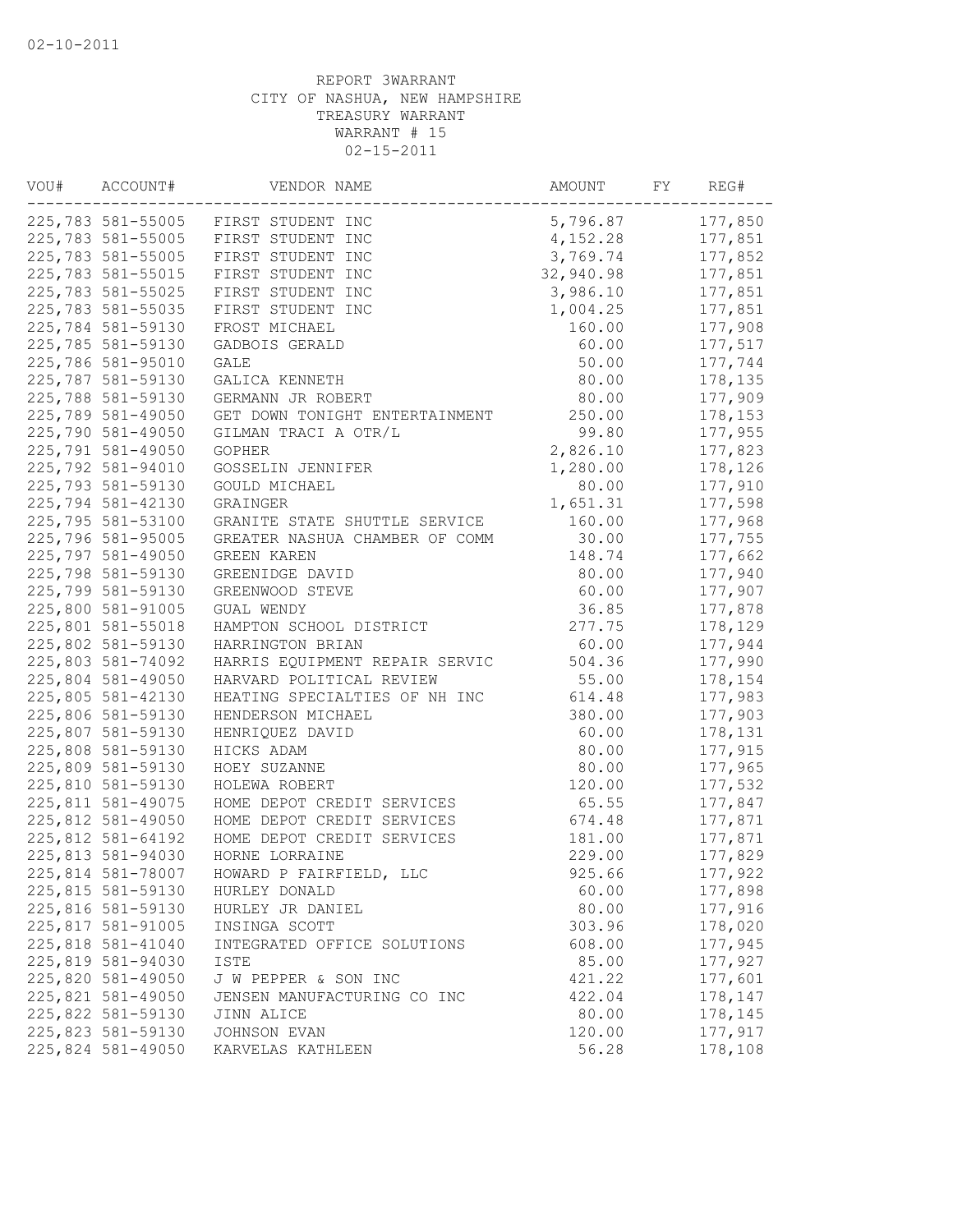02-10-2011

REPORT 3WARRANT
CITY OF NASHUA, NEW HAMPSHIRE
TREASURY WARRANT
WARRANT # 15
02-15-2011

| VOU# | ACCOUNT# | VENDOR NAME | AMOUNT | FY | REG# |
|---|---|---|---|---|---|
| 225,783 | 581-55005 | FIRST STUDENT INC | 5,796.87 | | 177,850 |
| 225,783 | 581-55005 | FIRST STUDENT INC | 4,152.28 | | 177,851 |
| 225,783 | 581-55005 | FIRST STUDENT INC | 3,769.74 | | 177,852 |
| 225,783 | 581-55015 | FIRST STUDENT INC | 32,940.98 | | 177,851 |
| 225,783 | 581-55025 | FIRST STUDENT INC | 3,986.10 | | 177,851 |
| 225,783 | 581-55035 | FIRST STUDENT INC | 1,004.25 | | 177,851 |
| 225,784 | 581-59130 | FROST MICHAEL | 160.00 | | 177,908 |
| 225,785 | 581-59130 | GADBOIS GERALD | 60.00 | | 177,517 |
| 225,786 | 581-95010 | GALE | 50.00 | | 177,744 |
| 225,787 | 581-59130 | GALICA KENNETH | 80.00 | | 178,135 |
| 225,788 | 581-59130 | GERMANN JR ROBERT | 80.00 | | 177,909 |
| 225,789 | 581-49050 | GET DOWN TONIGHT ENTERTAINMENT | 250.00 | | 178,153 |
| 225,790 | 581-49050 | GILMAN TRACI A OTR/L | 99.80 | | 177,955 |
| 225,791 | 581-49050 | GOPHER | 2,826.10 | | 177,823 |
| 225,792 | 581-94010 | GOSSELIN JENNIFER | 1,280.00 | | 178,126 |
| 225,793 | 581-59130 | GOULD MICHAEL | 80.00 | | 177,910 |
| 225,794 | 581-42130 | GRAINGER | 1,651.31 | | 177,598 |
| 225,795 | 581-53100 | GRANITE STATE SHUTTLE SERVICE | 160.00 | | 177,968 |
| 225,796 | 581-95005 | GREATER NASHUA CHAMBER OF COMM | 30.00 | | 177,755 |
| 225,797 | 581-49050 | GREEN KAREN | 148.74 | | 177,662 |
| 225,798 | 581-59130 | GREENIDGE DAVID | 80.00 | | 177,940 |
| 225,799 | 581-59130 | GREENWOOD STEVE | 60.00 | | 177,907 |
| 225,800 | 581-91005 | GUAL WENDY | 36.85 | | 177,878 |
| 225,801 | 581-55018 | HAMPTON SCHOOL DISTRICT | 277.75 | | 178,129 |
| 225,802 | 581-59130 | HARRINGTON BRIAN | 60.00 | | 177,944 |
| 225,803 | 581-74092 | HARRIS EQUIPMENT REPAIR SERVIC | 504.36 | | 177,990 |
| 225,804 | 581-49050 | HARVARD POLITICAL REVIEW | 55.00 | | 178,154 |
| 225,805 | 581-42130 | HEATING SPECIALTIES OF NH INC | 614.48 | | 177,983 |
| 225,806 | 581-59130 | HENDERSON MICHAEL | 380.00 | | 177,903 |
| 225,807 | 581-59130 | HENRIQUEZ DAVID | 60.00 | | 178,131 |
| 225,808 | 581-59130 | HICKS ADAM | 80.00 | | 177,915 |
| 225,809 | 581-59130 | HOEY SUZANNE | 80.00 | | 177,965 |
| 225,810 | 581-59130 | HOLEWA ROBERT | 120.00 | | 177,532 |
| 225,811 | 581-49075 | HOME DEPOT CREDIT SERVICES | 65.55 | | 177,847 |
| 225,812 | 581-49050 | HOME DEPOT CREDIT SERVICES | 674.48 | | 177,871 |
| 225,812 | 581-64192 | HOME DEPOT CREDIT SERVICES | 181.00 | | 177,871 |
| 225,813 | 581-94030 | HORNE LORRAINE | 229.00 | | 177,829 |
| 225,814 | 581-78007 | HOWARD P FAIRFIELD, LLC | 925.66 | | 177,922 |
| 225,815 | 581-59130 | HURLEY DONALD | 60.00 | | 177,898 |
| 225,816 | 581-59130 | HURLEY JR DANIEL | 80.00 | | 177,916 |
| 225,817 | 581-91005 | INSINGA SCOTT | 303.96 | | 178,020 |
| 225,818 | 581-41040 | INTEGRATED OFFICE SOLUTIONS | 608.00 | | 177,945 |
| 225,819 | 581-94030 | ISTE | 85.00 | | 177,927 |
| 225,820 | 581-49050 | J W PEPPER & SON INC | 421.22 | | 177,601 |
| 225,821 | 581-49050 | JENSEN MANUFACTURING CO INC | 422.04 | | 178,147 |
| 225,822 | 581-59130 | JINN ALICE | 80.00 | | 178,145 |
| 225,823 | 581-59130 | JOHNSON EVAN | 120.00 | | 177,917 |
| 225,824 | 581-49050 | KARVELAS KATHLEEN | 56.28 | | 178,108 |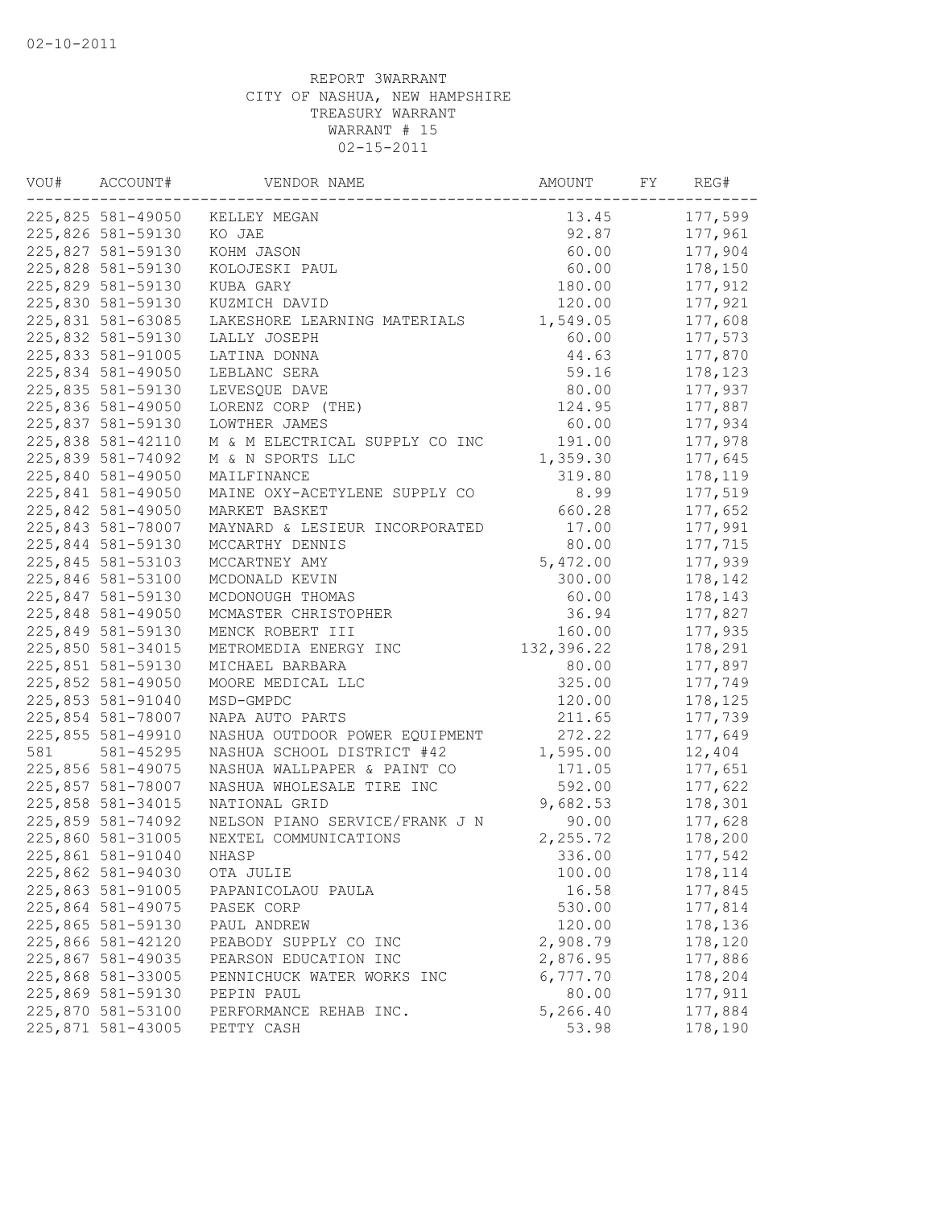02-10-2011

REPORT 3WARRANT
CITY OF NASHUA, NEW HAMPSHIRE
TREASURY WARRANT
WARRANT # 15
02-15-2011

| VOU# | ACCOUNT# | VENDOR NAME | AMOUNT | FY | REG# |
|---|---|---|---|---|---|
| 225,825 | 581-49050 | KELLEY MEGAN | 13.45 | | 177,599 |
| 225,826 | 581-59130 | KO JAE | 92.87 | | 177,961 |
| 225,827 | 581-59130 | KOHM JASON | 60.00 | | 177,904 |
| 225,828 | 581-59130 | KOLOJESKI PAUL | 60.00 | | 178,150 |
| 225,829 | 581-59130 | KUBA GARY | 180.00 | | 177,912 |
| 225,830 | 581-59130 | KUZMICH DAVID | 120.00 | | 177,921 |
| 225,831 | 581-63085 | LAKESHORE LEARNING MATERIALS | 1,549.05 | | 177,608 |
| 225,832 | 581-59130 | LALLY JOSEPH | 60.00 | | 177,573 |
| 225,833 | 581-91005 | LATINA DONNA | 44.63 | | 177,870 |
| 225,834 | 581-49050 | LEBLANC SERA | 59.16 | | 178,123 |
| 225,835 | 581-59130 | LEVESQUE DAVE | 80.00 | | 177,937 |
| 225,836 | 581-49050 | LORENZ CORP (THE) | 124.95 | | 177,887 |
| 225,837 | 581-59130 | LOWTHER JAMES | 60.00 | | 177,934 |
| 225,838 | 581-42110 | M & M ELECTRICAL SUPPLY CO INC | 191.00 | | 177,978 |
| 225,839 | 581-74092 | M & N SPORTS LLC | 1,359.30 | | 177,645 |
| 225,840 | 581-49050 | MAILFINANCE | 319.80 | | 178,119 |
| 225,841 | 581-49050 | MAINE OXY-ACETYLENE SUPPLY CO | 8.99 | | 177,519 |
| 225,842 | 581-49050 | MARKET BASKET | 660.28 | | 177,652 |
| 225,843 | 581-78007 | MAYNARD & LESIEUR INCORPORATED | 17.00 | | 177,991 |
| 225,844 | 581-59130 | MCCARTHY DENNIS | 80.00 | | 177,715 |
| 225,845 | 581-53103 | MCCARTNEY AMY | 5,472.00 | | 177,939 |
| 225,846 | 581-53100 | MCDONALD KEVIN | 300.00 | | 178,142 |
| 225,847 | 581-59130 | MCDONOUGH THOMAS | 60.00 | | 178,143 |
| 225,848 | 581-49050 | MCMASTER CHRISTOPHER | 36.94 | | 177,827 |
| 225,849 | 581-59130 | MENCK ROBERT III | 160.00 | | 177,935 |
| 225,850 | 581-34015 | METROMEDIA ENERGY INC | 132,396.22 | | 178,291 |
| 225,851 | 581-59130 | MICHAEL BARBARA | 80.00 | | 177,897 |
| 225,852 | 581-49050 | MOORE MEDICAL LLC | 325.00 | | 177,749 |
| 225,853 | 581-91040 | MSD-GMPDC | 120.00 | | 178,125 |
| 225,854 | 581-78007 | NAPA AUTO PARTS | 211.65 | | 177,739 |
| 225,855 | 581-49910 | NASHUA OUTDOOR POWER EQUIPMENT | 272.22 | | 177,649 |
| 581 | 581-45295 | NASHUA SCHOOL DISTRICT #42 | 1,595.00 | | 12,404 |
| 225,856 | 581-49075 | NASHUA WALLPAPER & PAINT CO | 171.05 | | 177,651 |
| 225,857 | 581-78007 | NASHUA WHOLESALE TIRE INC | 592.00 | | 177,622 |
| 225,858 | 581-34015 | NATIONAL GRID | 9,682.53 | | 178,301 |
| 225,859 | 581-74092 | NELSON PIANO SERVICE/FRANK J N | 90.00 | | 177,628 |
| 225,860 | 581-31005 | NEXTEL COMMUNICATIONS | 2,255.72 | | 178,200 |
| 225,861 | 581-91040 | NHASP | 336.00 | | 177,542 |
| 225,862 | 581-94030 | OTA JULIE | 100.00 | | 178,114 |
| 225,863 | 581-91005 | PAPANICOLAOU PAULA | 16.58 | | 177,845 |
| 225,864 | 581-49075 | PASEK CORP | 530.00 | | 177,814 |
| 225,865 | 581-59130 | PAUL ANDREW | 120.00 | | 178,136 |
| 225,866 | 581-42120 | PEABODY SUPPLY CO INC | 2,908.79 | | 178,120 |
| 225,867 | 581-49035 | PEARSON EDUCATION INC | 2,876.95 | | 177,886 |
| 225,868 | 581-33005 | PENNICHUCK WATER WORKS INC | 6,777.70 | | 178,204 |
| 225,869 | 581-59130 | PEPIN PAUL | 80.00 | | 177,911 |
| 225,870 | 581-53100 | PERFORMANCE REHAB INC. | 5,266.40 | | 177,884 |
| 225,871 | 581-43005 | PETTY CASH | 53.98 | | 178,190 |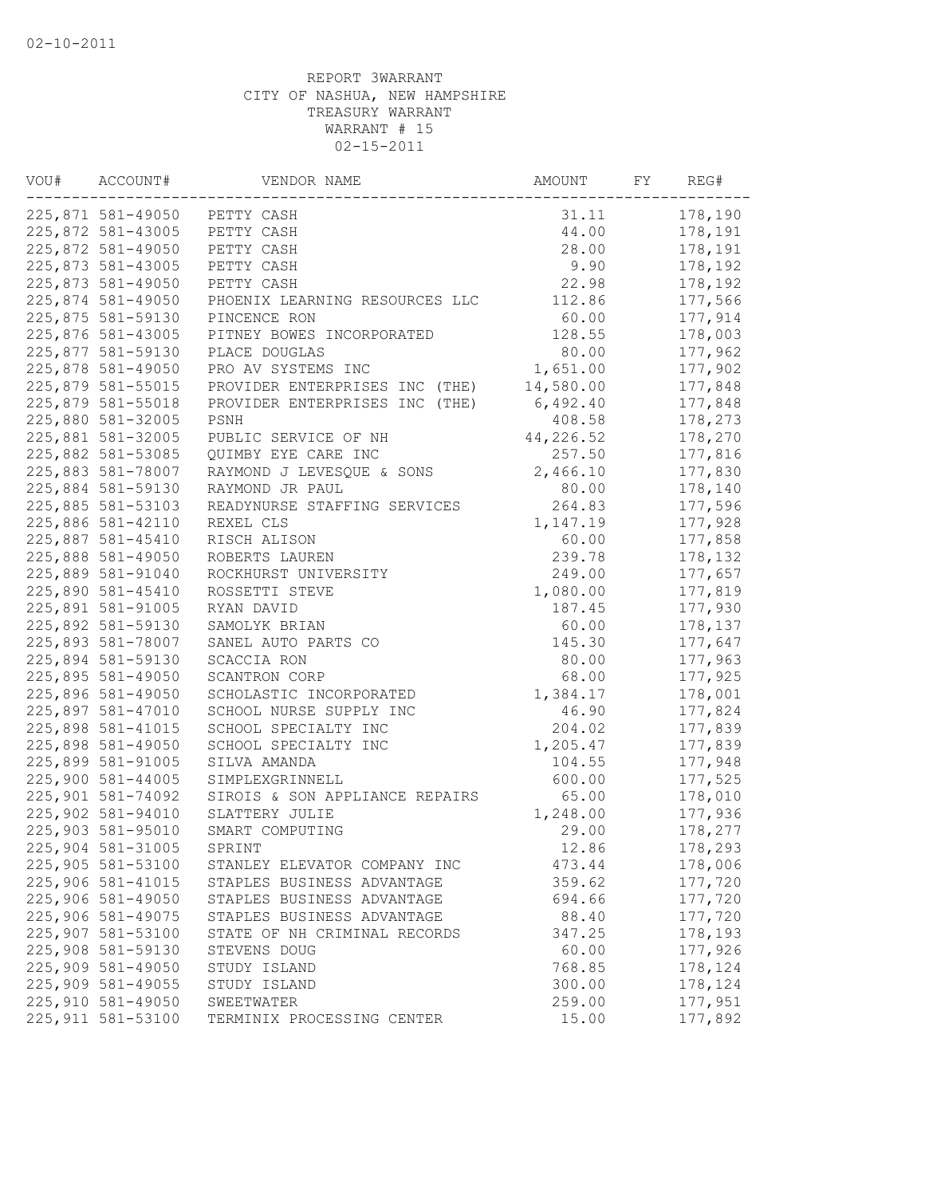02-10-2011

REPORT 3WARRANT
CITY OF NASHUA, NEW HAMPSHIRE
TREASURY WARRANT
WARRANT # 15
02-15-2011

| VOU# | ACCOUNT# | VENDOR NAME | AMOUNT | FY | REG# |
|---|---|---|---|---|---|
| 225,871 | 581-49050 | PETTY CASH | 31.11 | | 178,190 |
| 225,872 | 581-43005 | PETTY CASH | 44.00 | | 178,191 |
| 225,872 | 581-49050 | PETTY CASH | 28.00 | | 178,191 |
| 225,873 | 581-43005 | PETTY CASH | 9.90 | | 178,192 |
| 225,873 | 581-49050 | PETTY CASH | 22.98 | | 178,192 |
| 225,874 | 581-49050 | PHOENIX LEARNING RESOURCES LLC | 112.86 | | 177,566 |
| 225,875 | 581-59130 | PINCENCE RON | 60.00 | | 177,914 |
| 225,876 | 581-43005 | PITNEY BOWES INCORPORATED | 128.55 | | 178,003 |
| 225,877 | 581-59130 | PLACE DOUGLAS | 80.00 | | 177,962 |
| 225,878 | 581-49050 | PRO AV SYSTEMS INC | 1,651.00 | | 177,902 |
| 225,879 | 581-55015 | PROVIDER ENTERPRISES INC (THE) | 14,580.00 | | 177,848 |
| 225,879 | 581-55018 | PROVIDER ENTERPRISES INC (THE) | 6,492.40 | | 177,848 |
| 225,880 | 581-32005 | PSNH | 408.58 | | 178,273 |
| 225,881 | 581-32005 | PUBLIC SERVICE OF NH | 44,226.52 | | 178,270 |
| 225,882 | 581-53085 | QUIMBY EYE CARE INC | 257.50 | | 177,816 |
| 225,883 | 581-78007 | RAYMOND J LEVESQUE & SONS | 2,466.10 | | 177,830 |
| 225,884 | 581-59130 | RAYMOND JR PAUL | 80.00 | | 178,140 |
| 225,885 | 581-53103 | READYNURSE STAFFING SERVICES | 264.83 | | 177,596 |
| 225,886 | 581-42110 | REXEL CLS | 1,147.19 | | 177,928 |
| 225,887 | 581-45410 | RISCH ALISON | 60.00 | | 177,858 |
| 225,888 | 581-49050 | ROBERTS LAUREN | 239.78 | | 178,132 |
| 225,889 | 581-91040 | ROCKHURST UNIVERSITY | 249.00 | | 177,657 |
| 225,890 | 581-45410 | ROSSETTI STEVE | 1,080.00 | | 177,819 |
| 225,891 | 581-91005 | RYAN DAVID | 187.45 | | 177,930 |
| 225,892 | 581-59130 | SAMOLYK BRIAN | 60.00 | | 178,137 |
| 225,893 | 581-78007 | SANEL AUTO PARTS CO | 145.30 | | 177,647 |
| 225,894 | 581-59130 | SCACCIA RON | 80.00 | | 177,963 |
| 225,895 | 581-49050 | SCANTRON CORP | 68.00 | | 177,925 |
| 225,896 | 581-49050 | SCHOLASTIC INCORPORATED | 1,384.17 | | 178,001 |
| 225,897 | 581-47010 | SCHOOL NURSE SUPPLY INC | 46.90 | | 177,824 |
| 225,898 | 581-41015 | SCHOOL SPECIALTY INC | 204.02 | | 177,839 |
| 225,898 | 581-49050 | SCHOOL SPECIALTY INC | 1,205.47 | | 177,839 |
| 225,899 | 581-91005 | SILVA AMANDA | 104.55 | | 177,948 |
| 225,900 | 581-44005 | SIMPLEXGRINNELL | 600.00 | | 177,525 |
| 225,901 | 581-74092 | SIROIS & SON APPLIANCE REPAIRS | 65.00 | | 178,010 |
| 225,902 | 581-94010 | SLATTERY JULIE | 1,248.00 | | 177,936 |
| 225,903 | 581-95010 | SMART COMPUTING | 29.00 | | 178,277 |
| 225,904 | 581-31005 | SPRINT | 12.86 | | 178,293 |
| 225,905 | 581-53100 | STANLEY ELEVATOR COMPANY INC | 473.44 | | 178,006 |
| 225,906 | 581-41015 | STAPLES BUSINESS ADVANTAGE | 359.62 | | 177,720 |
| 225,906 | 581-49050 | STAPLES BUSINESS ADVANTAGE | 694.66 | | 177,720 |
| 225,906 | 581-49075 | STAPLES BUSINESS ADVANTAGE | 88.40 | | 177,720 |
| 225,907 | 581-53100 | STATE OF NH CRIMINAL RECORDS | 347.25 | | 178,193 |
| 225,908 | 581-59130 | STEVENS DOUG | 60.00 | | 177,926 |
| 225,909 | 581-49050 | STUDY ISLAND | 768.85 | | 178,124 |
| 225,909 | 581-49055 | STUDY ISLAND | 300.00 | | 178,124 |
| 225,910 | 581-49050 | SWEETWATER | 259.00 | | 177,951 |
| 225,911 | 581-53100 | TERMINIX PROCESSING CENTER | 15.00 | | 177,892 |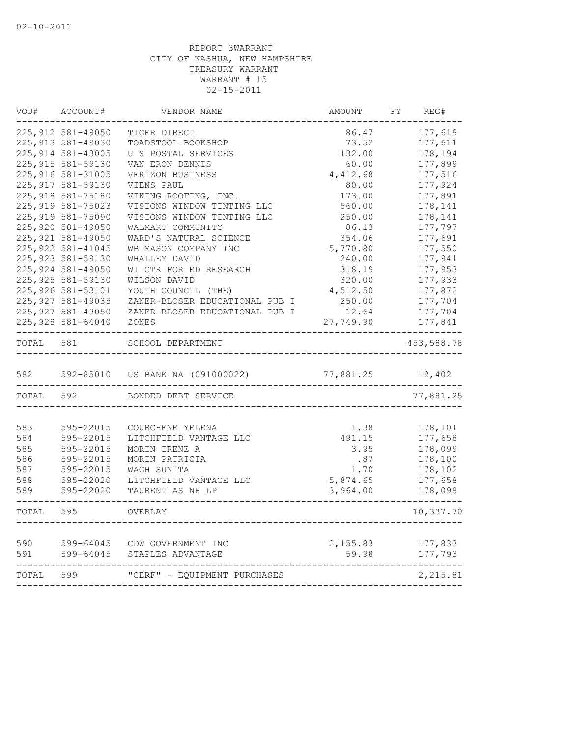02-10-2011

REPORT 3WARRANT
CITY OF NASHUA, NEW HAMPSHIRE
TREASURY WARRANT
WARRANT # 15
02-15-2011

| VOU# | ACCOUNT# | VENDOR NAME | AMOUNT | FY | REG# |
|---|---|---|---|---|---|
| 225,912 | 581-49050 | TIGER DIRECT | 86.47 | | 177,619 |
| 225,913 | 581-49030 | TOADSTOOL BOOKSHOP | 73.52 | | 177,611 |
| 225,914 | 581-43005 | U S POSTAL SERVICES | 132.00 | | 178,194 |
| 225,915 | 581-59130 | VAN ERON DENNIS | 60.00 | | 177,899 |
| 225,916 | 581-31005 | VERIZON BUSINESS | 4,412.68 | | 177,516 |
| 225,917 | 581-59130 | VIENS PAUL | 80.00 | | 177,924 |
| 225,918 | 581-75180 | VIKING ROOFING, INC. | 173.00 | | 177,891 |
| 225,919 | 581-75023 | VISIONS WINDOW TINTING LLC | 560.00 | | 178,141 |
| 225,919 | 581-75090 | VISIONS WINDOW TINTING LLC | 250.00 | | 178,141 |
| 225,920 | 581-49050 | WALMART COMMUNITY | 86.13 | | 177,797 |
| 225,921 | 581-49050 | WARD'S NATURAL SCIENCE | 354.06 | | 177,691 |
| 225,922 | 581-41045 | WB MASON COMPANY INC | 5,770.80 | | 177,550 |
| 225,923 | 581-59130 | WHALLEY DAVID | 240.00 | | 177,941 |
| 225,924 | 581-49050 | WI CTR FOR ED RESEARCH | 318.19 | | 177,953 |
| 225,925 | 581-59130 | WILSON DAVID | 320.00 | | 177,933 |
| 225,926 | 581-53101 | YOUTH COUNCIL (THE) | 4,512.50 | | 177,872 |
| 225,927 | 581-49035 | ZANER-BLOSER EDUCATIONAL PUB I | 250.00 | | 177,704 |
| 225,927 | 581-49050 | ZANER-BLOSER EDUCATIONAL PUB I | 12.64 | | 177,704 |
| 225,928 | 581-64040 | ZONES | 27,749.90 | | 177,841 |
| TOTAL | 581 | SCHOOL DEPARTMENT | | | 453,588.78 |
| 582 | 592-85010 | US BANK NA (091000022) | 77,881.25 | | 12,402 |
| TOTAL | 592 | BONDED DEBT SERVICE | | | 77,881.25 |
| 583 | 595-22015 | COURCHENE YELENA | 1.38 | | 178,101 |
| 584 | 595-22015 | LITCHFIELD VANTAGE LLC | 491.15 | | 177,658 |
| 585 | 595-22015 | MORIN IRENE A | 3.95 | | 178,099 |
| 586 | 595-22015 | MORIN PATRICIA | .87 | | 178,100 |
| 587 | 595-22015 | WAGH SUNITA | 1.70 | | 178,102 |
| 588 | 595-22020 | LITCHFIELD VANTAGE LLC | 5,874.65 | | 177,658 |
| 589 | 595-22020 | TAURENT AS NH LP | 3,964.00 | | 178,098 |
| TOTAL | 595 | OVERLAY | | | 10,337.70 |
| 590 | 599-64045 | CDW GOVERNMENT INC | 2,155.83 | | 177,833 |
| 591 | 599-64045 | STAPLES ADVANTAGE | 59.98 | | 177,793 |
| TOTAL | 599 | "CERF" - EQUIPMENT PURCHASES | | | 2,215.81 |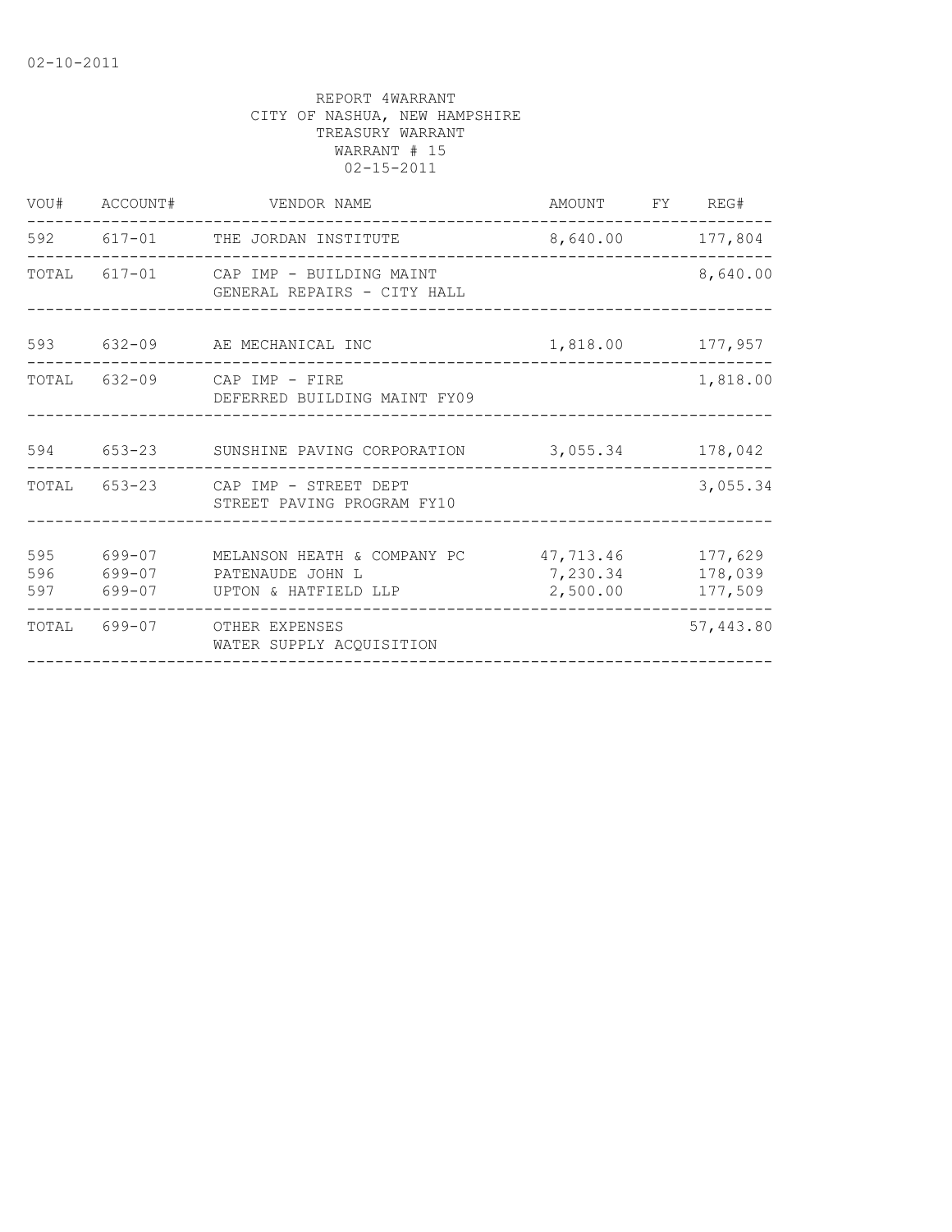02-10-2011

REPORT 4WARRANT
CITY OF NASHUA, NEW HAMPSHIRE
TREASURY WARRANT
WARRANT # 15
02-15-2011

| VOU# | ACCOUNT# | VENDOR NAME | AMOUNT | FY | REG# |
|---|---|---|---|---|---|
| 592 | 617-01 | THE JORDAN INSTITUTE | 8,640.00 | | 177,804 |
| TOTAL | 617-01 | CAP IMP - BUILDING MAINT GENERAL REPAIRS - CITY HALL | | | 8,640.00 |
| 593 | 632-09 | AE MECHANICAL INC | 1,818.00 | | 177,957 |
| TOTAL | 632-09 | CAP IMP - FIRE DEFERRED BUILDING MAINT FY09 | | | 1,818.00 |
| 594 | 653-23 | SUNSHINE PAVING CORPORATION | 3,055.34 | | 178,042 |
| TOTAL | 653-23 | CAP IMP - STREET DEPT STREET PAVING PROGRAM FY10 | | | 3,055.34 |
| 595 | 699-07 | MELANSON HEATH & COMPANY PC | 47,713.46 | | 177,629 |
| 596 | 699-07 | PATENAUDE JOHN L | 7,230.34 | | 178,039 |
| 597 | 699-07 | UPTON & HATFIELD LLP | 2,500.00 | | 177,509 |
| TOTAL | 699-07 | OTHER EXPENSES WATER SUPPLY ACQUISITION | | | 57,443.80 |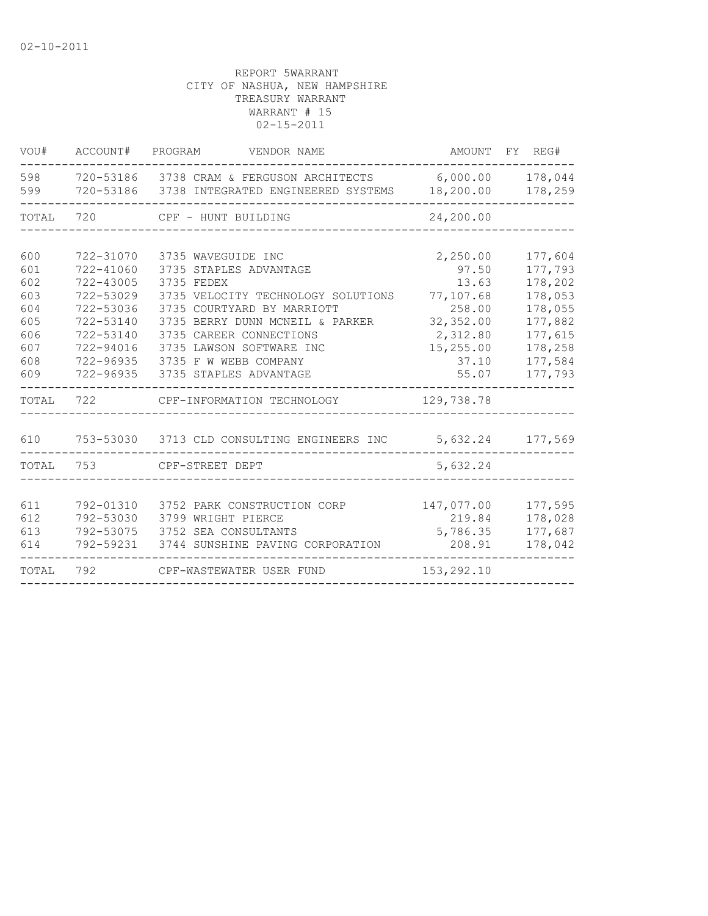02-10-2011

REPORT 5WARRANT
CITY OF NASHUA, NEW HAMPSHIRE
TREASURY WARRANT
WARRANT # 15
02-15-2011

| VOU# | ACCOUNT# | PROGRAM | VENDOR NAME | AMOUNT | FY | REG# |
|---|---|---|---|---|---|---|
| 598 | 720-53186 | 3738 | CRAM & FERGUSON ARCHITECTS | 6,000.00 | | 178,044 |
| 599 | 720-53186 | 3738 | INTEGRATED ENGINEERED SYSTEMS | 18,200.00 | | 178,259 |
| TOTAL | 720 | | CPF - HUNT BUILDING | 24,200.00 | | |
| 600 | 722-31070 | 3735 | WAVEGUIDE INC | 2,250.00 | | 177,604 |
| 601 | 722-41060 | 3735 | STAPLES ADVANTAGE | 97.50 | | 177,793 |
| 602 | 722-43005 | 3735 | FEDEX | 13.63 | | 178,202 |
| 603 | 722-53029 | 3735 | VELOCITY TECHNOLOGY SOLUTIONS | 77,107.68 | | 178,053 |
| 604 | 722-53036 | 3735 | COURTYARD BY MARRIOTT | 258.00 | | 178,055 |
| 605 | 722-53140 | 3735 | BERRY DUNN MCNEIL & PARKER | 32,352.00 | | 177,882 |
| 606 | 722-53140 | 3735 | CAREER CONNECTIONS | 2,312.80 | | 177,615 |
| 607 | 722-94016 | 3735 | LAWSON SOFTWARE INC | 15,255.00 | | 178,258 |
| 608 | 722-96935 | 3735 | F W WEBB COMPANY | 37.10 | | 177,584 |
| 609 | 722-96935 | 3735 | STAPLES ADVANTAGE | 55.07 | | 177,793 |
| TOTAL | 722 | | CPF-INFORMATION TECHNOLOGY | 129,738.78 | | |
| 610 | 753-53030 | 3713 | CLD CONSULTING ENGINEERS INC | 5,632.24 | | 177,569 |
| TOTAL | 753 | | CPF-STREET DEPT | 5,632.24 | | |
| 611 | 792-01310 | 3752 | PARK CONSTRUCTION CORP | 147,077.00 | | 177,595 |
| 612 | 792-53030 | 3799 | WRIGHT PIERCE | 219.84 | | 178,028 |
| 613 | 792-53075 | 3752 | SEA CONSULTANTS | 5,786.35 | | 177,687 |
| 614 | 792-59231 | 3744 | SUNSHINE PAVING CORPORATION | 208.91 | | 178,042 |
| TOTAL | 792 | | CPF-WASTEWATER USER FUND | 153,292.10 | | |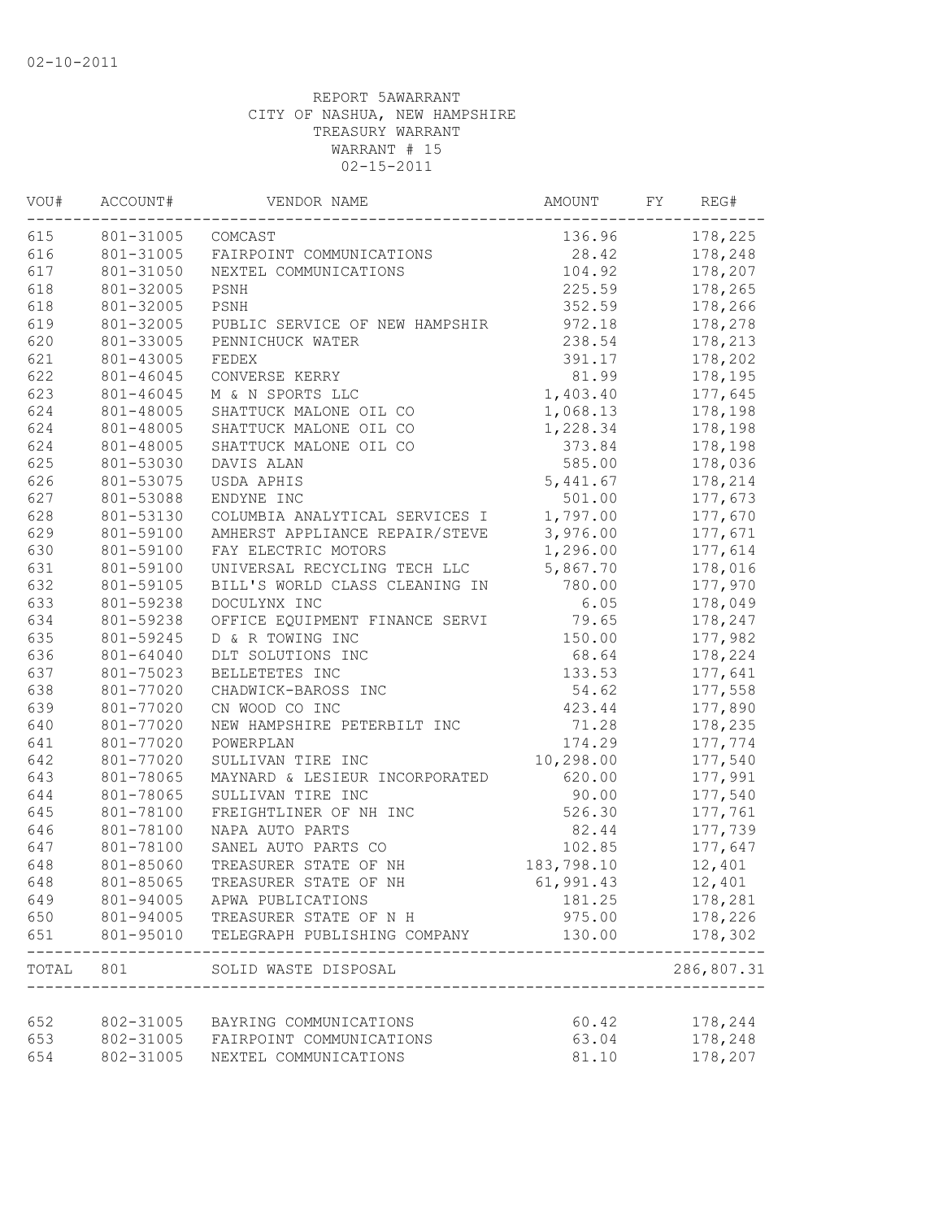02-10-2011

REPORT 5AWARRANT
CITY OF NASHUA, NEW HAMPSHIRE
TREASURY WARRANT
WARRANT # 15
02-15-2011

| VOU# | ACCOUNT# | VENDOR NAME | AMOUNT | FY | REG# |
|---|---|---|---|---|---|
| 615 | 801-31005 | COMCAST | 136.96 | | 178,225 |
| 616 | 801-31005 | FAIRPOINT COMMUNICATIONS | 28.42 | | 178,248 |
| 617 | 801-31050 | NEXTEL COMMUNICATIONS | 104.92 | | 178,207 |
| 618 | 801-32005 | PSNH | 225.59 | | 178,265 |
| 618 | 801-32005 | PSNH | 352.59 | | 178,266 |
| 619 | 801-32005 | PUBLIC SERVICE OF NEW HAMPSHIR | 972.18 | | 178,278 |
| 620 | 801-33005 | PENNICHUCK WATER | 238.54 | | 178,213 |
| 621 | 801-43005 | FEDEX | 391.17 | | 178,202 |
| 622 | 801-46045 | CONVERSE KERRY | 81.99 | | 178,195 |
| 623 | 801-46045 | M & N SPORTS LLC | 1,403.40 | | 177,645 |
| 624 | 801-48005 | SHATTUCK MALONE OIL CO | 1,068.13 | | 178,198 |
| 624 | 801-48005 | SHATTUCK MALONE OIL CO | 1,228.34 | | 178,198 |
| 624 | 801-48005 | SHATTUCK MALONE OIL CO | 373.84 | | 178,198 |
| 625 | 801-53030 | DAVIS ALAN | 585.00 | | 178,036 |
| 626 | 801-53075 | USDA APHIS | 5,441.67 | | 178,214 |
| 627 | 801-53088 | ENDYNE INC | 501.00 | | 177,673 |
| 628 | 801-53130 | COLUMBIA ANALYTICAL SERVICES I | 1,797.00 | | 177,670 |
| 629 | 801-59100 | AMHERST APPLIANCE REPAIR/STEVE | 3,976.00 | | 177,671 |
| 630 | 801-59100 | FAY ELECTRIC MOTORS | 1,296.00 | | 177,614 |
| 631 | 801-59100 | UNIVERSAL RECYCLING TECH LLC | 5,867.70 | | 178,016 |
| 632 | 801-59105 | BILL'S WORLD CLASS CLEANING IN | 780.00 | | 177,970 |
| 633 | 801-59238 | DOCULYNX INC | 6.05 | | 178,049 |
| 634 | 801-59238 | OFFICE EQUIPMENT FINANCE SERVI | 79.65 | | 178,247 |
| 635 | 801-59245 | D & R TOWING INC | 150.00 | | 177,982 |
| 636 | 801-64040 | DLT SOLUTIONS INC | 68.64 | | 178,224 |
| 637 | 801-75023 | BELLETETES INC | 133.53 | | 177,641 |
| 638 | 801-77020 | CHADWICK-BAROSS INC | 54.62 | | 177,558 |
| 639 | 801-77020 | CN WOOD CO INC | 423.44 | | 177,890 |
| 640 | 801-77020 | NEW HAMPSHIRE PETERBILT INC | 71.28 | | 178,235 |
| 641 | 801-77020 | POWERPLAN | 174.29 | | 177,774 |
| 642 | 801-77020 | SULLIVAN TIRE INC | 10,298.00 | | 177,540 |
| 643 | 801-78065 | MAYNARD & LESIEUR INCORPORATED | 620.00 | | 177,991 |
| 644 | 801-78065 | SULLIVAN TIRE INC | 90.00 | | 177,540 |
| 645 | 801-78100 | FREIGHTLINER OF NH INC | 526.30 | | 177,761 |
| 646 | 801-78100 | NAPA AUTO PARTS | 82.44 | | 177,739 |
| 647 | 801-78100 | SANEL AUTO PARTS CO | 102.85 | | 177,647 |
| 648 | 801-85060 | TREASURER STATE OF NH | 183,798.10 | | 12,401 |
| 648 | 801-85065 | TREASURER STATE OF NH | 61,991.43 | | 12,401 |
| 649 | 801-94005 | APWA PUBLICATIONS | 181.25 | | 178,281 |
| 650 | 801-94005 | TREASURER STATE OF N H | 975.00 | | 178,226 |
| 651 | 801-95010 | TELEGRAPH PUBLISHING COMPANY | 130.00 | | 178,302 |
| TOTAL | 801 | SOLID WASTE DISPOSAL | | | 286,807.31 |
| 652 | 802-31005 | BAYRING COMMUNICATIONS | 60.42 | | 178,244 |
| 653 | 802-31005 | FAIRPOINT COMMUNICATIONS | 63.04 | | 178,248 |
| 654 | 802-31005 | NEXTEL COMMUNICATIONS | 81.10 | | 178,207 |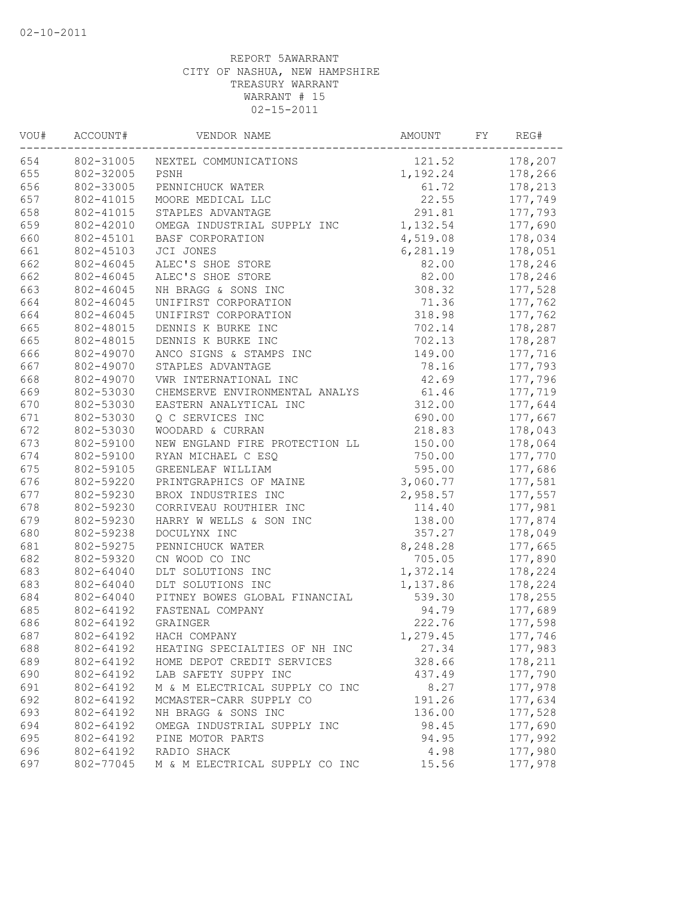02-10-2011

REPORT 5AWARRANT
CITY OF NASHUA, NEW HAMPSHIRE
TREASURY WARRANT
WARRANT # 15
02-15-2011

| VOU# | ACCOUNT# | VENDOR NAME | AMOUNT | FY | REG# |
|---|---|---|---|---|---|
| 654 | 802-31005 | NEXTEL COMMUNICATIONS | 121.52 | | 178,207 |
| 655 | 802-32005 | PSNH | 1,192.24 | | 178,266 |
| 656 | 802-33005 | PENNICHUCK WATER | 61.72 | | 178,213 |
| 657 | 802-41015 | MOORE MEDICAL LLC | 22.55 | | 177,749 |
| 658 | 802-41015 | STAPLES ADVANTAGE | 291.81 | | 177,793 |
| 659 | 802-42010 | OMEGA INDUSTRIAL SUPPLY INC | 1,132.54 | | 177,690 |
| 660 | 802-45101 | BASF CORPORATION | 4,519.08 | | 178,034 |
| 661 | 802-45103 | JCI JONES | 6,281.19 | | 178,051 |
| 662 | 802-46045 | ALEC'S SHOE STORE | 82.00 | | 178,246 |
| 662 | 802-46045 | ALEC'S SHOE STORE | 82.00 | | 178,246 |
| 663 | 802-46045 | NH BRAGG & SONS INC | 308.32 | | 177,528 |
| 664 | 802-46045 | UNIFIRST CORPORATION | 71.36 | | 177,762 |
| 664 | 802-46045 | UNIFIRST CORPORATION | 318.98 | | 177,762 |
| 665 | 802-48015 | DENNIS K BURKE INC | 702.14 | | 178,287 |
| 665 | 802-48015 | DENNIS K BURKE INC | 702.13 | | 178,287 |
| 666 | 802-49070 | ANCO SIGNS & STAMPS INC | 149.00 | | 177,716 |
| 667 | 802-49070 | STAPLES ADVANTAGE | 78.16 | | 177,793 |
| 668 | 802-49070 | VWR INTERNATIONAL INC | 42.69 | | 177,796 |
| 669 | 802-53030 | CHEMSERVE ENVIRONMENTAL ANALYS | 61.46 | | 177,719 |
| 670 | 802-53030 | EASTERN ANALYTICAL INC | 312.00 | | 177,644 |
| 671 | 802-53030 | Q C SERVICES INC | 690.00 | | 177,667 |
| 672 | 802-53030 | WOODARD & CURRAN | 218.83 | | 178,043 |
| 673 | 802-59100 | NEW ENGLAND FIRE PROTECTION LL | 150.00 | | 178,064 |
| 674 | 802-59100 | RYAN MICHAEL C ESQ | 750.00 | | 177,770 |
| 675 | 802-59105 | GREENLEAF WILLIAM | 595.00 | | 177,686 |
| 676 | 802-59220 | PRINTGRAPHICS OF MAINE | 3,060.77 | | 177,581 |
| 677 | 802-59230 | BROX INDUSTRIES INC | 2,958.57 | | 177,557 |
| 678 | 802-59230 | CORRIVEAU ROUTHIER INC | 114.40 | | 177,981 |
| 679 | 802-59230 | HARRY W WELLS & SON INC | 138.00 | | 177,874 |
| 680 | 802-59238 | DOCULYNX INC | 357.27 | | 178,049 |
| 681 | 802-59275 | PENNICHUCK WATER | 8,248.28 | | 177,665 |
| 682 | 802-59320 | CN WOOD CO INC | 705.05 | | 177,890 |
| 683 | 802-64040 | DLT SOLUTIONS INC | 1,372.14 | | 178,224 |
| 683 | 802-64040 | DLT SOLUTIONS INC | 1,137.86 | | 178,224 |
| 684 | 802-64040 | PITNEY BOWES GLOBAL FINANCIAL | 539.30 | | 178,255 |
| 685 | 802-64192 | FASTENAL COMPANY | 94.79 | | 177,689 |
| 686 | 802-64192 | GRAINGER | 222.76 | | 177,598 |
| 687 | 802-64192 | HACH COMPANY | 1,279.45 | | 177,746 |
| 688 | 802-64192 | HEATING SPECIALTIES OF NH INC | 27.34 | | 177,983 |
| 689 | 802-64192 | HOME DEPOT CREDIT SERVICES | 328.66 | | 178,211 |
| 690 | 802-64192 | LAB SAFETY SUPPY INC | 437.49 | | 177,790 |
| 691 | 802-64192 | M & M ELECTRICAL SUPPLY CO INC | 8.27 | | 177,978 |
| 692 | 802-64192 | MCMASTER-CARR SUPPLY CO | 191.26 | | 177,634 |
| 693 | 802-64192 | NH BRAGG & SONS INC | 136.00 | | 177,528 |
| 694 | 802-64192 | OMEGA INDUSTRIAL SUPPLY INC | 98.45 | | 177,690 |
| 695 | 802-64192 | PINE MOTOR PARTS | 94.95 | | 177,992 |
| 696 | 802-64192 | RADIO SHACK | 4.98 | | 177,980 |
| 697 | 802-77045 | M & M ELECTRICAL SUPPLY CO INC | 15.56 | | 177,978 |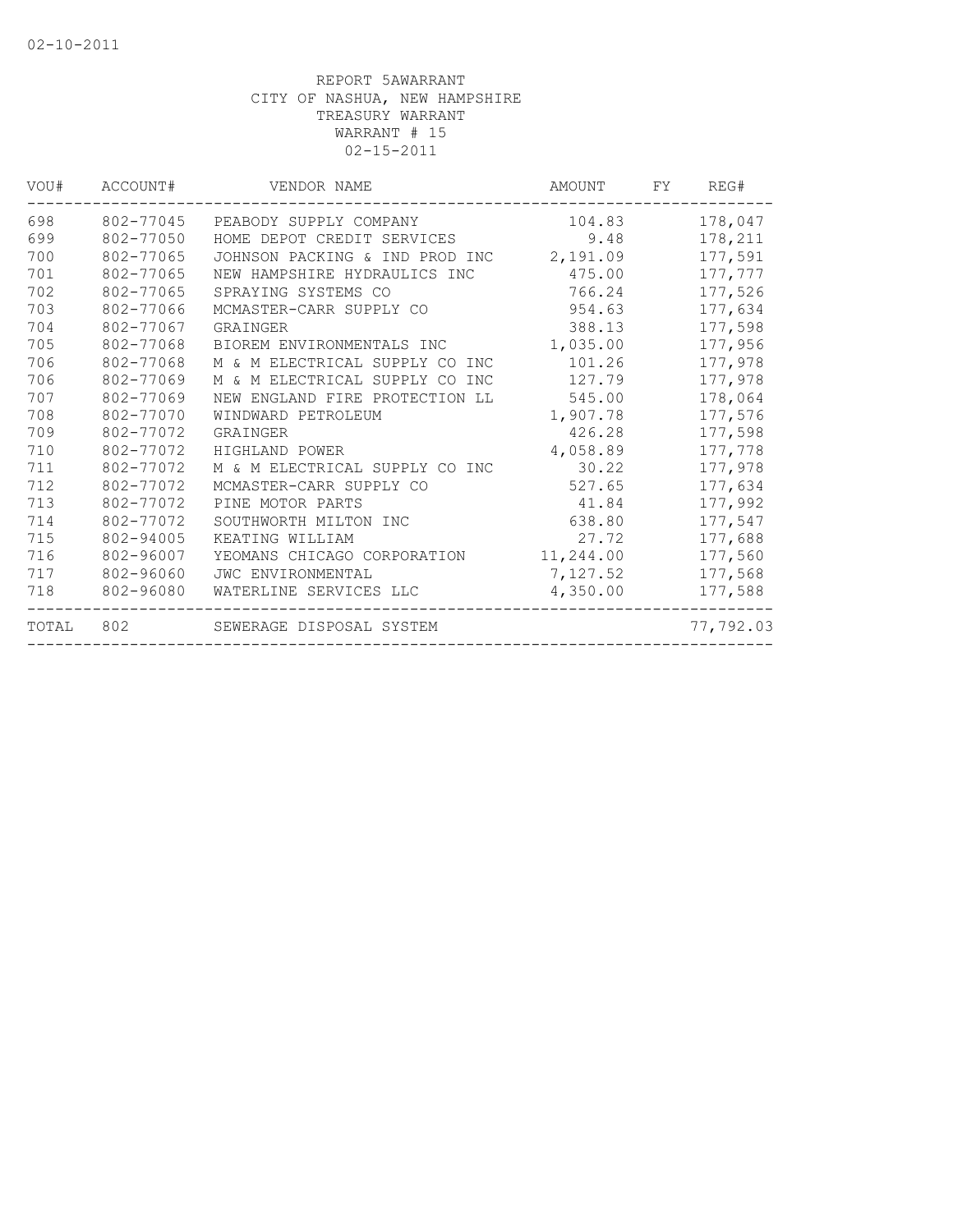REPORT 5AWARRANT
CITY OF NASHUA, NEW HAMPSHIRE
TREASURY WARRANT
WARRANT # 15
02-15-2011

| VOU# | ACCOUNT# | VENDOR NAME | AMOUNT | FY | REG# |
|---|---|---|---|---|---|
| 698 | 802-77045 | PEABODY SUPPLY COMPANY | 104.83 | | 178,047 |
| 699 | 802-77050 | HOME DEPOT CREDIT SERVICES | 9.48 | | 178,211 |
| 700 | 802-77065 | JOHNSON PACKING & IND PROD INC | 2,191.09 | | 177,591 |
| 701 | 802-77065 | NEW HAMPSHIRE HYDRAULICS INC | 475.00 | | 177,777 |
| 702 | 802-77065 | SPRAYING SYSTEMS CO | 766.24 | | 177,526 |
| 703 | 802-77066 | MCMASTER-CARR SUPPLY CO | 954.63 | | 177,634 |
| 704 | 802-77067 | GRAINGER | 388.13 | | 177,598 |
| 705 | 802-77068 | BIOREM ENVIRONMENTALS INC | 1,035.00 | | 177,956 |
| 706 | 802-77068 | M & M ELECTRICAL SUPPLY CO INC | 101.26 | | 177,978 |
| 706 | 802-77069 | M & M ELECTRICAL SUPPLY CO INC | 127.79 | | 177,978 |
| 707 | 802-77069 | NEW ENGLAND FIRE PROTECTION LL | 545.00 | | 178,064 |
| 708 | 802-77070 | WINDWARD PETROLEUM | 1,907.78 | | 177,576 |
| 709 | 802-77072 | GRAINGER | 426.28 | | 177,598 |
| 710 | 802-77072 | HIGHLAND POWER | 4,058.89 | | 177,778 |
| 711 | 802-77072 | M & M ELECTRICAL SUPPLY CO INC | 30.22 | | 177,978 |
| 712 | 802-77072 | MCMASTER-CARR SUPPLY CO | 527.65 | | 177,634 |
| 713 | 802-77072 | PINE MOTOR PARTS | 41.84 | | 177,992 |
| 714 | 802-77072 | SOUTHWORTH MILTON INC | 638.80 | | 177,547 |
| 715 | 802-94005 | KEATING WILLIAM | 27.72 | | 177,688 |
| 716 | 802-96007 | YEOMANS CHICAGO CORPORATION | 11,244.00 | | 177,560 |
| 717 | 802-96060 | JWC ENVIRONMENTAL | 7,127.52 | | 177,568 |
| 718 | 802-96080 | WATERLINE SERVICES LLC | 4,350.00 | | 177,588 |
| TOTAL | 802 | SEWERAGE DISPOSAL SYSTEM | | | 77,792.03 |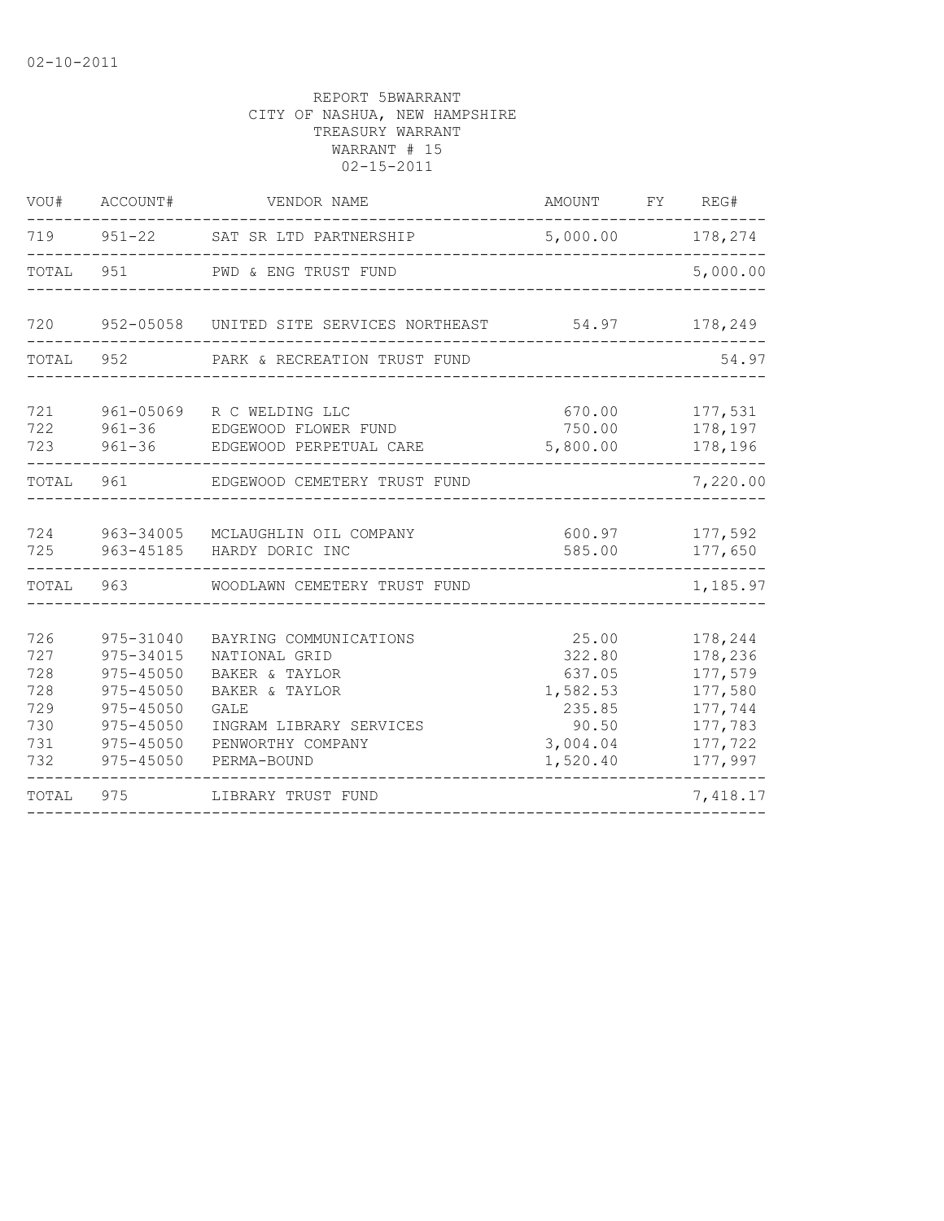02-10-2011

REPORT 5BWARRANT
CITY OF NASHUA, NEW HAMPSHIRE
TREASURY WARRANT
WARRANT # 15
02-15-2011

| VOU# | ACCOUNT# | VENDOR NAME | AMOUNT | FY | REG# |
|---|---|---|---|---|---|
| 719 | 951-22 | SAT SR LTD PARTNERSHIP | 5,000.00 | | 178,274 |
| TOTAL | 951 | PWD & ENG TRUST FUND | | | 5,000.00 |
| 720 | 952-05058 | UNITED SITE SERVICES NORTHEAST | 54.97 | | 178,249 |
| TOTAL | 952 | PARK & RECREATION TRUST FUND | | | 54.97 |
| 721 | 961-05069 | R C WELDING LLC | 670.00 | | 177,531 |
| 722 | 961-36 | EDGEWOOD FLOWER FUND | 750.00 | | 178,197 |
| 723 | 961-36 | EDGEWOOD PERPETUAL CARE | 5,800.00 | | 178,196 |
| TOTAL | 961 | EDGEWOOD CEMETERY TRUST FUND | | | 7,220.00 |
| 724 | 963-34005 | MCLAUGHLIN OIL COMPANY | 600.97 | | 177,592 |
| 725 | 963-45185 | HARDY DORIC INC | 585.00 | | 177,650 |
| TOTAL | 963 | WOODLAWN CEMETERY TRUST FUND | | | 1,185.97 |
| 726 | 975-31040 | BAYRING COMMUNICATIONS | 25.00 | | 178,244 |
| 727 | 975-34015 | NATIONAL GRID | 322.80 | | 178,236 |
| 728 | 975-45050 | BAKER & TAYLOR | 637.05 | | 177,579 |
| 728 | 975-45050 | BAKER & TAYLOR | 1,582.53 | | 177,580 |
| 729 | 975-45050 | GALE | 235.85 | | 177,744 |
| 730 | 975-45050 | INGRAM LIBRARY SERVICES | 90.50 | | 177,783 |
| 731 | 975-45050 | PENWORTHY COMPANY | 3,004.04 | | 177,722 |
| 732 | 975-45050 | PERMA-BOUND | 1,520.40 | | 177,997 |
| TOTAL | 975 | LIBRARY TRUST FUND | | | 7,418.17 |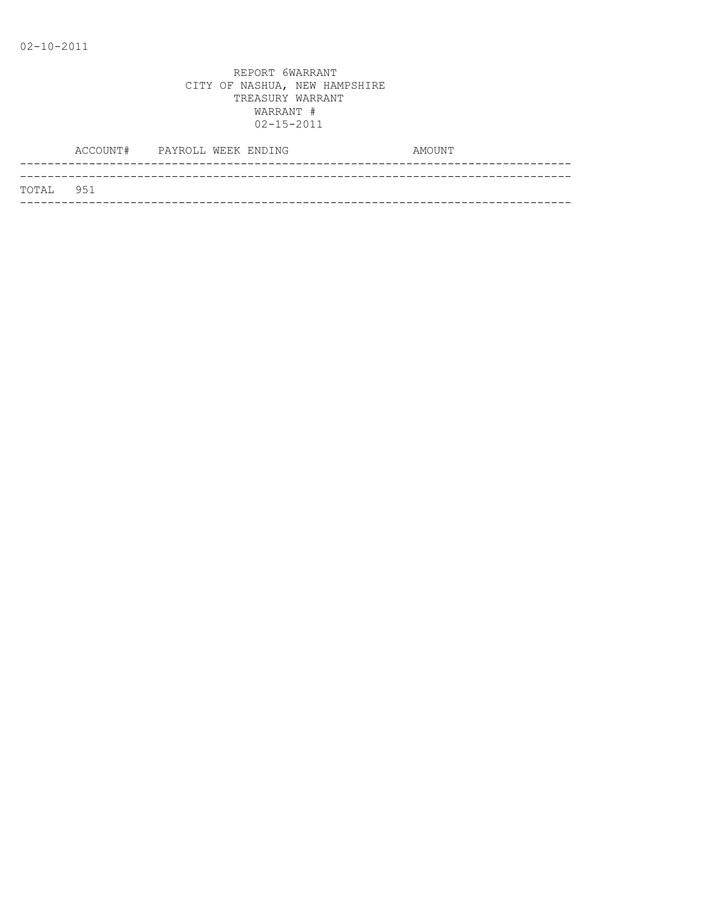02-10-2011

REPORT 6WARRANT
CITY OF NASHUA, NEW HAMPSHIRE
TREASURY WARRANT
WARRANT #
02-15-2011

| | ACCOUNT# | PAYROLL WEEK ENDING | AMOUNT |
|---|---|---|---|
| TOTAL | 951 | | |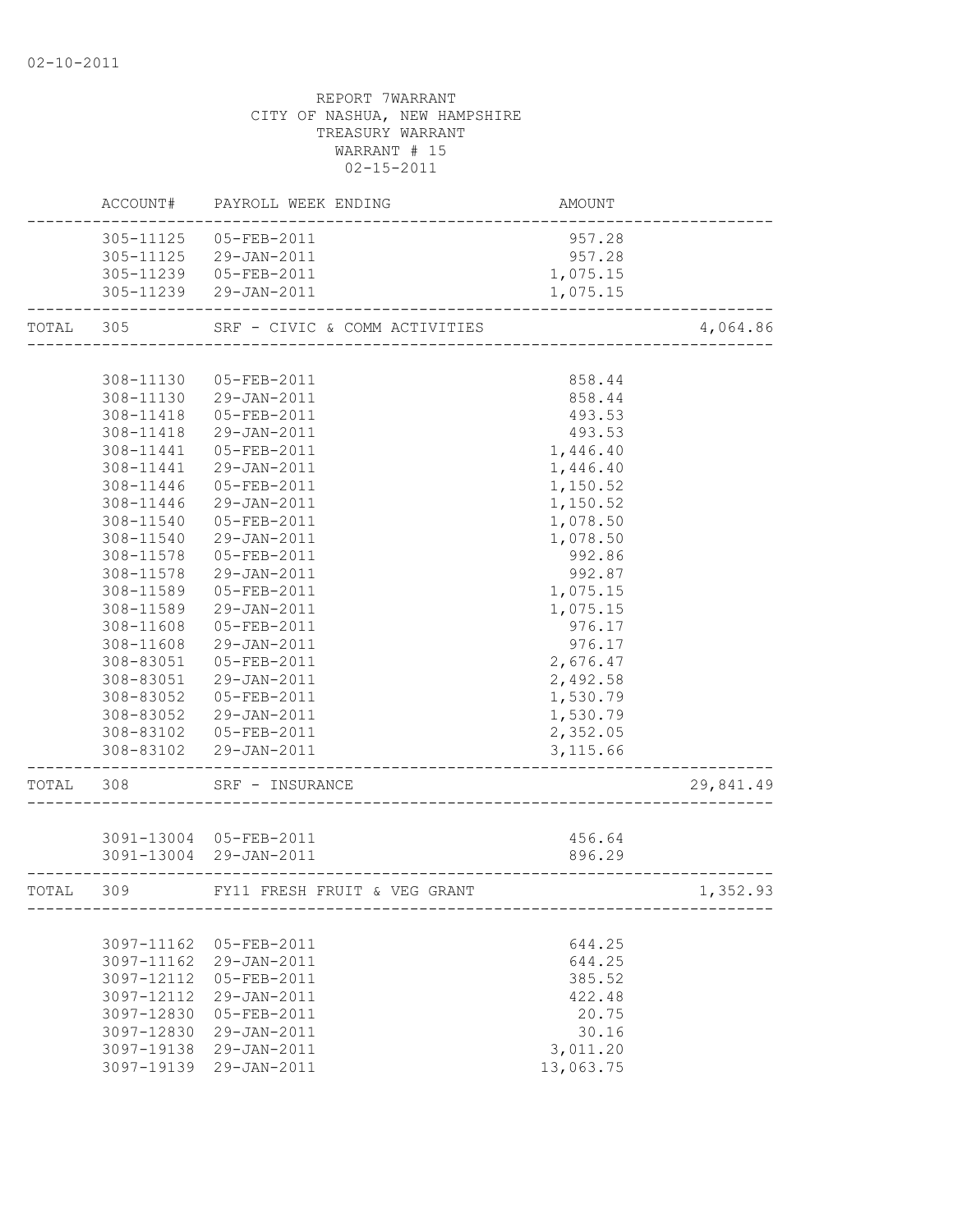02-10-2011

REPORT 7WARRANT
CITY OF NASHUA, NEW HAMPSHIRE
TREASURY WARRANT
WARRANT # 15
02-15-2011

| | ACCOUNT# | PAYROLL WEEK ENDING | AMOUNT | |
|---|---|---|---|---|
| | 305-11125 | 05-FEB-2011 | 957.28 | |
| | 305-11125 | 29-JAN-2011 | 957.28 | |
| | 305-11239 | 05-FEB-2011 | 1,075.15 | |
| | 305-11239 | 29-JAN-2011 | 1,075.15 | |
| TOTAL | 305 | SRF - CIVIC & COMM ACTIVITIES | | 4,064.86 |
| | 308-11130 | 05-FEB-2011 | 858.44 | |
| | 308-11130 | 29-JAN-2011 | 858.44 | |
| | 308-11418 | 05-FEB-2011 | 493.53 | |
| | 308-11418 | 29-JAN-2011 | 493.53 | |
| | 308-11441 | 05-FEB-2011 | 1,446.40 | |
| | 308-11441 | 29-JAN-2011 | 1,446.40 | |
| | 308-11446 | 05-FEB-2011 | 1,150.52 | |
| | 308-11446 | 29-JAN-2011 | 1,150.52 | |
| | 308-11540 | 05-FEB-2011 | 1,078.50 | |
| | 308-11540 | 29-JAN-2011 | 1,078.50 | |
| | 308-11578 | 05-FEB-2011 | 992.86 | |
| | 308-11578 | 29-JAN-2011 | 992.87 | |
| | 308-11589 | 05-FEB-2011 | 1,075.15 | |
| | 308-11589 | 29-JAN-2011 | 1,075.15 | |
| | 308-11608 | 05-FEB-2011 | 976.17 | |
| | 308-11608 | 29-JAN-2011 | 976.17 | |
| | 308-83051 | 05-FEB-2011 | 2,676.47 | |
| | 308-83051 | 29-JAN-2011 | 2,492.58 | |
| | 308-83052 | 05-FEB-2011 | 1,530.79 | |
| | 308-83052 | 29-JAN-2011 | 1,530.79 | |
| | 308-83102 | 05-FEB-2011 | 2,352.05 | |
| | 308-83102 | 29-JAN-2011 | 3,115.66 | |
| TOTAL | 308 | SRF - INSURANCE | | 29,841.49 |
| | 3091-13004 | 05-FEB-2011 | 456.64 | |
| | 3091-13004 | 29-JAN-2011 | 896.29 | |
| TOTAL | 309 | FY11 FRESH FRUIT & VEG GRANT | | 1,352.93 |
| | 3097-11162 | 05-FEB-2011 | 644.25 | |
| | 3097-11162 | 29-JAN-2011 | 644.25 | |
| | 3097-12112 | 05-FEB-2011 | 385.52 | |
| | 3097-12112 | 29-JAN-2011 | 422.48 | |
| | 3097-12830 | 05-FEB-2011 | 20.75 | |
| | 3097-12830 | 29-JAN-2011 | 30.16 | |
| | 3097-19138 | 29-JAN-2011 | 3,011.20 | |
| | 3097-19139 | 29-JAN-2011 | 13,063.75 | |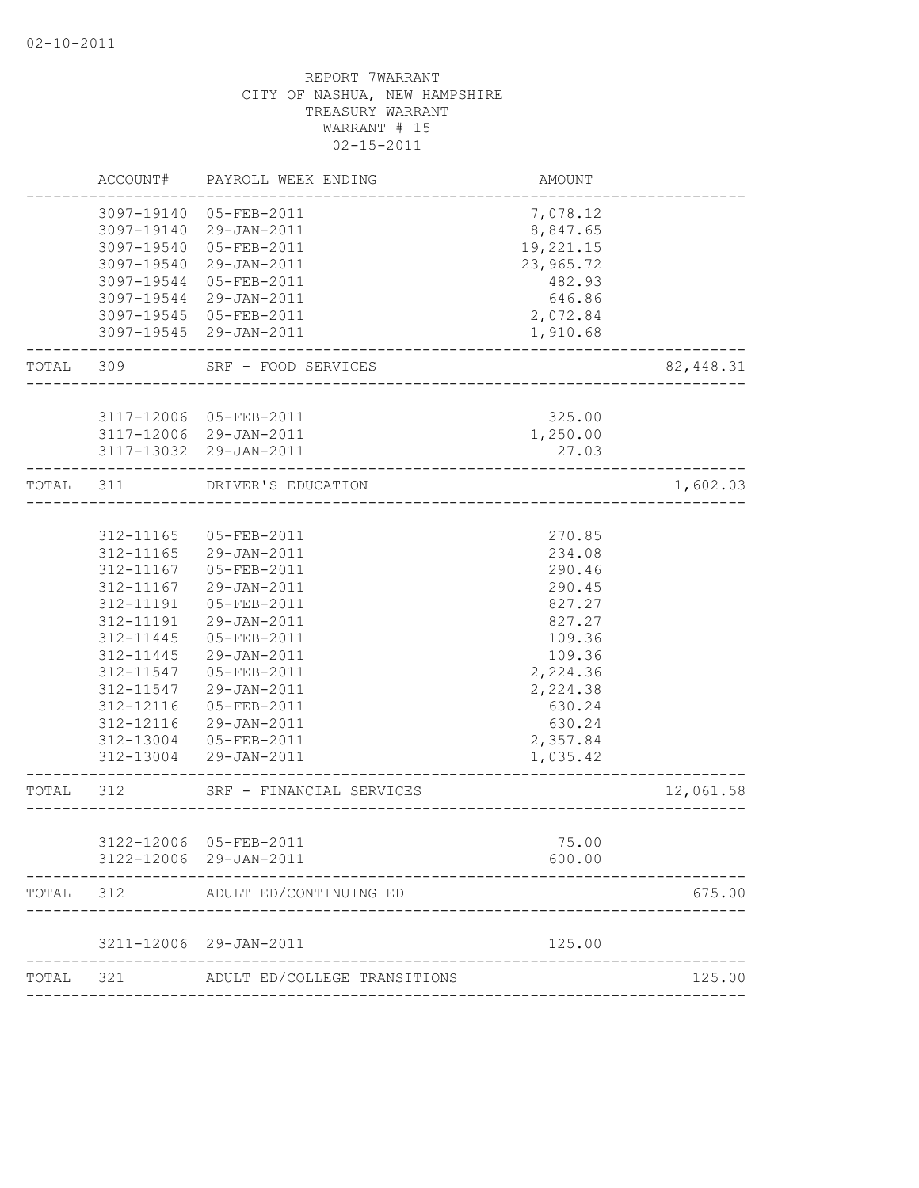REPORT 7WARRANT
CITY OF NASHUA, NEW HAMPSHIRE
TREASURY WARRANT
WARRANT # 15
02-15-2011

| ACCOUNT# | PAYROLL WEEK ENDING | AMOUNT | |
|---|---|---|---|
| 3097-19140 | 05-FEB-2011 | 7,078.12 | |
| 3097-19140 | 29-JAN-2011 | 8,847.65 | |
| 3097-19540 | 05-FEB-2011 | 19,221.15 | |
| 3097-19540 | 29-JAN-2011 | 23,965.72 | |
| 3097-19544 | 05-FEB-2011 | 482.93 | |
| 3097-19544 | 29-JAN-2011 | 646.86 | |
| 3097-19545 | 05-FEB-2011 | 2,072.84 | |
| 3097-19545 | 29-JAN-2011 | 1,910.68 | |
| TOTAL 309 | SRF - FOOD SERVICES | | 82,448.31 |
| 3117-12006 | 05-FEB-2011 | 325.00 | |
| 3117-12006 | 29-JAN-2011 | 1,250.00 | |
| 3117-13032 | 29-JAN-2011 | 27.03 | |
| TOTAL 311 | DRIVER'S EDUCATION | | 1,602.03 |
| 312-11165 | 05-FEB-2011 | 270.85 | |
| 312-11165 | 29-JAN-2011 | 234.08 | |
| 312-11167 | 05-FEB-2011 | 290.46 | |
| 312-11167 | 29-JAN-2011 | 290.45 | |
| 312-11191 | 05-FEB-2011 | 827.27 | |
| 312-11191 | 29-JAN-2011 | 827.27 | |
| 312-11445 | 05-FEB-2011 | 109.36 | |
| 312-11445 | 29-JAN-2011 | 109.36 | |
| 312-11547 | 05-FEB-2011 | 2,224.36 | |
| 312-11547 | 29-JAN-2011 | 2,224.38 | |
| 312-12116 | 05-FEB-2011 | 630.24 | |
| 312-12116 | 29-JAN-2011 | 630.24 | |
| 312-13004 | 05-FEB-2011 | 2,357.84 | |
| 312-13004 | 29-JAN-2011 | 1,035.42 | |
| TOTAL 312 | SRF - FINANCIAL SERVICES | | 12,061.58 |
| 3122-12006 | 05-FEB-2011 | 75.00 | |
| 3122-12006 | 29-JAN-2011 | 600.00 | |
| TOTAL 312 | ADULT ED/CONTINUING ED | | 675.00 |
| 3211-12006 | 29-JAN-2011 | 125.00 | |
| TOTAL 321 | ADULT ED/COLLEGE TRANSITIONS | | 125.00 |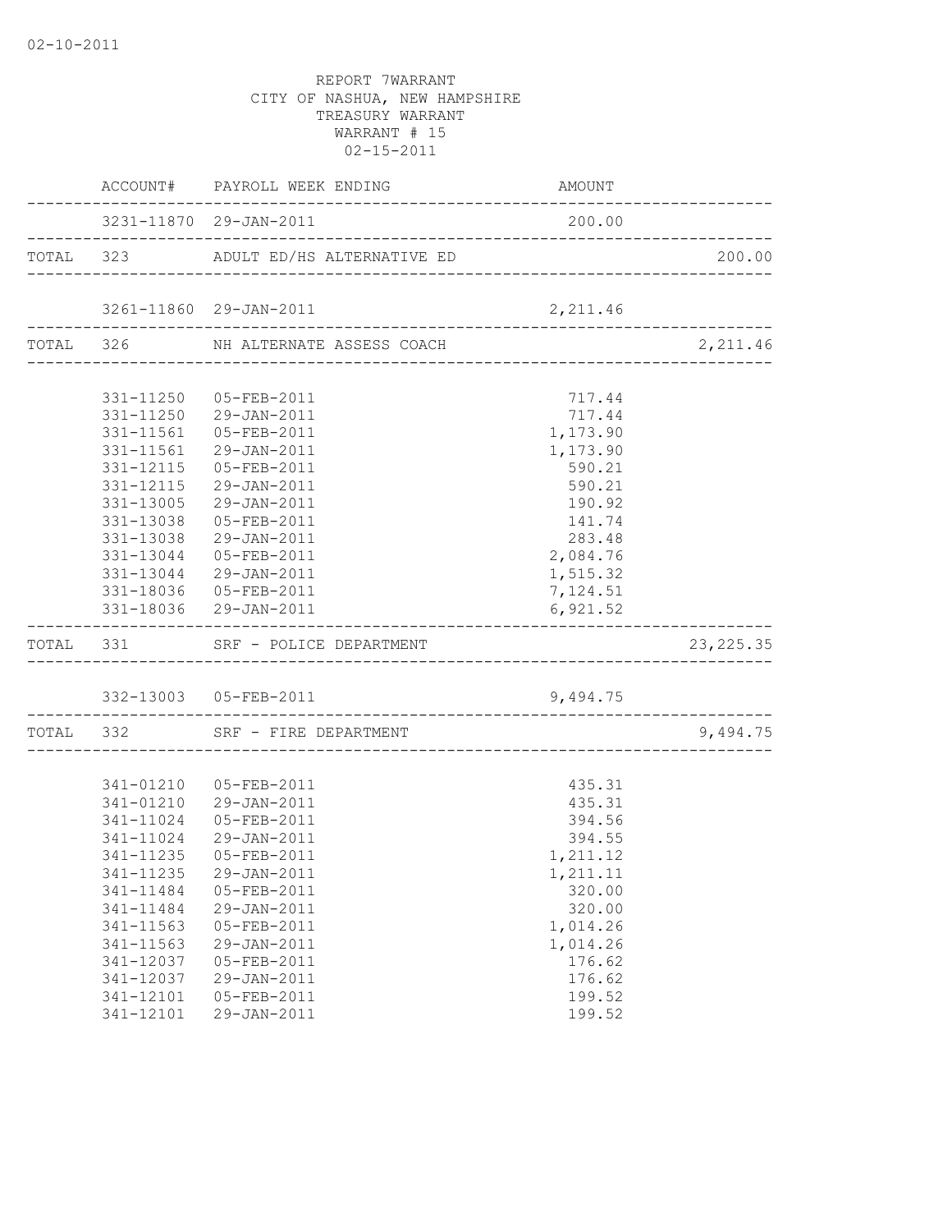02-10-2011

REPORT 7WARRANT
CITY OF NASHUA, NEW HAMPSHIRE
TREASURY WARRANT
WARRANT # 15
02-15-2011

| | ACCOUNT# | PAYROLL WEEK ENDING | AMOUNT | |
|---|---|---|---|---|
| | 3231-11870 | 29-JAN-2011 | 200.00 | |
| TOTAL | 323 | ADULT ED/HS ALTERNATIVE ED | | 200.00 |
| | 3261-11860 | 29-JAN-2011 | 2,211.46 | |
| TOTAL | 326 | NH ALTERNATE ASSESS COACH | | 2,211.46 |
| | 331-11250 | 05-FEB-2011 | 717.44 | |
| | 331-11250 | 29-JAN-2011 | 717.44 | |
| | 331-11561 | 05-FEB-2011 | 1,173.90 | |
| | 331-11561 | 29-JAN-2011 | 1,173.90 | |
| | 331-12115 | 05-FEB-2011 | 590.21 | |
| | 331-12115 | 29-JAN-2011 | 590.21 | |
| | 331-13005 | 29-JAN-2011 | 190.92 | |
| | 331-13038 | 05-FEB-2011 | 141.74 | |
| | 331-13038 | 29-JAN-2011 | 283.48 | |
| | 331-13044 | 05-FEB-2011 | 2,084.76 | |
| | 331-13044 | 29-JAN-2011 | 1,515.32 | |
| | 331-18036 | 05-FEB-2011 | 7,124.51 | |
| | 331-18036 | 29-JAN-2011 | 6,921.52 | |
| TOTAL | 331 | SRF - POLICE DEPARTMENT | | 23,225.35 |
| | 332-13003 | 05-FEB-2011 | 9,494.75 | |
| TOTAL | 332 | SRF - FIRE DEPARTMENT | | 9,494.75 |
| | 341-01210 | 05-FEB-2011 | 435.31 | |
| | 341-01210 | 29-JAN-2011 | 435.31 | |
| | 341-11024 | 05-FEB-2011 | 394.56 | |
| | 341-11024 | 29-JAN-2011 | 394.55 | |
| | 341-11235 | 05-FEB-2011 | 1,211.12 | |
| | 341-11235 | 29-JAN-2011 | 1,211.11 | |
| | 341-11484 | 05-FEB-2011 | 320.00 | |
| | 341-11484 | 29-JAN-2011 | 320.00 | |
| | 341-11563 | 05-FEB-2011 | 1,014.26 | |
| | 341-11563 | 29-JAN-2011 | 1,014.26 | |
| | 341-12037 | 05-FEB-2011 | 176.62 | |
| | 341-12037 | 29-JAN-2011 | 176.62 | |
| | 341-12101 | 05-FEB-2011 | 199.52 | |
| | 341-12101 | 29-JAN-2011 | 199.52 | |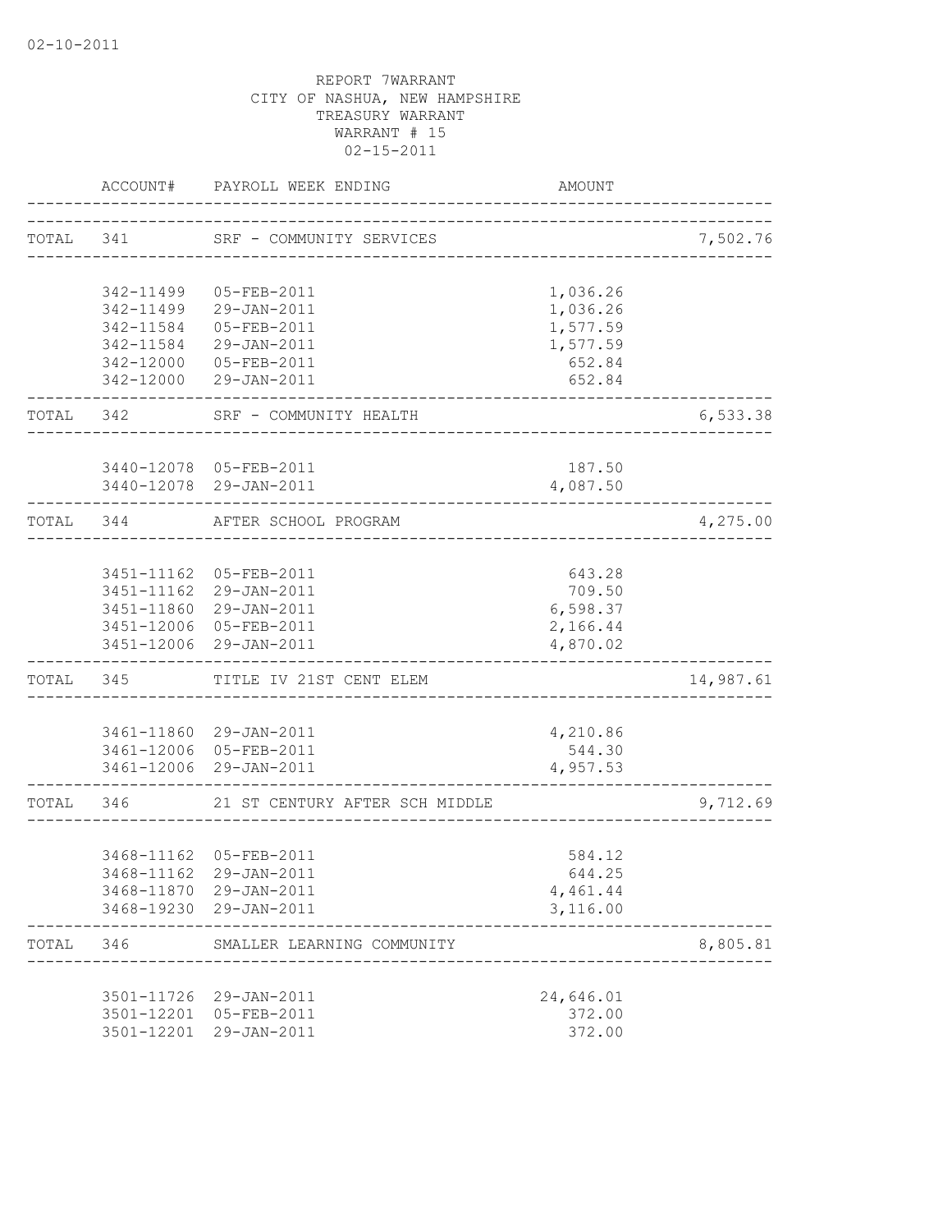02-10-2011

REPORT 7WARRANT
CITY OF NASHUA, NEW HAMPSHIRE
TREASURY WARRANT
WARRANT # 15
02-15-2011

| ACCOUNT# | PAYROLL WEEK ENDING | AMOUNT | |
|---|---|---|---|
| TOTAL 341 | SRF - COMMUNITY SERVICES | | 7,502.76 |
| 342-11499 | 05-FEB-2011 | 1,036.26 | |
| 342-11499 | 29-JAN-2011 | 1,036.26 | |
| 342-11584 | 05-FEB-2011 | 1,577.59 | |
| 342-11584 | 29-JAN-2011 | 1,577.59 | |
| 342-12000 | 05-FEB-2011 | 652.84 | |
| 342-12000 | 29-JAN-2011 | 652.84 | |
| TOTAL 342 | SRF - COMMUNITY HEALTH | | 6,533.38 |
| 3440-12078 | 05-FEB-2011 | 187.50 | |
| 3440-12078 | 29-JAN-2011 | 4,087.50 | |
| TOTAL 344 | AFTER SCHOOL PROGRAM | | 4,275.00 |
| 3451-11162 | 05-FEB-2011 | 643.28 | |
| 3451-11162 | 29-JAN-2011 | 709.50 | |
| 3451-11860 | 29-JAN-2011 | 6,598.37 | |
| 3451-12006 | 05-FEB-2011 | 2,166.44 | |
| 3451-12006 | 29-JAN-2011 | 4,870.02 | |
| TOTAL 345 | TITLE IV 21ST CENT ELEM | | 14,987.61 |
| 3461-11860 | 29-JAN-2011 | 4,210.86 | |
| 3461-12006 | 05-FEB-2011 | 544.30 | |
| 3461-12006 | 29-JAN-2011 | 4,957.53 | |
| TOTAL 346 | 21 ST CENTURY AFTER SCH MIDDLE | | 9,712.69 |
| 3468-11162 | 05-FEB-2011 | 584.12 | |
| 3468-11162 | 29-JAN-2011 | 644.25 | |
| 3468-11870 | 29-JAN-2011 | 4,461.44 | |
| 3468-19230 | 29-JAN-2011 | 3,116.00 | |
| TOTAL 346 | SMALLER LEARNING COMMUNITY | | 8,805.81 |
| 3501-11726 | 29-JAN-2011 | 24,646.01 | |
| 3501-12201 | 05-FEB-2011 | 372.00 | |
| 3501-12201 | 29-JAN-2011 | 372.00 | |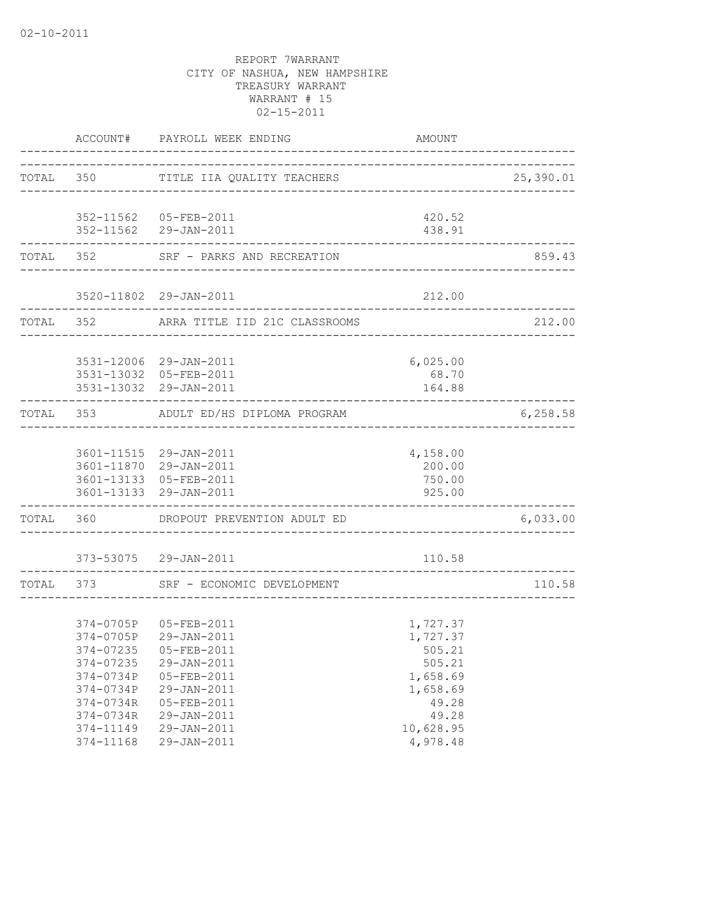02-10-2011

REPORT 7WARRANT
CITY OF NASHUA, NEW HAMPSHIRE
TREASURY WARRANT
WARRANT # 15
02-15-2011

| | ACCOUNT# | PAYROLL WEEK ENDING | AMOUNT | |
|---|---|---|---|---|
| TOTAL | 350 | TITLE IIA QUALITY TEACHERS | | 25,390.01 |
| | 352-11562 | 05-FEB-2011 | 420.52 | |
| | 352-11562 | 29-JAN-2011 | 438.91 | |
| TOTAL | 352 | SRF - PARKS AND RECREATION | | 859.43 |
| | 3520-11802 | 29-JAN-2011 | 212.00 | |
| TOTAL | 352 | ARRA TITLE IID 21C CLASSROOMS | | 212.00 |
| | 3531-12006 | 29-JAN-2011 | 6,025.00 | |
| | 3531-13032 | 05-FEB-2011 | 68.70 | |
| | 3531-13032 | 29-JAN-2011 | 164.88 | |
| TOTAL | 353 | ADULT ED/HS DIPLOMA PROGRAM | | 6,258.58 |
| | 3601-11515 | 29-JAN-2011 | 4,158.00 | |
| | 3601-11870 | 29-JAN-2011 | 200.00 | |
| | 3601-13133 | 05-FEB-2011 | 750.00 | |
| | 3601-13133 | 29-JAN-2011 | 925.00 | |
| TOTAL | 360 | DROPOUT PREVENTION ADULT ED | | 6,033.00 |
| | 373-53075 | 29-JAN-2011 | 110.58 | |
| TOTAL | 373 | SRF - ECONOMIC DEVELOPMENT | | 110.58 |
| | 374-0705P | 05-FEB-2011 | 1,727.37 | |
| | 374-0705P | 29-JAN-2011 | 1,727.37 | |
| | 374-07235 | 05-FEB-2011 | 505.21 | |
| | 374-07235 | 29-JAN-2011 | 505.21 | |
| | 374-0734P | 05-FEB-2011 | 1,658.69 | |
| | 374-0734P | 29-JAN-2011 | 1,658.69 | |
| | 374-0734R | 05-FEB-2011 | 49.28 | |
| | 374-0734R | 29-JAN-2011 | 49.28 | |
| | 374-11149 | 29-JAN-2011 | 10,628.95 | |
| | 374-11168 | 29-JAN-2011 | 4,978.48 | |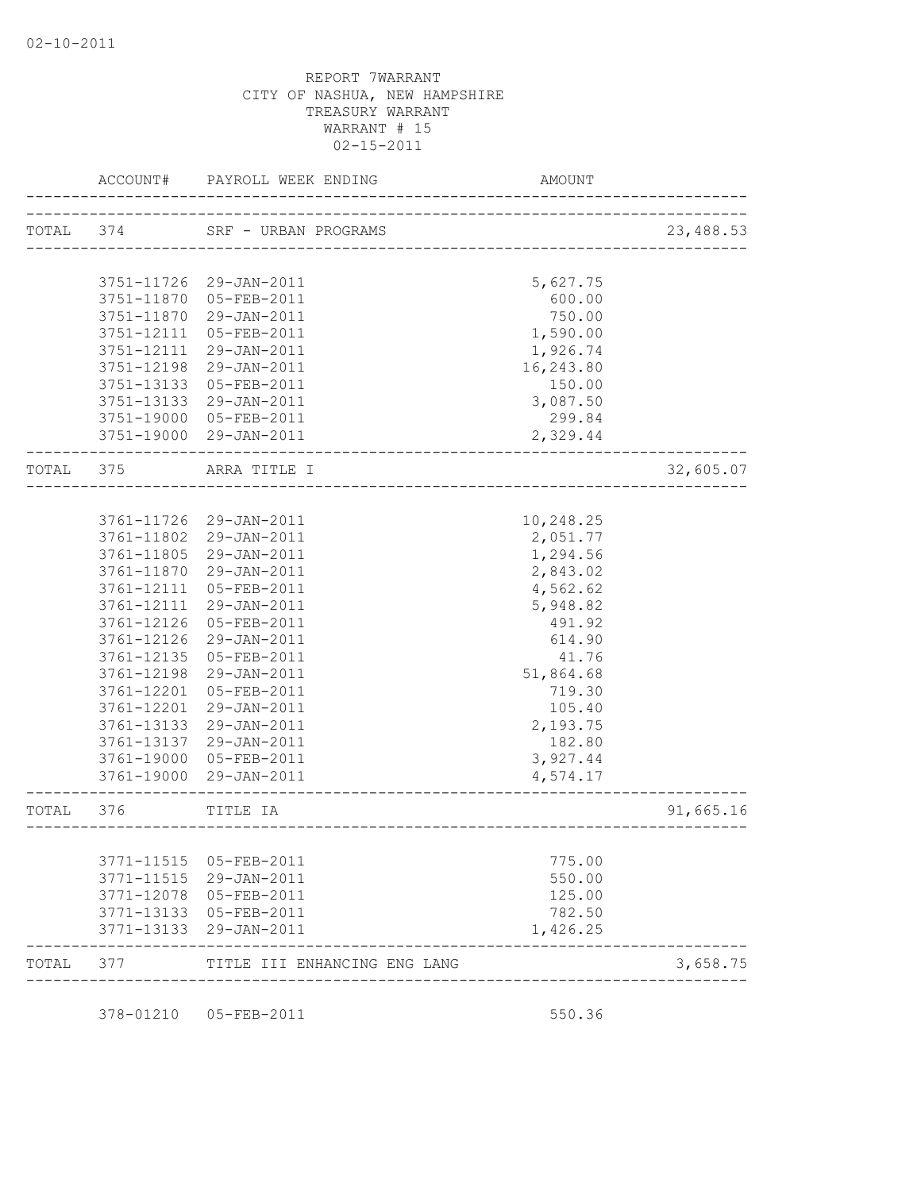02-10-2011

REPORT 7WARRANT
CITY OF NASHUA, NEW HAMPSHIRE
TREASURY WARRANT
WARRANT # 15
02-15-2011

| | ACCOUNT# | PAYROLL WEEK ENDING | AMOUNT | |
|---|---|---|---|---|
| TOTAL | 374 | SRF - URBAN PROGRAMS | | 23,488.53 |
| | 3751-11726 | 29-JAN-2011 | 5,627.75 | |
| | 3751-11870 | 05-FEB-2011 | 600.00 | |
| | 3751-11870 | 29-JAN-2011 | 750.00 | |
| | 3751-12111 | 05-FEB-2011 | 1,590.00 | |
| | 3751-12111 | 29-JAN-2011 | 1,926.74 | |
| | 3751-12198 | 29-JAN-2011 | 16,243.80 | |
| | 3751-13133 | 05-FEB-2011 | 150.00 | |
| | 3751-13133 | 29-JAN-2011 | 3,087.50 | |
| | 3751-19000 | 05-FEB-2011 | 299.84 | |
| | 3751-19000 | 29-JAN-2011 | 2,329.44 | |
| TOTAL | 375 | ARRA TITLE I | | 32,605.07 |
| | 3761-11726 | 29-JAN-2011 | 10,248.25 | |
| | 3761-11802 | 29-JAN-2011 | 2,051.77 | |
| | 3761-11805 | 29-JAN-2011 | 1,294.56 | |
| | 3761-11870 | 29-JAN-2011 | 2,843.02 | |
| | 3761-12111 | 05-FEB-2011 | 4,562.62 | |
| | 3761-12111 | 29-JAN-2011 | 5,948.82 | |
| | 3761-12126 | 05-FEB-2011 | 491.92 | |
| | 3761-12126 | 29-JAN-2011 | 614.90 | |
| | 3761-12135 | 05-FEB-2011 | 41.76 | |
| | 3761-12198 | 29-JAN-2011 | 51,864.68 | |
| | 3761-12201 | 05-FEB-2011 | 719.30 | |
| | 3761-12201 | 29-JAN-2011 | 105.40 | |
| | 3761-13133 | 29-JAN-2011 | 2,193.75 | |
| | 3761-13137 | 29-JAN-2011 | 182.80 | |
| | 3761-19000 | 05-FEB-2011 | 3,927.44 | |
| | 3761-19000 | 29-JAN-2011 | 4,574.17 | |
| TOTAL | 376 | TITLE IA | | 91,665.16 |
| | 3771-11515 | 05-FEB-2011 | 775.00 | |
| | 3771-11515 | 29-JAN-2011 | 550.00 | |
| | 3771-12078 | 05-FEB-2011 | 125.00 | |
| | 3771-13133 | 05-FEB-2011 | 782.50 | |
| | 3771-13133 | 29-JAN-2011 | 1,426.25 | |
| TOTAL | 377 | TITLE III ENHANCING ENG LANG | | 3,658.75 |
| | 378-01210 | 05-FEB-2011 | 550.36 | |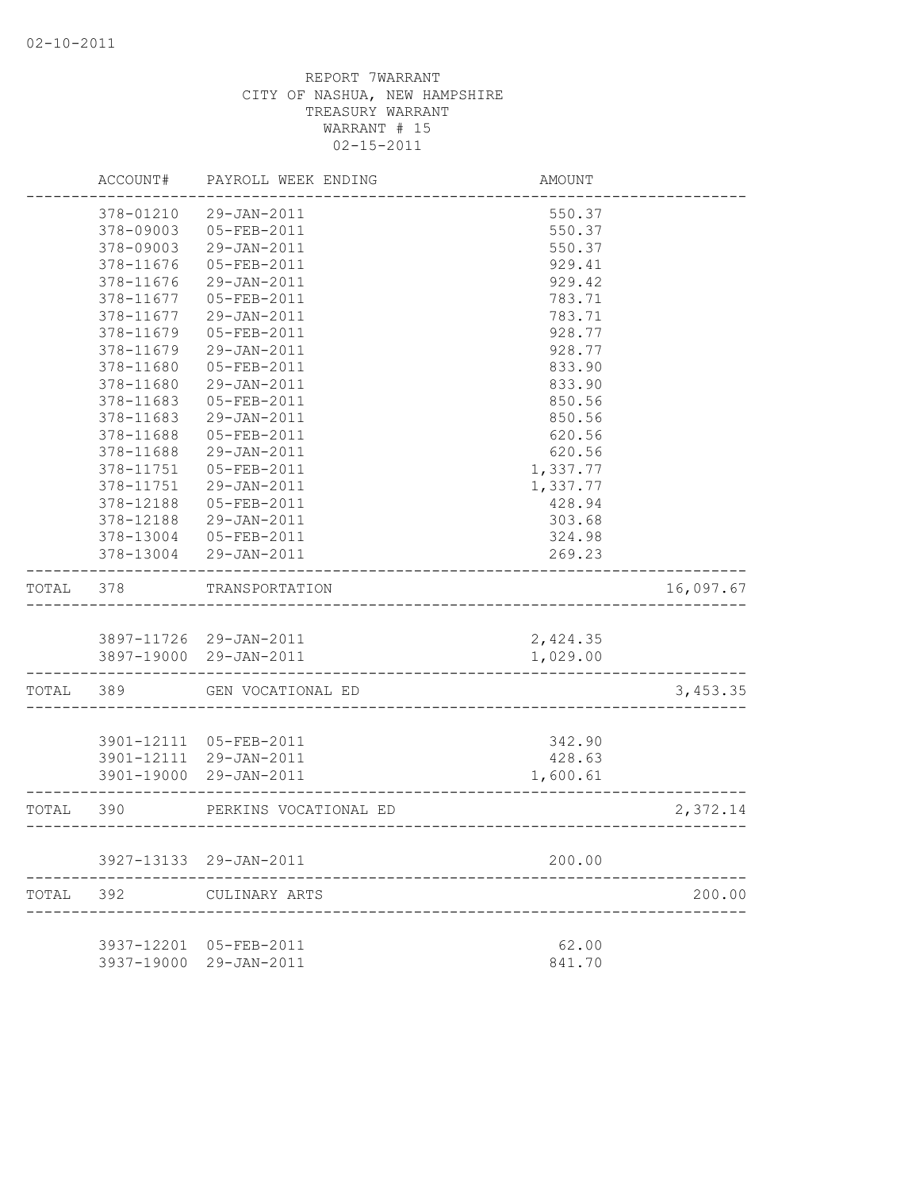02-10-2011

REPORT 7WARRANT
CITY OF NASHUA, NEW HAMPSHIRE
TREASURY WARRANT
WARRANT # 15
02-15-2011

| | ACCOUNT# | PAYROLL WEEK ENDING | AMOUNT | |
|---|---|---|---|---|
| | 378-01210 | 29-JAN-2011 | 550.37 | |
| | 378-09003 | 05-FEB-2011 | 550.37 | |
| | 378-09003 | 29-JAN-2011 | 550.37 | |
| | 378-11676 | 05-FEB-2011 | 929.41 | |
| | 378-11676 | 29-JAN-2011 | 929.42 | |
| | 378-11677 | 05-FEB-2011 | 783.71 | |
| | 378-11677 | 29-JAN-2011 | 783.71 | |
| | 378-11679 | 05-FEB-2011 | 928.77 | |
| | 378-11679 | 29-JAN-2011 | 928.77 | |
| | 378-11680 | 05-FEB-2011 | 833.90 | |
| | 378-11680 | 29-JAN-2011 | 833.90 | |
| | 378-11683 | 05-FEB-2011 | 850.56 | |
| | 378-11683 | 29-JAN-2011 | 850.56 | |
| | 378-11688 | 05-FEB-2011 | 620.56 | |
| | 378-11688 | 29-JAN-2011 | 620.56 | |
| | 378-11751 | 05-FEB-2011 | 1,337.77 | |
| | 378-11751 | 29-JAN-2011 | 1,337.77 | |
| | 378-12188 | 05-FEB-2011 | 428.94 | |
| | 378-12188 | 29-JAN-2011 | 303.68 | |
| | 378-13004 | 05-FEB-2011 | 324.98 | |
| | 378-13004 | 29-JAN-2011 | 269.23 | |
| TOTAL | 378 | TRANSPORTATION | | 16,097.67 |
| | 3897-11726 | 29-JAN-2011 | 2,424.35 | |
| | 3897-19000 | 29-JAN-2011 | 1,029.00 | |
| TOTAL | 389 | GEN VOCATIONAL ED | | 3,453.35 |
| | 3901-12111 | 05-FEB-2011 | 342.90 | |
| | 3901-12111 | 29-JAN-2011 | 428.63 | |
| | 3901-19000 | 29-JAN-2011 | 1,600.61 | |
| TOTAL | 390 | PERKINS VOCATIONAL ED | | 2,372.14 |
| | 3927-13133 | 29-JAN-2011 | 200.00 | |
| TOTAL | 392 | CULINARY ARTS | | 200.00 |
| | 3937-12201 | 05-FEB-2011 | 62.00 | |
| | 3937-19000 | 29-JAN-2011 | 841.70 | |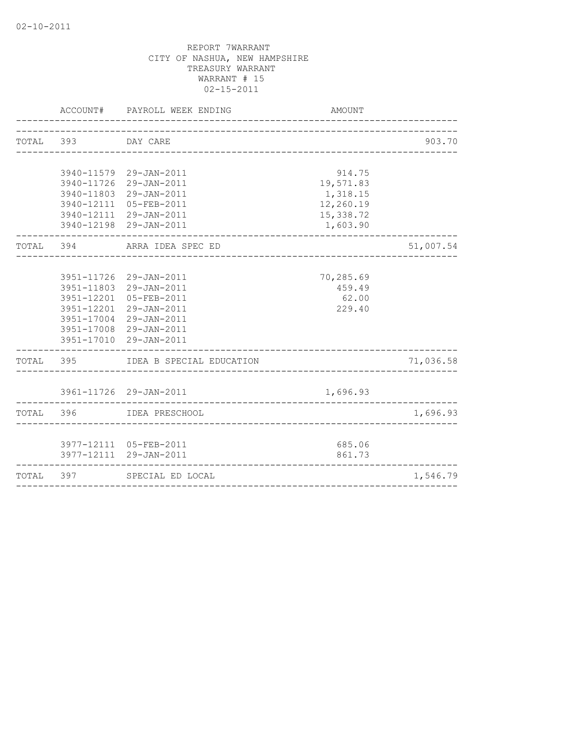02-10-2011

REPORT 7WARRANT
CITY OF NASHUA, NEW HAMPSHIRE
TREASURY WARRANT
WARRANT # 15
02-15-2011

| | ACCOUNT# | PAYROLL WEEK ENDING | AMOUNT | |
|---|---|---|---|---|
| TOTAL | 393 | DAY CARE | | 903.70 |
| | 3940-11579 | 29-JAN-2011 | 914.75 | |
| | 3940-11726 | 29-JAN-2011 | 19,571.83 | |
| | 3940-11803 | 29-JAN-2011 | 1,318.15 | |
| | 3940-12111 | 05-FEB-2011 | 12,260.19 | |
| | 3940-12111 | 29-JAN-2011 | 15,338.72 | |
| | 3940-12198 | 29-JAN-2011 | 1,603.90 | |
| TOTAL | 394 | ARRA IDEA SPEC ED | | 51,007.54 |
| | 3951-11726 | 29-JAN-2011 | 70,285.69 | |
| | 3951-11803 | 29-JAN-2011 | 459.49 | |
| | 3951-12201 | 05-FEB-2011 | 62.00 | |
| | 3951-12201 | 29-JAN-2011 | 229.40 | |
| | 3951-17004 | 29-JAN-2011 | | |
| | 3951-17008 | 29-JAN-2011 | | |
| | 3951-17010 | 29-JAN-2011 | | |
| TOTAL | 395 | IDEA B SPECIAL EDUCATION | | 71,036.58 |
| | 3961-11726 | 29-JAN-2011 | 1,696.93 | |
| TOTAL | 396 | IDEA PRESCHOOL | | 1,696.93 |
| | 3977-12111 | 05-FEB-2011 | 685.06 | |
| | 3977-12111 | 29-JAN-2011 | 861.73 | |
| TOTAL | 397 | SPECIAL ED LOCAL | | 1,546.79 |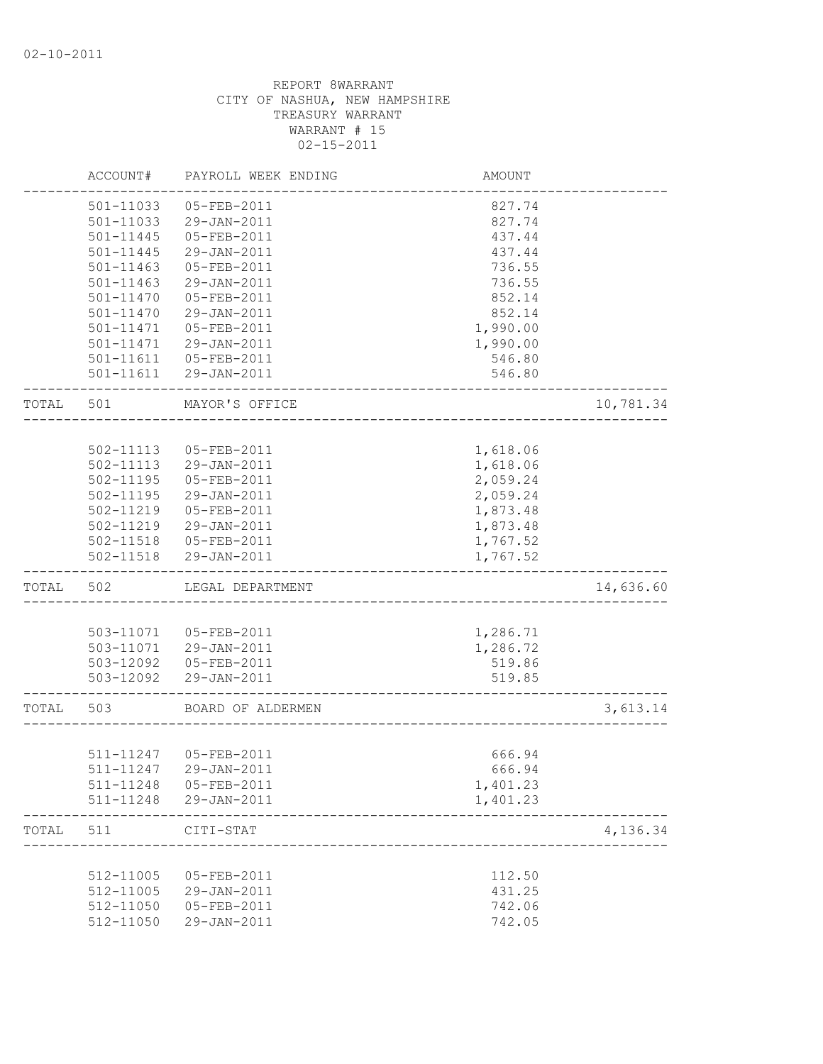02-10-2011

REPORT 8WARRANT
CITY OF NASHUA, NEW HAMPSHIRE
TREASURY WARRANT
WARRANT # 15
02-15-2011

| | ACCOUNT# | PAYROLL WEEK ENDING | AMOUNT | |
|---|---|---|---|---|
| | 501-11033 | 05-FEB-2011 | 827.74 | |
| | 501-11033 | 29-JAN-2011 | 827.74 | |
| | 501-11445 | 05-FEB-2011 | 437.44 | |
| | 501-11445 | 29-JAN-2011 | 437.44 | |
| | 501-11463 | 05-FEB-2011 | 736.55 | |
| | 501-11463 | 29-JAN-2011 | 736.55 | |
| | 501-11470 | 05-FEB-2011 | 852.14 | |
| | 501-11470 | 29-JAN-2011 | 852.14 | |
| | 501-11471 | 05-FEB-2011 | 1,990.00 | |
| | 501-11471 | 29-JAN-2011 | 1,990.00 | |
| | 501-11611 | 05-FEB-2011 | 546.80 | |
| | 501-11611 | 29-JAN-2011 | 546.80 | |
| TOTAL | 501 | MAYOR'S OFFICE | | 10,781.34 |
| | 502-11113 | 05-FEB-2011 | 1,618.06 | |
| | 502-11113 | 29-JAN-2011 | 1,618.06 | |
| | 502-11195 | 05-FEB-2011 | 2,059.24 | |
| | 502-11195 | 29-JAN-2011 | 2,059.24 | |
| | 502-11219 | 05-FEB-2011 | 1,873.48 | |
| | 502-11219 | 29-JAN-2011 | 1,873.48 | |
| | 502-11518 | 05-FEB-2011 | 1,767.52 | |
| | 502-11518 | 29-JAN-2011 | 1,767.52 | |
| TOTAL | 502 | LEGAL DEPARTMENT | | 14,636.60 |
| | 503-11071 | 05-FEB-2011 | 1,286.71 | |
| | 503-11071 | 29-JAN-2011 | 1,286.72 | |
| | 503-12092 | 05-FEB-2011 | 519.86 | |
| | 503-12092 | 29-JAN-2011 | 519.85 | |
| TOTAL | 503 | BOARD OF ALDERMEN | | 3,613.14 |
| | 511-11247 | 05-FEB-2011 | 666.94 | |
| | 511-11247 | 29-JAN-2011 | 666.94 | |
| | 511-11248 | 05-FEB-2011 | 1,401.23 | |
| | 511-11248 | 29-JAN-2011 | 1,401.23 | |
| TOTAL | 511 | CITI-STAT | | 4,136.34 |
| | 512-11005 | 05-FEB-2011 | 112.50 | |
| | 512-11005 | 29-JAN-2011 | 431.25 | |
| | 512-11050 | 05-FEB-2011 | 742.06 | |
| | 512-11050 | 29-JAN-2011 | 742.05 | |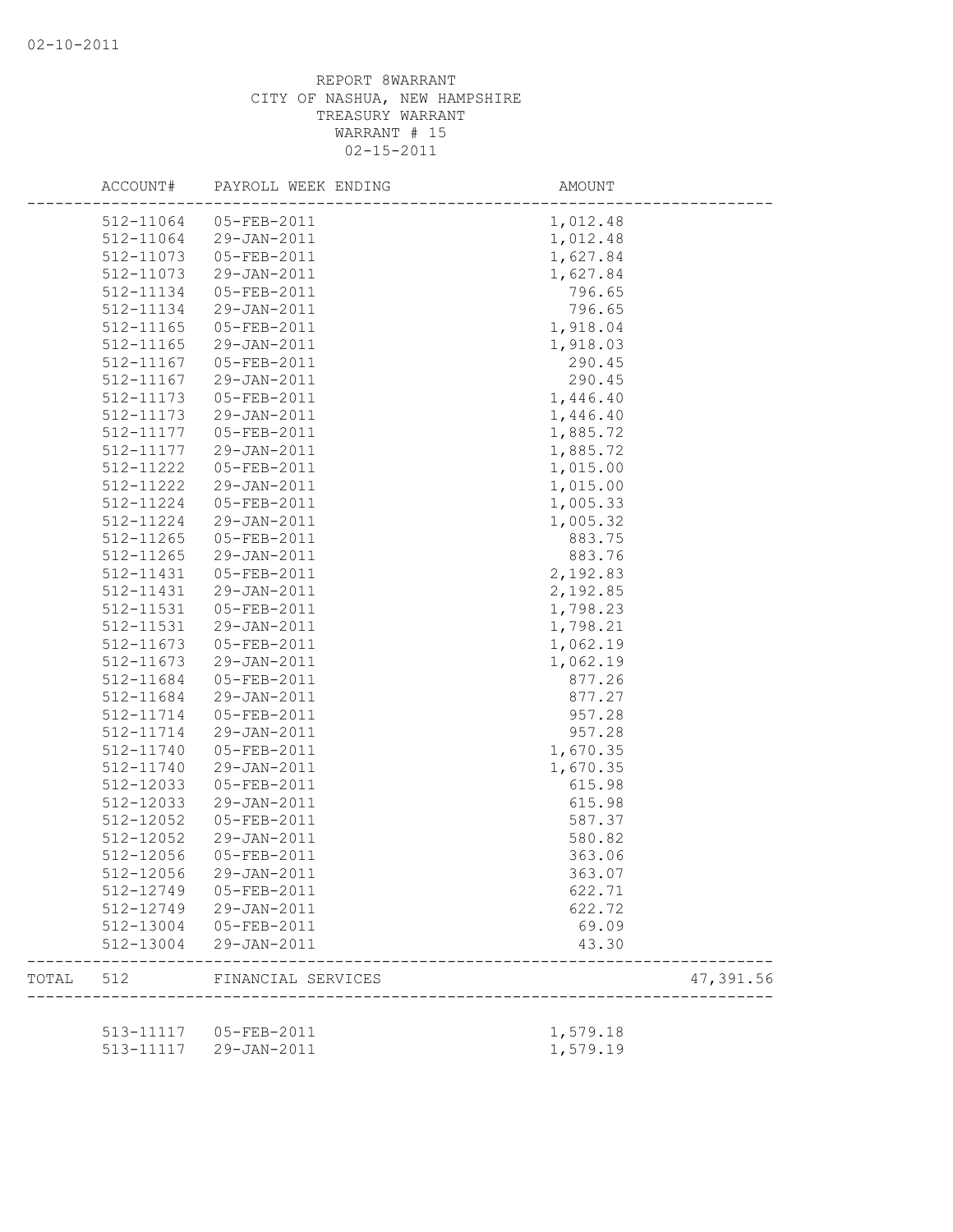02-10-2011

REPORT 8WARRANT
CITY OF NASHUA, NEW HAMPSHIRE
TREASURY WARRANT
WARRANT # 15
02-15-2011

| | ACCOUNT# | PAYROLL WEEK ENDING | AMOUNT | |
|---|---|---|---|---|
| | 512-11064 | 05-FEB-2011 | 1,012.48 | |
| | 512-11064 | 29-JAN-2011 | 1,012.48 | |
| | 512-11073 | 05-FEB-2011 | 1,627.84 | |
| | 512-11073 | 29-JAN-2011 | 1,627.84 | |
| | 512-11134 | 05-FEB-2011 | 796.65 | |
| | 512-11134 | 29-JAN-2011 | 796.65 | |
| | 512-11165 | 05-FEB-2011 | 1,918.04 | |
| | 512-11165 | 29-JAN-2011 | 1,918.03 | |
| | 512-11167 | 05-FEB-2011 | 290.45 | |
| | 512-11167 | 29-JAN-2011 | 290.45 | |
| | 512-11173 | 05-FEB-2011 | 1,446.40 | |
| | 512-11173 | 29-JAN-2011 | 1,446.40 | |
| | 512-11177 | 05-FEB-2011 | 1,885.72 | |
| | 512-11177 | 29-JAN-2011 | 1,885.72 | |
| | 512-11222 | 05-FEB-2011 | 1,015.00 | |
| | 512-11222 | 29-JAN-2011 | 1,015.00 | |
| | 512-11224 | 05-FEB-2011 | 1,005.33 | |
| | 512-11224 | 29-JAN-2011 | 1,005.32 | |
| | 512-11265 | 05-FEB-2011 | 883.75 | |
| | 512-11265 | 29-JAN-2011 | 883.76 | |
| | 512-11431 | 05-FEB-2011 | 2,192.83 | |
| | 512-11431 | 29-JAN-2011 | 2,192.85 | |
| | 512-11531 | 05-FEB-2011 | 1,798.23 | |
| | 512-11531 | 29-JAN-2011 | 1,798.21 | |
| | 512-11673 | 05-FEB-2011 | 1,062.19 | |
| | 512-11673 | 29-JAN-2011 | 1,062.19 | |
| | 512-11684 | 05-FEB-2011 | 877.26 | |
| | 512-11684 | 29-JAN-2011 | 877.27 | |
| | 512-11714 | 05-FEB-2011 | 957.28 | |
| | 512-11714 | 29-JAN-2011 | 957.28 | |
| | 512-11740 | 05-FEB-2011 | 1,670.35 | |
| | 512-11740 | 29-JAN-2011 | 1,670.35 | |
| | 512-12033 | 05-FEB-2011 | 615.98 | |
| | 512-12033 | 29-JAN-2011 | 615.98 | |
| | 512-12052 | 05-FEB-2011 | 587.37 | |
| | 512-12052 | 29-JAN-2011 | 580.82 | |
| | 512-12056 | 05-FEB-2011 | 363.06 | |
| | 512-12056 | 29-JAN-2011 | 363.07 | |
| | 512-12749 | 05-FEB-2011 | 622.71 | |
| | 512-12749 | 29-JAN-2011 | 622.72 | |
| | 512-13004 | 05-FEB-2011 | 69.09 | |
| | 512-13004 | 29-JAN-2011 | 43.30 | |
| TOTAL | 512 | FINANCIAL SERVICES | | 47,391.56 |
| | 513-11117 | 05-FEB-2011 | 1,579.18 | |
| | 513-11117 | 29-JAN-2011 | 1,579.19 | |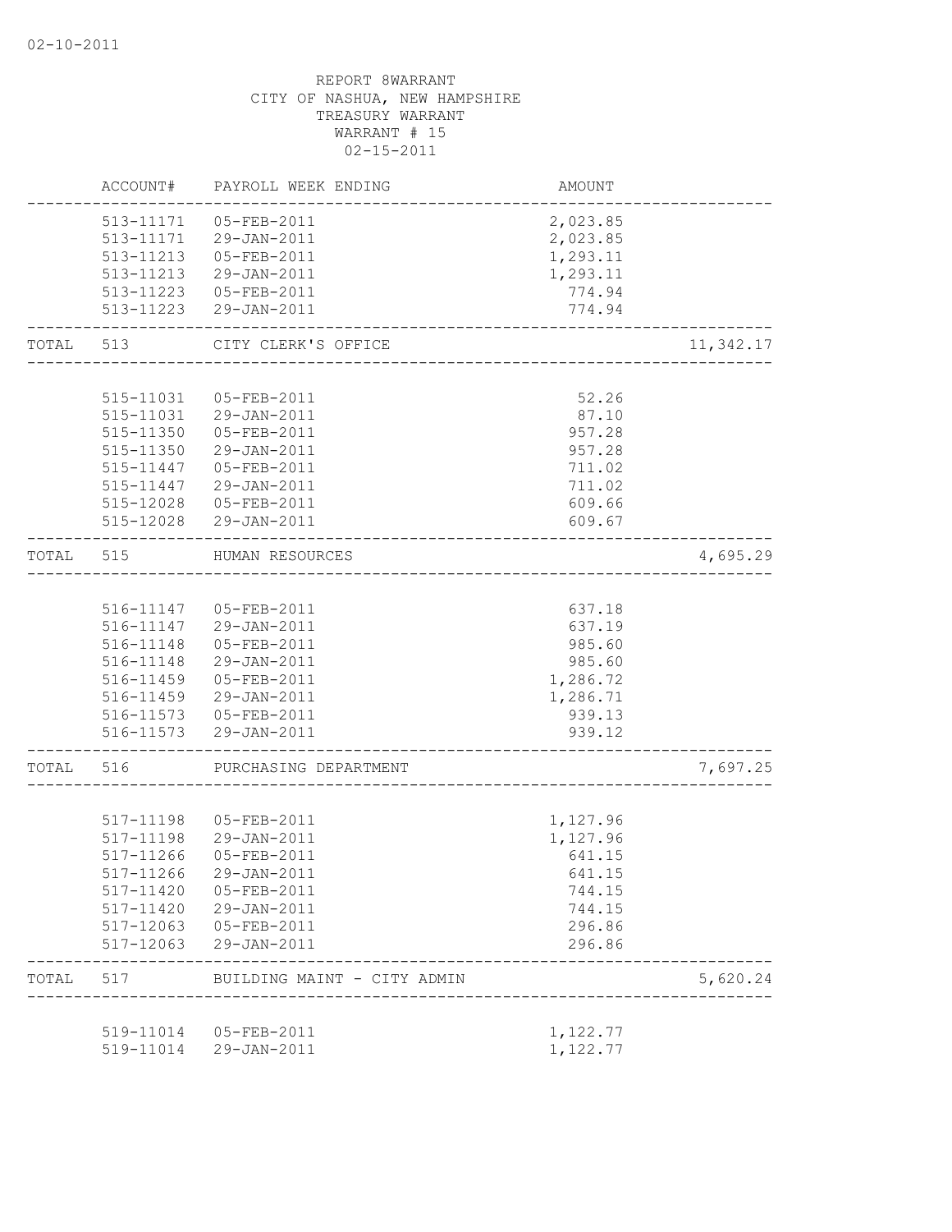REPORT 8WARRANT
CITY OF NASHUA, NEW HAMPSHIRE
TREASURY WARRANT
WARRANT # 15
02-15-2011

| | ACCOUNT# | PAYROLL WEEK ENDING | AMOUNT | |
|---|---|---|---|---|
| | 513-11171 | 05-FEB-2011 | 2,023.85 | |
| | 513-11171 | 29-JAN-2011 | 2,023.85 | |
| | 513-11213 | 05-FEB-2011 | 1,293.11 | |
| | 513-11213 | 29-JAN-2011 | 1,293.11 | |
| | 513-11223 | 05-FEB-2011 | 774.94 | |
| | 513-11223 | 29-JAN-2011 | 774.94 | |
| TOTAL | 513 | CITY CLERK'S OFFICE | | 11,342.17 |
| | 515-11031 | 05-FEB-2011 | 52.26 | |
| | 515-11031 | 29-JAN-2011 | 87.10 | |
| | 515-11350 | 05-FEB-2011 | 957.28 | |
| | 515-11350 | 29-JAN-2011 | 957.28 | |
| | 515-11447 | 05-FEB-2011 | 711.02 | |
| | 515-11447 | 29-JAN-2011 | 711.02 | |
| | 515-12028 | 05-FEB-2011 | 609.66 | |
| | 515-12028 | 29-JAN-2011 | 609.67 | |
| TOTAL | 515 | HUMAN RESOURCES | | 4,695.29 |
| | 516-11147 | 05-FEB-2011 | 637.18 | |
| | 516-11147 | 29-JAN-2011 | 637.19 | |
| | 516-11148 | 05-FEB-2011 | 985.60 | |
| | 516-11148 | 29-JAN-2011 | 985.60 | |
| | 516-11459 | 05-FEB-2011 | 1,286.72 | |
| | 516-11459 | 29-JAN-2011 | 1,286.71 | |
| | 516-11573 | 05-FEB-2011 | 939.13 | |
| | 516-11573 | 29-JAN-2011 | 939.12 | |
| TOTAL | 516 | PURCHASING DEPARTMENT | | 7,697.25 |
| | 517-11198 | 05-FEB-2011 | 1,127.96 | |
| | 517-11198 | 29-JAN-2011 | 1,127.96 | |
| | 517-11266 | 05-FEB-2011 | 641.15 | |
| | 517-11266 | 29-JAN-2011 | 641.15 | |
| | 517-11420 | 05-FEB-2011 | 744.15 | |
| | 517-11420 | 29-JAN-2011 | 744.15 | |
| | 517-12063 | 05-FEB-2011 | 296.86 | |
| | 517-12063 | 29-JAN-2011 | 296.86 | |
| TOTAL | 517 | BUILDING MAINT - CITY ADMIN | | 5,620.24 |
| | 519-11014 | 05-FEB-2011 | 1,122.77 | |
| | 519-11014 | 29-JAN-2011 | 1,122.77 | |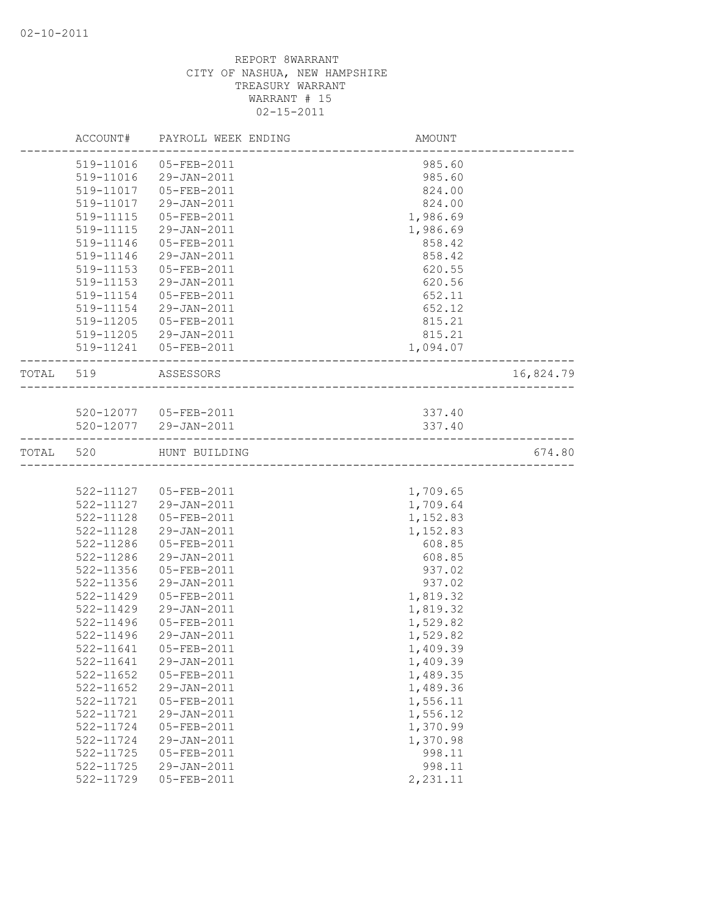02-10-2011

REPORT 8WARRANT
CITY OF NASHUA, NEW HAMPSHIRE
TREASURY WARRANT
WARRANT # 15
02-15-2011

| | ACCOUNT# | PAYROLL WEEK ENDING | AMOUNT | |
|---|---|---|---|---|
| | 519-11016 | 05-FEB-2011 | 985.60 | |
| | 519-11016 | 29-JAN-2011 | 985.60 | |
| | 519-11017 | 05-FEB-2011 | 824.00 | |
| | 519-11017 | 29-JAN-2011 | 824.00 | |
| | 519-11115 | 05-FEB-2011 | 1,986.69 | |
| | 519-11115 | 29-JAN-2011 | 1,986.69 | |
| | 519-11146 | 05-FEB-2011 | 858.42 | |
| | 519-11146 | 29-JAN-2011 | 858.42 | |
| | 519-11153 | 05-FEB-2011 | 620.55 | |
| | 519-11153 | 29-JAN-2011 | 620.56 | |
| | 519-11154 | 05-FEB-2011 | 652.11 | |
| | 519-11154 | 29-JAN-2011 | 652.12 | |
| | 519-11205 | 05-FEB-2011 | 815.21 | |
| | 519-11205 | 29-JAN-2011 | 815.21 | |
| | 519-11241 | 05-FEB-2011 | 1,094.07 | |
| TOTAL | 519 | ASSESSORS | | 16,824.79 |
| | 520-12077 | 05-FEB-2011 | 337.40 | |
| | 520-12077 | 29-JAN-2011 | 337.40 | |
| TOTAL | 520 | HUNT BUILDING | | 674.80 |
| | 522-11127 | 05-FEB-2011 | 1,709.65 | |
| | 522-11127 | 29-JAN-2011 | 1,709.64 | |
| | 522-11128 | 05-FEB-2011 | 1,152.83 | |
| | 522-11128 | 29-JAN-2011 | 1,152.83 | |
| | 522-11286 | 05-FEB-2011 | 608.85 | |
| | 522-11286 | 29-JAN-2011 | 608.85 | |
| | 522-11356 | 05-FEB-2011 | 937.02 | |
| | 522-11356 | 29-JAN-2011 | 937.02 | |
| | 522-11429 | 05-FEB-2011 | 1,819.32 | |
| | 522-11429 | 29-JAN-2011 | 1,819.32 | |
| | 522-11496 | 05-FEB-2011 | 1,529.82 | |
| | 522-11496 | 29-JAN-2011 | 1,529.82 | |
| | 522-11641 | 05-FEB-2011 | 1,409.39 | |
| | 522-11641 | 29-JAN-2011 | 1,409.39 | |
| | 522-11652 | 05-FEB-2011 | 1,489.35 | |
| | 522-11652 | 29-JAN-2011 | 1,489.36 | |
| | 522-11721 | 05-FEB-2011 | 1,556.11 | |
| | 522-11721 | 29-JAN-2011 | 1,556.12 | |
| | 522-11724 | 05-FEB-2011 | 1,370.99 | |
| | 522-11724 | 29-JAN-2011 | 1,370.98 | |
| | 522-11725 | 05-FEB-2011 | 998.11 | |
| | 522-11725 | 29-JAN-2011 | 998.11 | |
| | 522-11729 | 05-FEB-2011 | 2,231.11 | |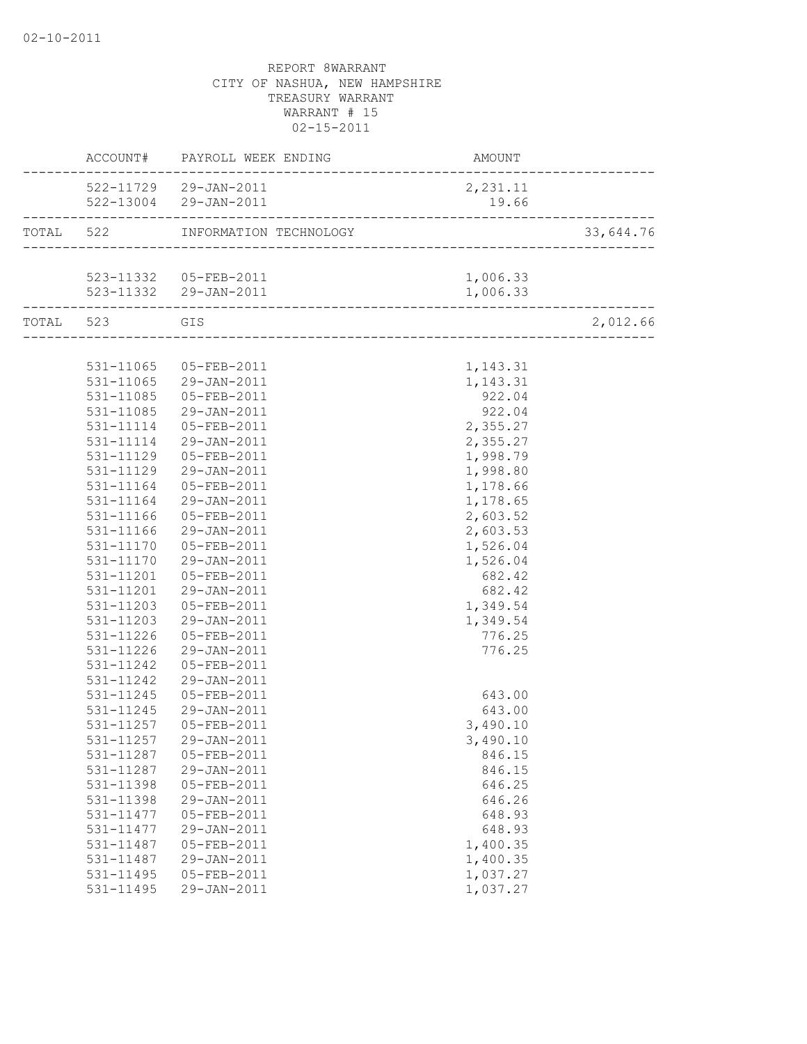02-10-2011

REPORT 8WARRANT
CITY OF NASHUA, NEW HAMPSHIRE
TREASURY WARRANT
WARRANT # 15
02-15-2011

| | ACCOUNT# | PAYROLL WEEK ENDING | AMOUNT | |
|---|---|---|---|---|
| | 522-11729 | 29-JAN-2011 | 2,231.11 | |
| | 522-13004 | 29-JAN-2011 | 19.66 | |
| TOTAL | 522 | INFORMATION TECHNOLOGY | | 33,644.76 |
| | 523-11332 | 05-FEB-2011 | 1,006.33 | |
| | 523-11332 | 29-JAN-2011 | 1,006.33 | |
| TOTAL | 523 | GIS | | 2,012.66 |
| | 531-11065 | 05-FEB-2011 | 1,143.31 | |
| | 531-11065 | 29-JAN-2011 | 1,143.31 | |
| | 531-11085 | 05-FEB-2011 | 922.04 | |
| | 531-11085 | 29-JAN-2011 | 922.04 | |
| | 531-11114 | 05-FEB-2011 | 2,355.27 | |
| | 531-11114 | 29-JAN-2011 | 2,355.27 | |
| | 531-11129 | 05-FEB-2011 | 1,998.79 | |
| | 531-11129 | 29-JAN-2011 | 1,998.80 | |
| | 531-11164 | 05-FEB-2011 | 1,178.66 | |
| | 531-11164 | 29-JAN-2011 | 1,178.65 | |
| | 531-11166 | 05-FEB-2011 | 2,603.52 | |
| | 531-11166 | 29-JAN-2011 | 2,603.53 | |
| | 531-11170 | 05-FEB-2011 | 1,526.04 | |
| | 531-11170 | 29-JAN-2011 | 1,526.04 | |
| | 531-11201 | 05-FEB-2011 | 682.42 | |
| | 531-11201 | 29-JAN-2011 | 682.42 | |
| | 531-11203 | 05-FEB-2011 | 1,349.54 | |
| | 531-11203 | 29-JAN-2011 | 1,349.54 | |
| | 531-11226 | 05-FEB-2011 | 776.25 | |
| | 531-11226 | 29-JAN-2011 | 776.25 | |
| | 531-11242 | 05-FEB-2011 | | |
| | 531-11242 | 29-JAN-2011 | | |
| | 531-11245 | 05-FEB-2011 | 643.00 | |
| | 531-11245 | 29-JAN-2011 | 643.00 | |
| | 531-11257 | 05-FEB-2011 | 3,490.10 | |
| | 531-11257 | 29-JAN-2011 | 3,490.10 | |
| | 531-11287 | 05-FEB-2011 | 846.15 | |
| | 531-11287 | 29-JAN-2011 | 846.15 | |
| | 531-11398 | 05-FEB-2011 | 646.25 | |
| | 531-11398 | 29-JAN-2011 | 646.26 | |
| | 531-11477 | 05-FEB-2011 | 648.93 | |
| | 531-11477 | 29-JAN-2011 | 648.93 | |
| | 531-11487 | 05-FEB-2011 | 1,400.35 | |
| | 531-11487 | 29-JAN-2011 | 1,400.35 | |
| | 531-11495 | 05-FEB-2011 | 1,037.27 | |
| | 531-11495 | 29-JAN-2011 | 1,037.27 | |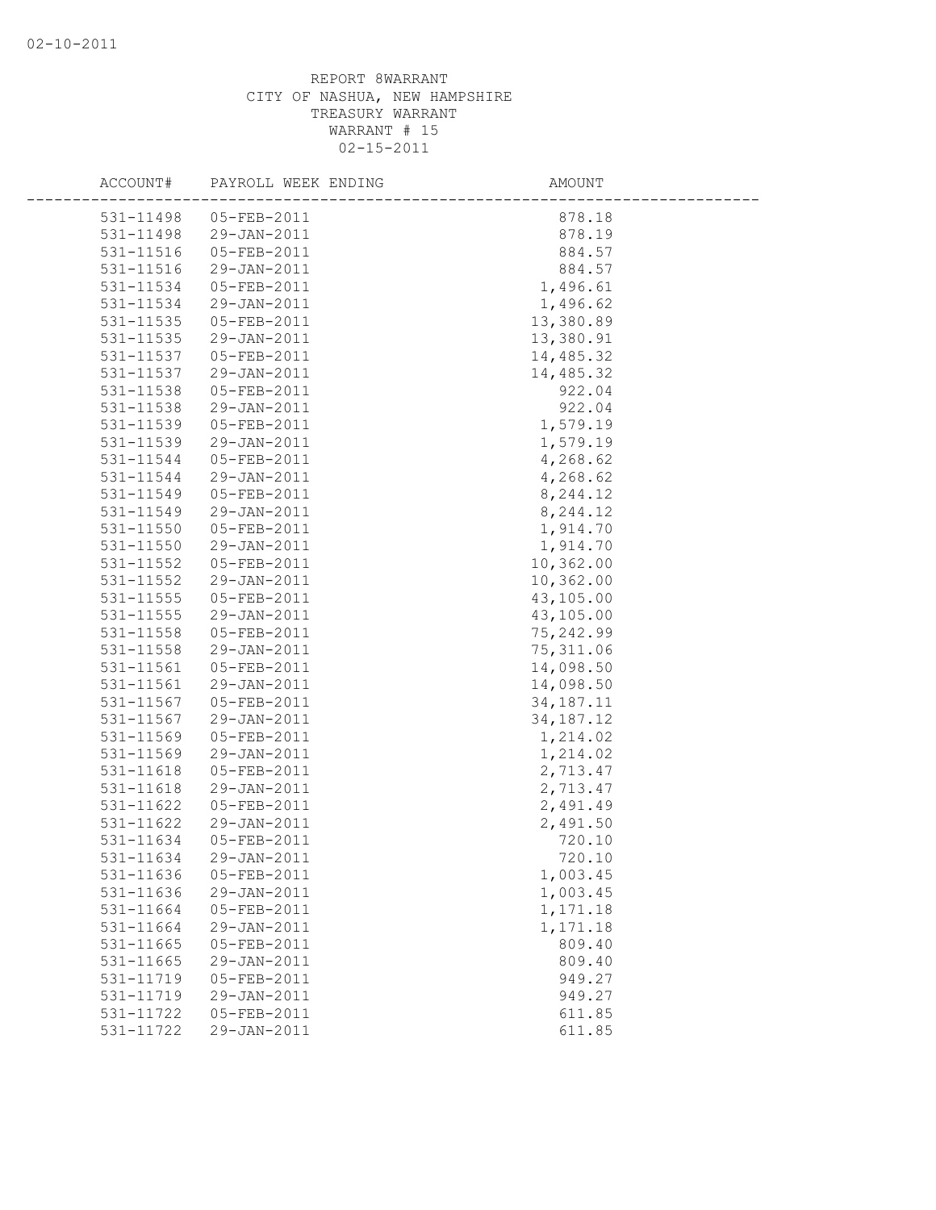REPORT 8WARRANT
CITY OF NASHUA, NEW HAMPSHIRE
TREASURY WARRANT
WARRANT # 15
02-15-2011

| ACCOUNT# | PAYROLL WEEK ENDING | AMOUNT |
|---|---|---|
| 531-11498 | 05-FEB-2011 | 878.18 |
| 531-11498 | 29-JAN-2011 | 878.19 |
| 531-11516 | 05-FEB-2011 | 884.57 |
| 531-11516 | 29-JAN-2011 | 884.57 |
| 531-11534 | 05-FEB-2011 | 1,496.61 |
| 531-11534 | 29-JAN-2011 | 1,496.62 |
| 531-11535 | 05-FEB-2011 | 13,380.89 |
| 531-11535 | 29-JAN-2011 | 13,380.91 |
| 531-11537 | 05-FEB-2011 | 14,485.32 |
| 531-11537 | 29-JAN-2011 | 14,485.32 |
| 531-11538 | 05-FEB-2011 | 922.04 |
| 531-11538 | 29-JAN-2011 | 922.04 |
| 531-11539 | 05-FEB-2011 | 1,579.19 |
| 531-11539 | 29-JAN-2011 | 1,579.19 |
| 531-11544 | 05-FEB-2011 | 4,268.62 |
| 531-11544 | 29-JAN-2011 | 4,268.62 |
| 531-11549 | 05-FEB-2011 | 8,244.12 |
| 531-11549 | 29-JAN-2011 | 8,244.12 |
| 531-11550 | 05-FEB-2011 | 1,914.70 |
| 531-11550 | 29-JAN-2011 | 1,914.70 |
| 531-11552 | 05-FEB-2011 | 10,362.00 |
| 531-11552 | 29-JAN-2011 | 10,362.00 |
| 531-11555 | 05-FEB-2011 | 43,105.00 |
| 531-11555 | 29-JAN-2011 | 43,105.00 |
| 531-11558 | 05-FEB-2011 | 75,242.99 |
| 531-11558 | 29-JAN-2011 | 75,311.06 |
| 531-11561 | 05-FEB-2011 | 14,098.50 |
| 531-11561 | 29-JAN-2011 | 14,098.50 |
| 531-11567 | 05-FEB-2011 | 34,187.11 |
| 531-11567 | 29-JAN-2011 | 34,187.12 |
| 531-11569 | 05-FEB-2011 | 1,214.02 |
| 531-11569 | 29-JAN-2011 | 1,214.02 |
| 531-11618 | 05-FEB-2011 | 2,713.47 |
| 531-11618 | 29-JAN-2011 | 2,713.47 |
| 531-11622 | 05-FEB-2011 | 2,491.49 |
| 531-11622 | 29-JAN-2011 | 2,491.50 |
| 531-11634 | 05-FEB-2011 | 720.10 |
| 531-11634 | 29-JAN-2011 | 720.10 |
| 531-11636 | 05-FEB-2011 | 1,003.45 |
| 531-11636 | 29-JAN-2011 | 1,003.45 |
| 531-11664 | 05-FEB-2011 | 1,171.18 |
| 531-11664 | 29-JAN-2011 | 1,171.18 |
| 531-11665 | 05-FEB-2011 | 809.40 |
| 531-11665 | 29-JAN-2011 | 809.40 |
| 531-11719 | 05-FEB-2011 | 949.27 |
| 531-11719 | 29-JAN-2011 | 949.27 |
| 531-11722 | 05-FEB-2011 | 611.85 |
| 531-11722 | 29-JAN-2011 | 611.85 |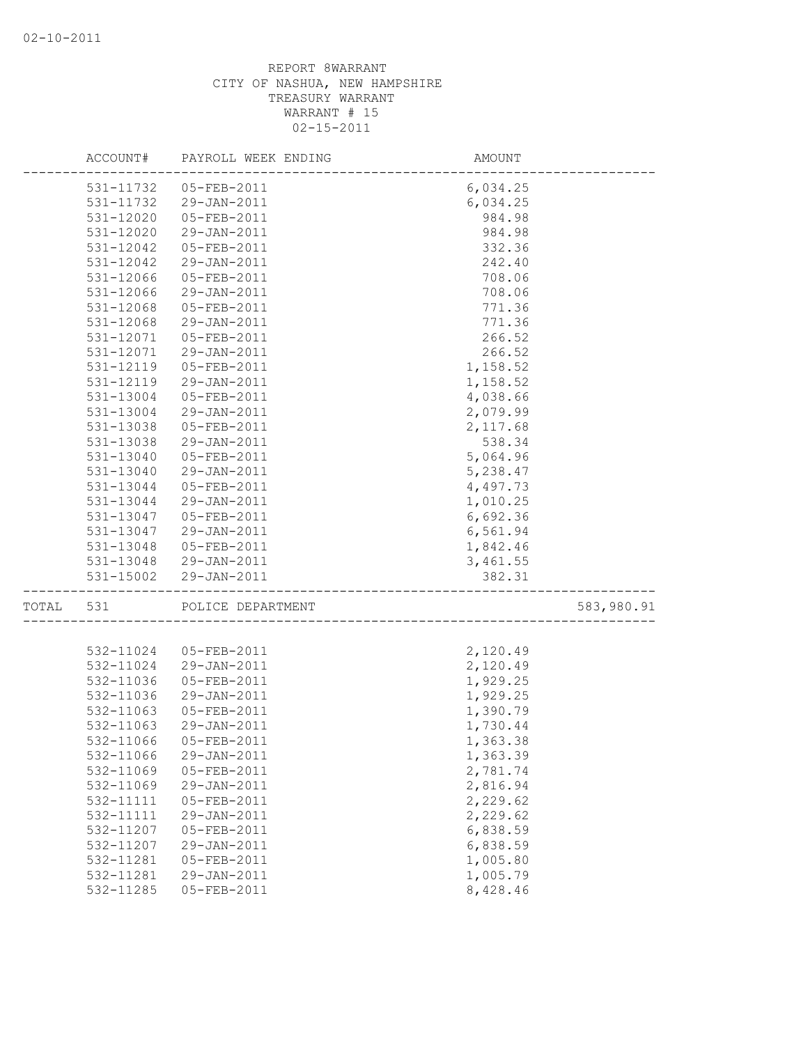REPORT 8WARRANT
CITY OF NASHUA, NEW HAMPSHIRE
TREASURY WARRANT
WARRANT # 15
02-15-2011

| | ACCOUNT# | PAYROLL WEEK ENDING | AMOUNT | |
|---|---|---|---|---|
| | 531-11732 | 05-FEB-2011 | 6,034.25 | |
| | 531-11732 | 29-JAN-2011 | 6,034.25 | |
| | 531-12020 | 05-FEB-2011 | 984.98 | |
| | 531-12020 | 29-JAN-2011 | 984.98 | |
| | 531-12042 | 05-FEB-2011 | 332.36 | |
| | 531-12042 | 29-JAN-2011 | 242.40 | |
| | 531-12066 | 05-FEB-2011 | 708.06 | |
| | 531-12066 | 29-JAN-2011 | 708.06 | |
| | 531-12068 | 05-FEB-2011 | 771.36 | |
| | 531-12068 | 29-JAN-2011 | 771.36 | |
| | 531-12071 | 05-FEB-2011 | 266.52 | |
| | 531-12071 | 29-JAN-2011 | 266.52 | |
| | 531-12119 | 05-FEB-2011 | 1,158.52 | |
| | 531-12119 | 29-JAN-2011 | 1,158.52 | |
| | 531-13004 | 05-FEB-2011 | 4,038.66 | |
| | 531-13004 | 29-JAN-2011 | 2,079.99 | |
| | 531-13038 | 05-FEB-2011 | 2,117.68 | |
| | 531-13038 | 29-JAN-2011 | 538.34 | |
| | 531-13040 | 05-FEB-2011 | 5,064.96 | |
| | 531-13040 | 29-JAN-2011 | 5,238.47 | |
| | 531-13044 | 05-FEB-2011 | 4,497.73 | |
| | 531-13044 | 29-JAN-2011 | 1,010.25 | |
| | 531-13047 | 05-FEB-2011 | 6,692.36 | |
| | 531-13047 | 29-JAN-2011 | 6,561.94 | |
| | 531-13048 | 05-FEB-2011 | 1,842.46 | |
| | 531-13048 | 29-JAN-2011 | 3,461.55 | |
| | 531-15002 | 29-JAN-2011 | 382.31 | |
| TOTAL | 531 | POLICE DEPARTMENT | | 583,980.91 |
| | 532-11024 | 05-FEB-2011 | 2,120.49 | |
| | 532-11024 | 29-JAN-2011 | 2,120.49 | |
| | 532-11036 | 05-FEB-2011 | 1,929.25 | |
| | 532-11036 | 29-JAN-2011 | 1,929.25 | |
| | 532-11063 | 05-FEB-2011 | 1,390.79 | |
| | 532-11063 | 29-JAN-2011 | 1,730.44 | |
| | 532-11066 | 05-FEB-2011 | 1,363.38 | |
| | 532-11066 | 29-JAN-2011 | 1,363.39 | |
| | 532-11069 | 05-FEB-2011 | 2,781.74 | |
| | 532-11069 | 29-JAN-2011 | 2,816.94 | |
| | 532-11111 | 05-FEB-2011 | 2,229.62 | |
| | 532-11111 | 29-JAN-2011 | 2,229.62 | |
| | 532-11207 | 05-FEB-2011 | 6,838.59 | |
| | 532-11207 | 29-JAN-2011 | 6,838.59 | |
| | 532-11281 | 05-FEB-2011 | 1,005.80 | |
| | 532-11281 | 29-JAN-2011 | 1,005.79 | |
| | 532-11285 | 05-FEB-2011 | 8,428.46 | |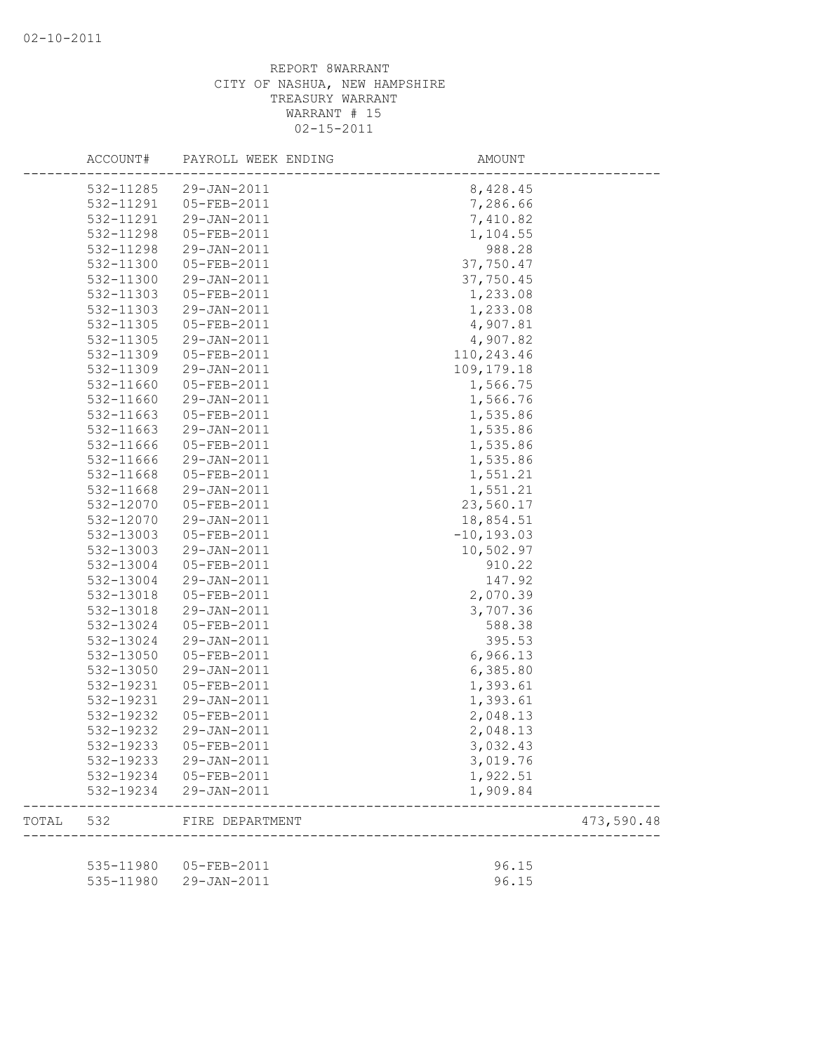REPORT 8WARRANT
CITY OF NASHUA, NEW HAMPSHIRE
TREASURY WARRANT
WARRANT # 15
02-15-2011

| | ACCOUNT# | PAYROLL WEEK ENDING | AMOUNT | |
|---|---|---|---|---|
| | 532-11285 | 29-JAN-2011 | 8,428.45 | |
| | 532-11291 | 05-FEB-2011 | 7,286.66 | |
| | 532-11291 | 29-JAN-2011 | 7,410.82 | |
| | 532-11298 | 05-FEB-2011 | 1,104.55 | |
| | 532-11298 | 29-JAN-2011 | 988.28 | |
| | 532-11300 | 05-FEB-2011 | 37,750.47 | |
| | 532-11300 | 29-JAN-2011 | 37,750.45 | |
| | 532-11303 | 05-FEB-2011 | 1,233.08 | |
| | 532-11303 | 29-JAN-2011 | 1,233.08 | |
| | 532-11305 | 05-FEB-2011 | 4,907.81 | |
| | 532-11305 | 29-JAN-2011 | 4,907.82 | |
| | 532-11309 | 05-FEB-2011 | 110,243.46 | |
| | 532-11309 | 29-JAN-2011 | 109,179.18 | |
| | 532-11660 | 05-FEB-2011 | 1,566.75 | |
| | 532-11660 | 29-JAN-2011 | 1,566.76 | |
| | 532-11663 | 05-FEB-2011 | 1,535.86 | |
| | 532-11663 | 29-JAN-2011 | 1,535.86 | |
| | 532-11666 | 05-FEB-2011 | 1,535.86 | |
| | 532-11666 | 29-JAN-2011 | 1,535.86 | |
| | 532-11668 | 05-FEB-2011 | 1,551.21 | |
| | 532-11668 | 29-JAN-2011 | 1,551.21 | |
| | 532-12070 | 05-FEB-2011 | 23,560.17 | |
| | 532-12070 | 29-JAN-2011 | 18,854.51 | |
| | 532-13003 | 05-FEB-2011 | -10,193.03 | |
| | 532-13003 | 29-JAN-2011 | 10,502.97 | |
| | 532-13004 | 05-FEB-2011 | 910.22 | |
| | 532-13004 | 29-JAN-2011 | 147.92 | |
| | 532-13018 | 05-FEB-2011 | 2,070.39 | |
| | 532-13018 | 29-JAN-2011 | 3,707.36 | |
| | 532-13024 | 05-FEB-2011 | 588.38 | |
| | 532-13024 | 29-JAN-2011 | 395.53 | |
| | 532-13050 | 05-FEB-2011 | 6,966.13 | |
| | 532-13050 | 29-JAN-2011 | 6,385.80 | |
| | 532-19231 | 05-FEB-2011 | 1,393.61 | |
| | 532-19231 | 29-JAN-2011 | 1,393.61 | |
| | 532-19232 | 05-FEB-2011 | 2,048.13 | |
| | 532-19232 | 29-JAN-2011 | 2,048.13 | |
| | 532-19233 | 05-FEB-2011 | 3,032.43 | |
| | 532-19233 | 29-JAN-2011 | 3,019.76 | |
| | 532-19234 | 05-FEB-2011 | 1,922.51 | |
| | 532-19234 | 29-JAN-2011 | 1,909.84 | |
| TOTAL | 532 | FIRE DEPARTMENT | | 473,590.48 |
| | 535-11980 | 05-FEB-2011 | 96.15 | |
| | 535-11980 | 29-JAN-2011 | 96.15 | |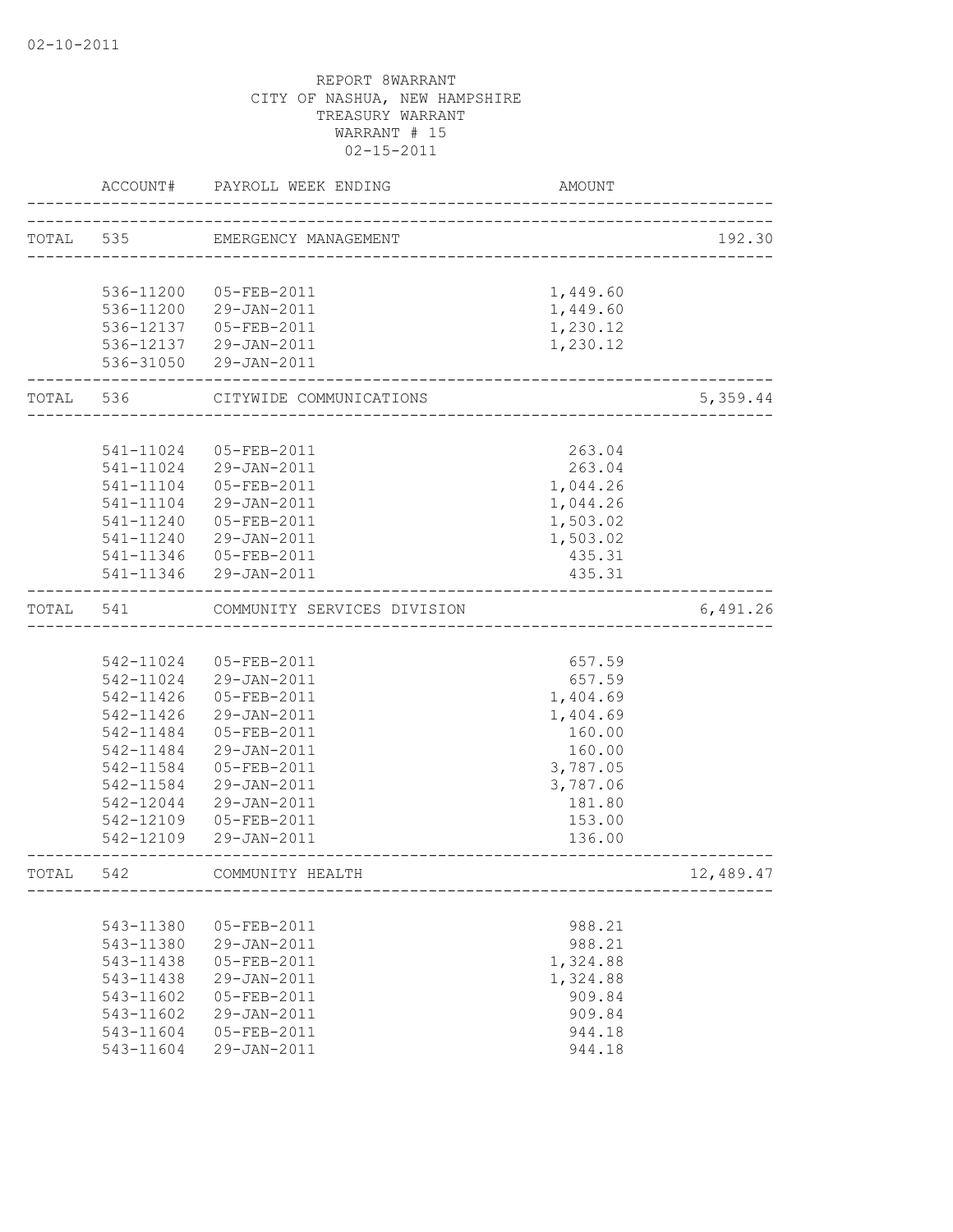02-10-2011

REPORT 8WARRANT
CITY OF NASHUA, NEW HAMPSHIRE
TREASURY WARRANT
WARRANT # 15
02-15-2011

| | ACCOUNT# | PAYROLL WEEK ENDING | AMOUNT | |
|---|---|---|---|---|
| TOTAL | 535 | EMERGENCY MANAGEMENT | | 192.30 |
| | 536-11200 | 05-FEB-2011 | 1,449.60 | |
| | 536-11200 | 29-JAN-2011 | 1,449.60 | |
| | 536-12137 | 05-FEB-2011 | 1,230.12 | |
| | 536-12137 | 29-JAN-2011 | 1,230.12 | |
| | 536-31050 | 29-JAN-2011 | | |
| TOTAL | 536 | CITYWIDE COMMUNICATIONS | | 5,359.44 |
| | 541-11024 | 05-FEB-2011 | 263.04 | |
| | 541-11024 | 29-JAN-2011 | 263.04 | |
| | 541-11104 | 05-FEB-2011 | 1,044.26 | |
| | 541-11104 | 29-JAN-2011 | 1,044.26 | |
| | 541-11240 | 05-FEB-2011 | 1,503.02 | |
| | 541-11240 | 29-JAN-2011 | 1,503.02 | |
| | 541-11346 | 05-FEB-2011 | 435.31 | |
| | 541-11346 | 29-JAN-2011 | 435.31 | |
| TOTAL | 541 | COMMUNITY SERVICES DIVISION | | 6,491.26 |
| | 542-11024 | 05-FEB-2011 | 657.59 | |
| | 542-11024 | 29-JAN-2011 | 657.59 | |
| | 542-11426 | 05-FEB-2011 | 1,404.69 | |
| | 542-11426 | 29-JAN-2011 | 1,404.69 | |
| | 542-11484 | 05-FEB-2011 | 160.00 | |
| | 542-11484 | 29-JAN-2011 | 160.00 | |
| | 542-11584 | 05-FEB-2011 | 3,787.05 | |
| | 542-11584 | 29-JAN-2011 | 3,787.06 | |
| | 542-12044 | 29-JAN-2011 | 181.80 | |
| | 542-12109 | 05-FEB-2011 | 153.00 | |
| | 542-12109 | 29-JAN-2011 | 136.00 | |
| TOTAL | 542 | COMMUNITY HEALTH | | 12,489.47 |
| | 543-11380 | 05-FEB-2011 | 988.21 | |
| | 543-11380 | 29-JAN-2011 | 988.21 | |
| | 543-11438 | 05-FEB-2011 | 1,324.88 | |
| | 543-11438 | 29-JAN-2011 | 1,324.88 | |
| | 543-11602 | 05-FEB-2011 | 909.84 | |
| | 543-11602 | 29-JAN-2011 | 909.84 | |
| | 543-11604 | 05-FEB-2011 | 944.18 | |
| | 543-11604 | 29-JAN-2011 | 944.18 | |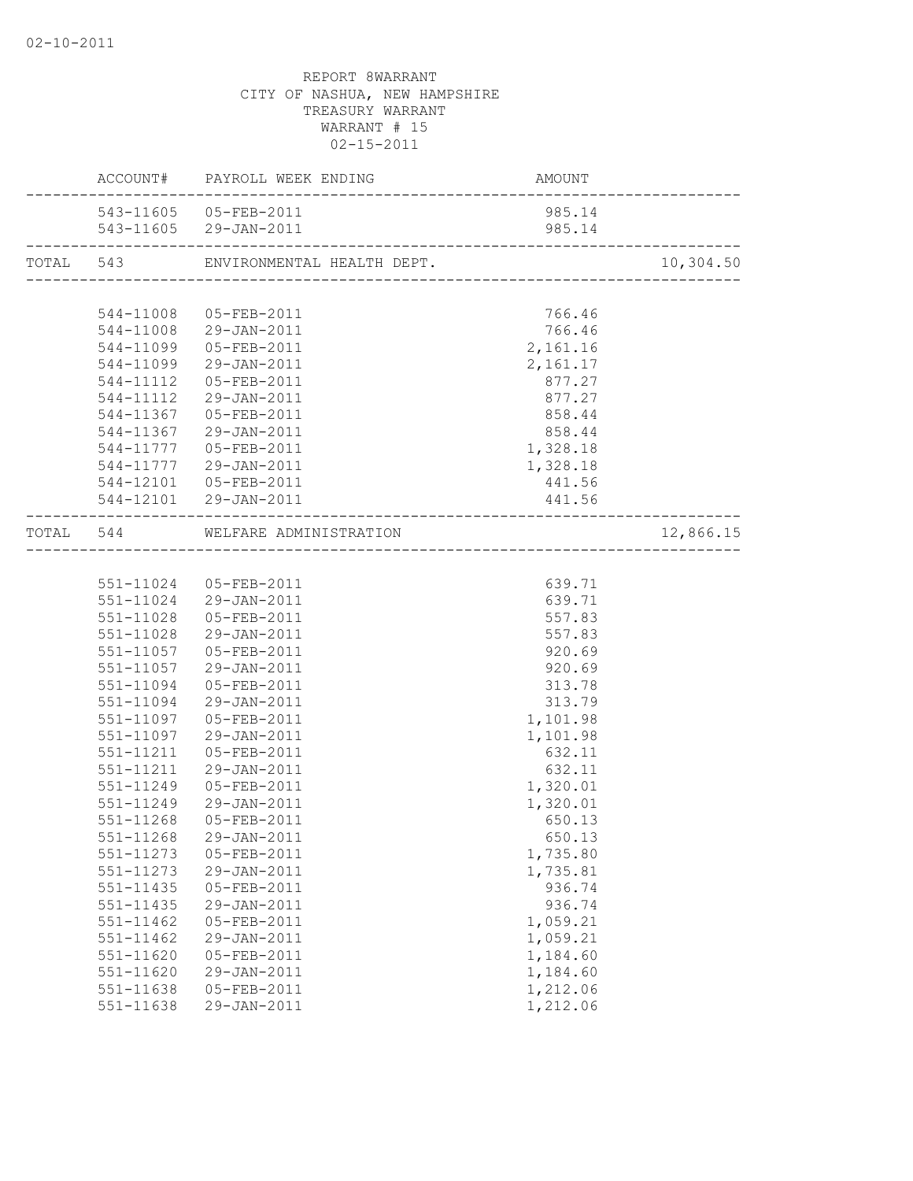REPORT 8WARRANT
CITY OF NASHUA, NEW HAMPSHIRE
TREASURY WARRANT
WARRANT # 15
02-15-2011

| | ACCOUNT# | PAYROLL WEEK ENDING | AMOUNT | |
|---|---|---|---|---|
| | 543-11605 | 05-FEB-2011 | 985.14 | |
| | 543-11605 | 29-JAN-2011 | 985.14 | |
| TOTAL | 543 | ENVIRONMENTAL HEALTH DEPT. | | 10,304.50 |
| | 544-11008 | 05-FEB-2011 | 766.46 | |
| | 544-11008 | 29-JAN-2011 | 766.46 | |
| | 544-11099 | 05-FEB-2011 | 2,161.16 | |
| | 544-11099 | 29-JAN-2011 | 2,161.17 | |
| | 544-11112 | 05-FEB-2011 | 877.27 | |
| | 544-11112 | 29-JAN-2011 | 877.27 | |
| | 544-11367 | 05-FEB-2011 | 858.44 | |
| | 544-11367 | 29-JAN-2011 | 858.44 | |
| | 544-11777 | 05-FEB-2011 | 1,328.18 | |
| | 544-11777 | 29-JAN-2011 | 1,328.18 | |
| | 544-12101 | 05-FEB-2011 | 441.56 | |
| | 544-12101 | 29-JAN-2011 | 441.56 | |
| TOTAL | 544 | WELFARE ADMINISTRATION | | 12,866.15 |
| | 551-11024 | 05-FEB-2011 | 639.71 | |
| | 551-11024 | 29-JAN-2011 | 639.71 | |
| | 551-11028 | 05-FEB-2011 | 557.83 | |
| | 551-11028 | 29-JAN-2011 | 557.83 | |
| | 551-11057 | 05-FEB-2011 | 920.69 | |
| | 551-11057 | 29-JAN-2011 | 920.69 | |
| | 551-11094 | 05-FEB-2011 | 313.78 | |
| | 551-11094 | 29-JAN-2011 | 313.79 | |
| | 551-11097 | 05-FEB-2011 | 1,101.98 | |
| | 551-11097 | 29-JAN-2011 | 1,101.98 | |
| | 551-11211 | 05-FEB-2011 | 632.11 | |
| | 551-11211 | 29-JAN-2011 | 632.11 | |
| | 551-11249 | 05-FEB-2011 | 1,320.01 | |
| | 551-11249 | 29-JAN-2011 | 1,320.01 | |
| | 551-11268 | 05-FEB-2011 | 650.13 | |
| | 551-11268 | 29-JAN-2011 | 650.13 | |
| | 551-11273 | 05-FEB-2011 | 1,735.80 | |
| | 551-11273 | 29-JAN-2011 | 1,735.81 | |
| | 551-11435 | 05-FEB-2011 | 936.74 | |
| | 551-11435 | 29-JAN-2011 | 936.74 | |
| | 551-11462 | 05-FEB-2011 | 1,059.21 | |
| | 551-11462 | 29-JAN-2011 | 1,059.21 | |
| | 551-11620 | 05-FEB-2011 | 1,184.60 | |
| | 551-11620 | 29-JAN-2011 | 1,184.60 | |
| | 551-11638 | 05-FEB-2011 | 1,212.06 | |
| | 551-11638 | 29-JAN-2011 | 1,212.06 | |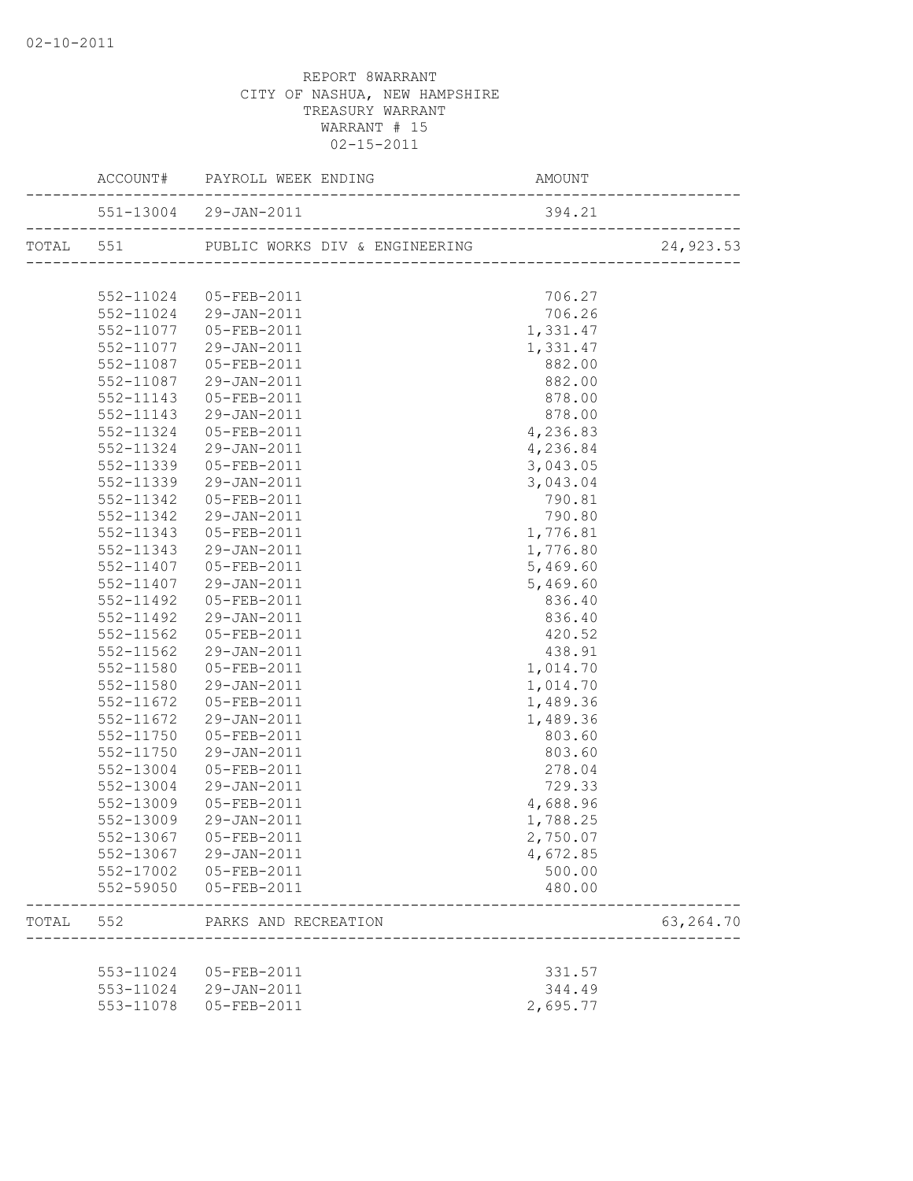02-10-2011

REPORT 8WARRANT
CITY OF NASHUA, NEW HAMPSHIRE
TREASURY WARRANT
WARRANT # 15
02-15-2011

| | ACCOUNT# | PAYROLL WEEK ENDING | AMOUNT | |
|---|---|---|---|---|
| | 551-13004 | 29-JAN-2011 | 394.21 | |
| TOTAL | 551 | PUBLIC WORKS DIV & ENGINEERING | | 24,923.53 |
| | 552-11024 | 05-FEB-2011 | 706.27 | |
| | 552-11024 | 29-JAN-2011 | 706.26 | |
| | 552-11077 | 05-FEB-2011 | 1,331.47 | |
| | 552-11077 | 29-JAN-2011 | 1,331.47 | |
| | 552-11087 | 05-FEB-2011 | 882.00 | |
| | 552-11087 | 29-JAN-2011 | 882.00 | |
| | 552-11143 | 05-FEB-2011 | 878.00 | |
| | 552-11143 | 29-JAN-2011 | 878.00 | |
| | 552-11324 | 05-FEB-2011 | 4,236.83 | |
| | 552-11324 | 29-JAN-2011 | 4,236.84 | |
| | 552-11339 | 05-FEB-2011 | 3,043.05 | |
| | 552-11339 | 29-JAN-2011 | 3,043.04 | |
| | 552-11342 | 05-FEB-2011 | 790.81 | |
| | 552-11342 | 29-JAN-2011 | 790.80 | |
| | 552-11343 | 05-FEB-2011 | 1,776.81 | |
| | 552-11343 | 29-JAN-2011 | 1,776.80 | |
| | 552-11407 | 05-FEB-2011 | 5,469.60 | |
| | 552-11407 | 29-JAN-2011 | 5,469.60 | |
| | 552-11492 | 05-FEB-2011 | 836.40 | |
| | 552-11492 | 29-JAN-2011 | 836.40 | |
| | 552-11562 | 05-FEB-2011 | 420.52 | |
| | 552-11562 | 29-JAN-2011 | 438.91 | |
| | 552-11580 | 05-FEB-2011 | 1,014.70 | |
| | 552-11580 | 29-JAN-2011 | 1,014.70 | |
| | 552-11672 | 05-FEB-2011 | 1,489.36 | |
| | 552-11672 | 29-JAN-2011 | 1,489.36 | |
| | 552-11750 | 05-FEB-2011 | 803.60 | |
| | 552-11750 | 29-JAN-2011 | 803.60 | |
| | 552-13004 | 05-FEB-2011 | 278.04 | |
| | 552-13004 | 29-JAN-2011 | 729.33 | |
| | 552-13009 | 05-FEB-2011 | 4,688.96 | |
| | 552-13009 | 29-JAN-2011 | 1,788.25 | |
| | 552-13067 | 05-FEB-2011 | 2,750.07 | |
| | 552-13067 | 29-JAN-2011 | 4,672.85 | |
| | 552-17002 | 05-FEB-2011 | 500.00 | |
| | 552-59050 | 05-FEB-2011 | 480.00 | |
| TOTAL | 552 | PARKS AND RECREATION | | 63,264.70 |
| | 553-11024 | 05-FEB-2011 | 331.57 | |
| | 553-11024 | 29-JAN-2011 | 344.49 | |
| | 553-11078 | 05-FEB-2011 | 2,695.77 | |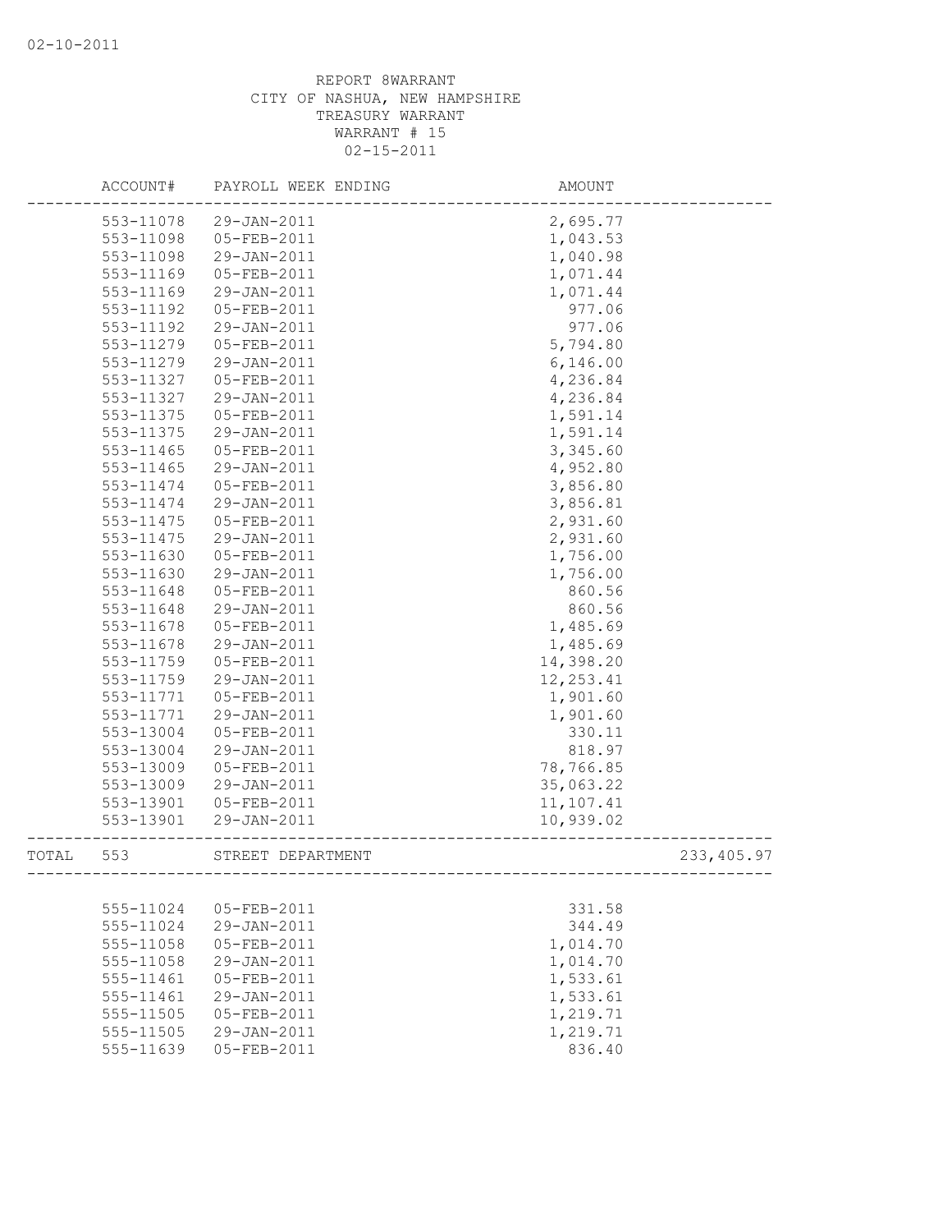REPORT 8WARRANT
CITY OF NASHUA, NEW HAMPSHIRE
TREASURY WARRANT
WARRANT # 15
02-15-2011

| ACCOUNT# | PAYROLL WEEK ENDING | AMOUNT | |
|---|---|---|---|
| 553-11078 | 29-JAN-2011 | 2,695.77 | |
| 553-11098 | 05-FEB-2011 | 1,043.53 | |
| 553-11098 | 29-JAN-2011 | 1,040.98 | |
| 553-11169 | 05-FEB-2011 | 1,071.44 | |
| 553-11169 | 29-JAN-2011 | 1,071.44 | |
| 553-11192 | 05-FEB-2011 | 977.06 | |
| 553-11192 | 29-JAN-2011 | 977.06 | |
| 553-11279 | 05-FEB-2011 | 5,794.80 | |
| 553-11279 | 29-JAN-2011 | 6,146.00 | |
| 553-11327 | 05-FEB-2011 | 4,236.84 | |
| 553-11327 | 29-JAN-2011 | 4,236.84 | |
| 553-11375 | 05-FEB-2011 | 1,591.14 | |
| 553-11375 | 29-JAN-2011 | 1,591.14 | |
| 553-11465 | 05-FEB-2011 | 3,345.60 | |
| 553-11465 | 29-JAN-2011 | 4,952.80 | |
| 553-11474 | 05-FEB-2011 | 3,856.80 | |
| 553-11474 | 29-JAN-2011 | 3,856.81 | |
| 553-11475 | 05-FEB-2011 | 2,931.60 | |
| 553-11475 | 29-JAN-2011 | 2,931.60 | |
| 553-11630 | 05-FEB-2011 | 1,756.00 | |
| 553-11630 | 29-JAN-2011 | 1,756.00 | |
| 553-11648 | 05-FEB-2011 | 860.56 | |
| 553-11648 | 29-JAN-2011 | 860.56 | |
| 553-11678 | 05-FEB-2011 | 1,485.69 | |
| 553-11678 | 29-JAN-2011 | 1,485.69 | |
| 553-11759 | 05-FEB-2011 | 14,398.20 | |
| 553-11759 | 29-JAN-2011 | 12,253.41 | |
| 553-11771 | 05-FEB-2011 | 1,901.60 | |
| 553-11771 | 29-JAN-2011 | 1,901.60 | |
| 553-13004 | 05-FEB-2011 | 330.11 | |
| 553-13004 | 29-JAN-2011 | 818.97 | |
| 553-13009 | 05-FEB-2011 | 78,766.85 | |
| 553-13009 | 29-JAN-2011 | 35,063.22 | |
| 553-13901 | 05-FEB-2011 | 11,107.41 | |
| 553-13901 | 29-JAN-2011 | 10,939.02 | |
| TOTAL 553 | STREET DEPARTMENT | | 233,405.97 |
| 555-11024 | 05-FEB-2011 | 331.58 | |
| 555-11024 | 29-JAN-2011 | 344.49 | |
| 555-11058 | 05-FEB-2011 | 1,014.70 | |
| 555-11058 | 29-JAN-2011 | 1,014.70 | |
| 555-11461 | 05-FEB-2011 | 1,533.61 | |
| 555-11461 | 29-JAN-2011 | 1,533.61 | |
| 555-11505 | 05-FEB-2011 | 1,219.71 | |
| 555-11505 | 29-JAN-2011 | 1,219.71 | |
| 555-11639 | 05-FEB-2011 | 836.40 | |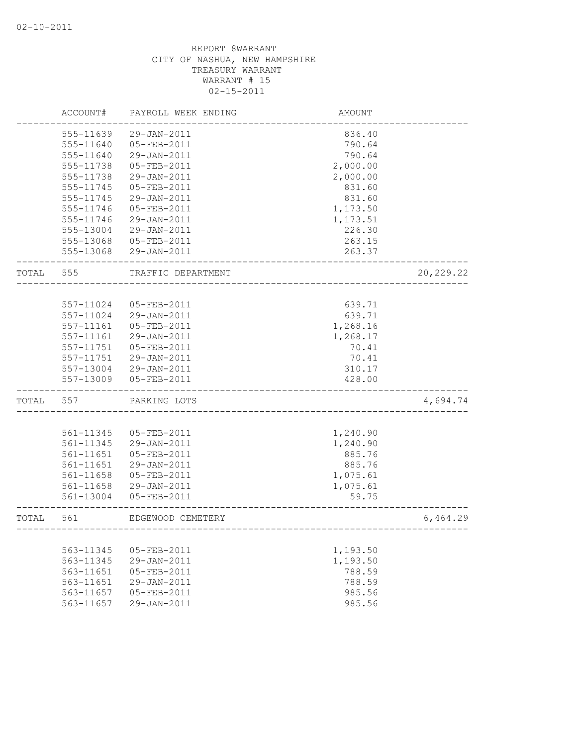REPORT 8WARRANT
CITY OF NASHUA, NEW HAMPSHIRE
TREASURY WARRANT
WARRANT # 15
02-15-2011

| | ACCOUNT# | PAYROLL WEEK ENDING | AMOUNT | |
|---|---|---|---|---|
| | 555-11639 | 29-JAN-2011 | 836.40 | |
| | 555-11640 | 05-FEB-2011 | 790.64 | |
| | 555-11640 | 29-JAN-2011 | 790.64 | |
| | 555-11738 | 05-FEB-2011 | 2,000.00 | |
| | 555-11738 | 29-JAN-2011 | 2,000.00 | |
| | 555-11745 | 05-FEB-2011 | 831.60 | |
| | 555-11745 | 29-JAN-2011 | 831.60 | |
| | 555-11746 | 05-FEB-2011 | 1,173.50 | |
| | 555-11746 | 29-JAN-2011 | 1,173.51 | |
| | 555-13004 | 29-JAN-2011 | 226.30 | |
| | 555-13068 | 05-FEB-2011 | 263.15 | |
| | 555-13068 | 29-JAN-2011 | 263.37 | |
| TOTAL | 555 | TRAFFIC DEPARTMENT | | 20,229.22 |
| | 557-11024 | 05-FEB-2011 | 639.71 | |
| | 557-11024 | 29-JAN-2011 | 639.71 | |
| | 557-11161 | 05-FEB-2011 | 1,268.16 | |
| | 557-11161 | 29-JAN-2011 | 1,268.17 | |
| | 557-11751 | 05-FEB-2011 | 70.41 | |
| | 557-11751 | 29-JAN-2011 | 70.41 | |
| | 557-13004 | 29-JAN-2011 | 310.17 | |
| | 557-13009 | 05-FEB-2011 | 428.00 | |
| TOTAL | 557 | PARKING LOTS | | 4,694.74 |
| | 561-11345 | 05-FEB-2011 | 1,240.90 | |
| | 561-11345 | 29-JAN-2011 | 1,240.90 | |
| | 561-11651 | 05-FEB-2011 | 885.76 | |
| | 561-11651 | 29-JAN-2011 | 885.76 | |
| | 561-11658 | 05-FEB-2011 | 1,075.61 | |
| | 561-11658 | 29-JAN-2011 | 1,075.61 | |
| | 561-13004 | 05-FEB-2011 | 59.75 | |
| TOTAL | 561 | EDGEWOOD CEMETERY | | 6,464.29 |
| | 563-11345 | 05-FEB-2011 | 1,193.50 | |
| | 563-11345 | 29-JAN-2011 | 1,193.50 | |
| | 563-11651 | 05-FEB-2011 | 788.59 | |
| | 563-11651 | 29-JAN-2011 | 788.59 | |
| | 563-11657 | 05-FEB-2011 | 985.56 | |
| | 563-11657 | 29-JAN-2011 | 985.56 | |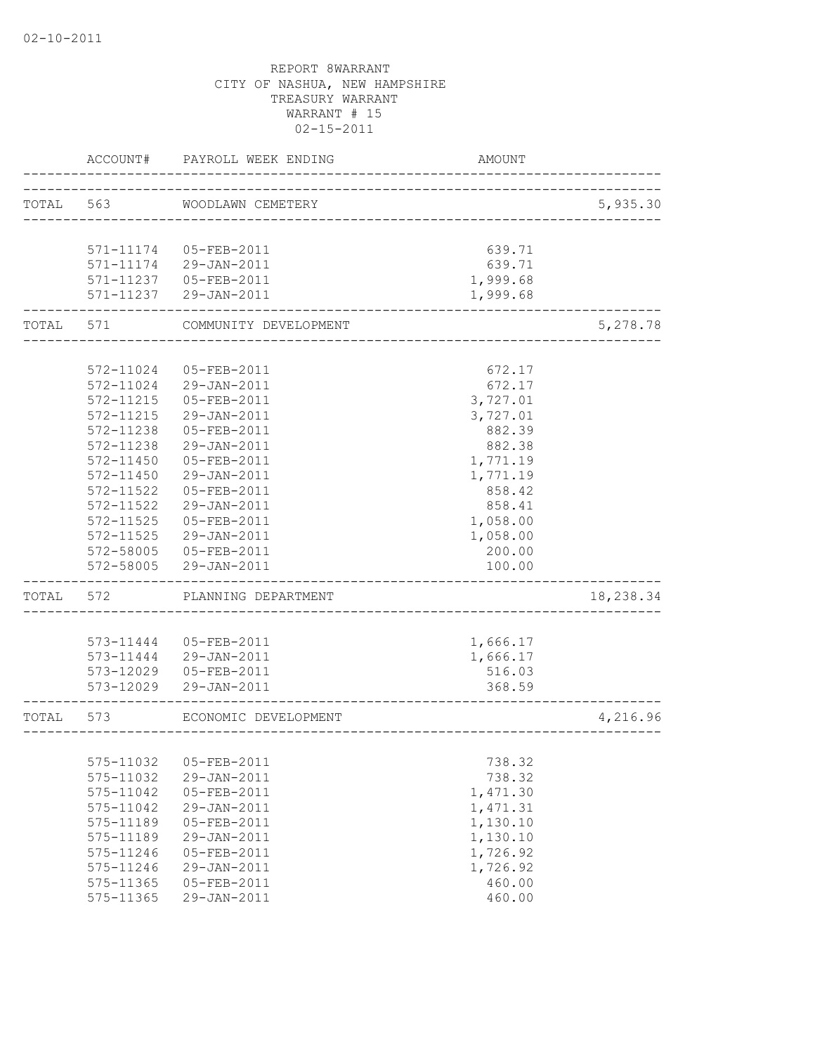02-10-2011

REPORT 8WARRANT
CITY OF NASHUA, NEW HAMPSHIRE
TREASURY WARRANT
WARRANT # 15
02-15-2011

| | ACCOUNT# | PAYROLL WEEK ENDING | AMOUNT | |
|---|---|---|---|---|
| TOTAL | 563 | WOODLAWN CEMETERY | | 5,935.30 |
| | 571-11174 | 05-FEB-2011 | 639.71 | |
| | 571-11174 | 29-JAN-2011 | 639.71 | |
| | 571-11237 | 05-FEB-2011 | 1,999.68 | |
| | 571-11237 | 29-JAN-2011 | 1,999.68 | |
| TOTAL | 571 | COMMUNITY DEVELOPMENT | | 5,278.78 |
| | 572-11024 | 05-FEB-2011 | 672.17 | |
| | 572-11024 | 29-JAN-2011 | 672.17 | |
| | 572-11215 | 05-FEB-2011 | 3,727.01 | |
| | 572-11215 | 29-JAN-2011 | 3,727.01 | |
| | 572-11238 | 05-FEB-2011 | 882.39 | |
| | 572-11238 | 29-JAN-2011 | 882.38 | |
| | 572-11450 | 05-FEB-2011 | 1,771.19 | |
| | 572-11450 | 29-JAN-2011 | 1,771.19 | |
| | 572-11522 | 05-FEB-2011 | 858.42 | |
| | 572-11522 | 29-JAN-2011 | 858.41 | |
| | 572-11525 | 05-FEB-2011 | 1,058.00 | |
| | 572-11525 | 29-JAN-2011 | 1,058.00 | |
| | 572-58005 | 05-FEB-2011 | 200.00 | |
| | 572-58005 | 29-JAN-2011 | 100.00 | |
| TOTAL | 572 | PLANNING DEPARTMENT | | 18,238.34 |
| | 573-11444 | 05-FEB-2011 | 1,666.17 | |
| | 573-11444 | 29-JAN-2011 | 1,666.17 | |
| | 573-12029 | 05-FEB-2011 | 516.03 | |
| | 573-12029 | 29-JAN-2011 | 368.59 | |
| TOTAL | 573 | ECONOMIC DEVELOPMENT | | 4,216.96 |
| | 575-11032 | 05-FEB-2011 | 738.32 | |
| | 575-11032 | 29-JAN-2011 | 738.32 | |
| | 575-11042 | 05-FEB-2011 | 1,471.30 | |
| | 575-11042 | 29-JAN-2011 | 1,471.31 | |
| | 575-11189 | 05-FEB-2011 | 1,130.10 | |
| | 575-11189 | 29-JAN-2011 | 1,130.10 | |
| | 575-11246 | 05-FEB-2011 | 1,726.92 | |
| | 575-11246 | 29-JAN-2011 | 1,726.92 | |
| | 575-11365 | 05-FEB-2011 | 460.00 | |
| | 575-11365 | 29-JAN-2011 | 460.00 | |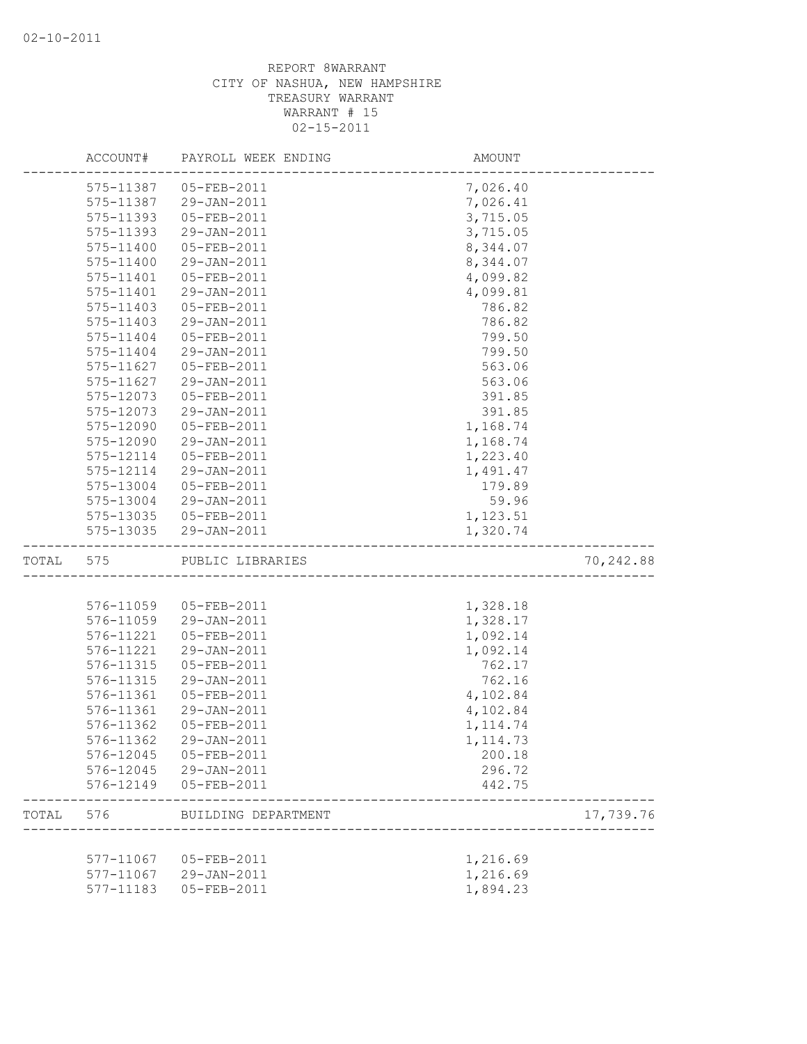REPORT 8WARRANT
CITY OF NASHUA, NEW HAMPSHIRE
TREASURY WARRANT
WARRANT # 15
02-15-2011

| ACCOUNT# | PAYROLL WEEK ENDING | AMOUNT | |
|---|---|---|---|
| 575-11387 | 05-FEB-2011 | 7,026.40 | |
| 575-11387 | 29-JAN-2011 | 7,026.41 | |
| 575-11393 | 05-FEB-2011 | 3,715.05 | |
| 575-11393 | 29-JAN-2011 | 3,715.05 | |
| 575-11400 | 05-FEB-2011 | 8,344.07 | |
| 575-11400 | 29-JAN-2011 | 8,344.07 | |
| 575-11401 | 05-FEB-2011 | 4,099.82 | |
| 575-11401 | 29-JAN-2011 | 4,099.81 | |
| 575-11403 | 05-FEB-2011 | 786.82 | |
| 575-11403 | 29-JAN-2011 | 786.82 | |
| 575-11404 | 05-FEB-2011 | 799.50 | |
| 575-11404 | 29-JAN-2011 | 799.50 | |
| 575-11627 | 05-FEB-2011 | 563.06 | |
| 575-11627 | 29-JAN-2011 | 563.06 | |
| 575-12073 | 05-FEB-2011 | 391.85 | |
| 575-12073 | 29-JAN-2011 | 391.85 | |
| 575-12090 | 05-FEB-2011 | 1,168.74 | |
| 575-12090 | 29-JAN-2011 | 1,168.74 | |
| 575-12114 | 05-FEB-2011 | 1,223.40 | |
| 575-12114 | 29-JAN-2011 | 1,491.47 | |
| 575-13004 | 05-FEB-2011 | 179.89 | |
| 575-13004 | 29-JAN-2011 | 59.96 | |
| 575-13035 | 05-FEB-2011 | 1,123.51 | |
| 575-13035 | 29-JAN-2011 | 1,320.74 | |
| TOTAL 575 | PUBLIC LIBRARIES | | 70,242.88 |
| 576-11059 | 05-FEB-2011 | 1,328.18 | |
| 576-11059 | 29-JAN-2011 | 1,328.17 | |
| 576-11221 | 05-FEB-2011 | 1,092.14 | |
| 576-11221 | 29-JAN-2011 | 1,092.14 | |
| 576-11315 | 05-FEB-2011 | 762.17 | |
| 576-11315 | 29-JAN-2011 | 762.16 | |
| 576-11361 | 05-FEB-2011 | 4,102.84 | |
| 576-11361 | 29-JAN-2011 | 4,102.84 | |
| 576-11362 | 05-FEB-2011 | 1,114.74 | |
| 576-11362 | 29-JAN-2011 | 1,114.73 | |
| 576-12045 | 05-FEB-2011 | 200.18 | |
| 576-12045 | 29-JAN-2011 | 296.72 | |
| 576-12149 | 05-FEB-2011 | 442.75 | |
| TOTAL 576 | BUILDING DEPARTMENT | | 17,739.76 |
| 577-11067 | 05-FEB-2011 | 1,216.69 | |
| 577-11067 | 29-JAN-2011 | 1,216.69 | |
| 577-11183 | 05-FEB-2011 | 1,894.23 | |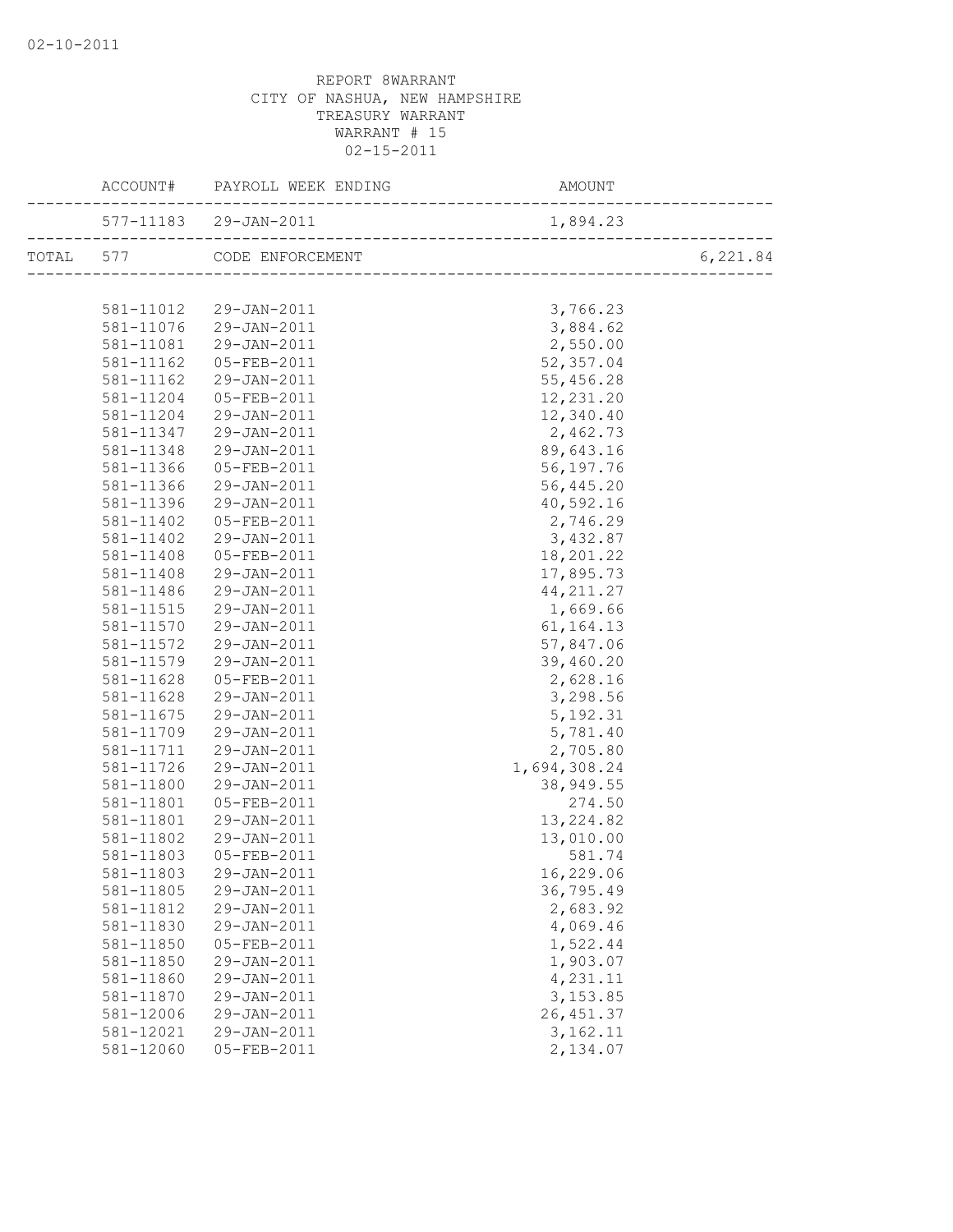02-10-2011

REPORT 8WARRANT
CITY OF NASHUA, NEW HAMPSHIRE
TREASURY WARRANT
WARRANT # 15
02-15-2011

| | ACCOUNT# | PAYROLL WEEK ENDING | AMOUNT | |
|---|---|---|---|---|
| | 577-11183 | 29-JAN-2011 | 1,894.23 | |
| TOTAL | 577 | CODE ENFORCEMENT | | 6,221.84 |
| | 581-11012 | 29-JAN-2011 | 3,766.23 | |
| | 581-11076 | 29-JAN-2011 | 3,884.62 | |
| | 581-11081 | 29-JAN-2011 | 2,550.00 | |
| | 581-11162 | 05-FEB-2011 | 52,357.04 | |
| | 581-11162 | 29-JAN-2011 | 55,456.28 | |
| | 581-11204 | 05-FEB-2011 | 12,231.20 | |
| | 581-11204 | 29-JAN-2011 | 12,340.40 | |
| | 581-11347 | 29-JAN-2011 | 2,462.73 | |
| | 581-11348 | 29-JAN-2011 | 89,643.16 | |
| | 581-11366 | 05-FEB-2011 | 56,197.76 | |
| | 581-11366 | 29-JAN-2011 | 56,445.20 | |
| | 581-11396 | 29-JAN-2011 | 40,592.16 | |
| | 581-11402 | 05-FEB-2011 | 2,746.29 | |
| | 581-11402 | 29-JAN-2011 | 3,432.87 | |
| | 581-11408 | 05-FEB-2011 | 18,201.22 | |
| | 581-11408 | 29-JAN-2011 | 17,895.73 | |
| | 581-11486 | 29-JAN-2011 | 44,211.27 | |
| | 581-11515 | 29-JAN-2011 | 1,669.66 | |
| | 581-11570 | 29-JAN-2011 | 61,164.13 | |
| | 581-11572 | 29-JAN-2011 | 57,847.06 | |
| | 581-11579 | 29-JAN-2011 | 39,460.20 | |
| | 581-11628 | 05-FEB-2011 | 2,628.16 | |
| | 581-11628 | 29-JAN-2011 | 3,298.56 | |
| | 581-11675 | 29-JAN-2011 | 5,192.31 | |
| | 581-11709 | 29-JAN-2011 | 5,781.40 | |
| | 581-11711 | 29-JAN-2011 | 2,705.80 | |
| | 581-11726 | 29-JAN-2011 | 1,694,308.24 | |
| | 581-11800 | 29-JAN-2011 | 38,949.55 | |
| | 581-11801 | 05-FEB-2011 | 274.50 | |
| | 581-11801 | 29-JAN-2011 | 13,224.82 | |
| | 581-11802 | 29-JAN-2011 | 13,010.00 | |
| | 581-11803 | 05-FEB-2011 | 581.74 | |
| | 581-11803 | 29-JAN-2011 | 16,229.06 | |
| | 581-11805 | 29-JAN-2011 | 36,795.49 | |
| | 581-11812 | 29-JAN-2011 | 2,683.92 | |
| | 581-11830 | 29-JAN-2011 | 4,069.46 | |
| | 581-11850 | 05-FEB-2011 | 1,522.44 | |
| | 581-11850 | 29-JAN-2011 | 1,903.07 | |
| | 581-11860 | 29-JAN-2011 | 4,231.11 | |
| | 581-11870 | 29-JAN-2011 | 3,153.85 | |
| | 581-12006 | 29-JAN-2011 | 26,451.37 | |
| | 581-12021 | 29-JAN-2011 | 3,162.11 | |
| | 581-12060 | 05-FEB-2011 | 2,134.07 | |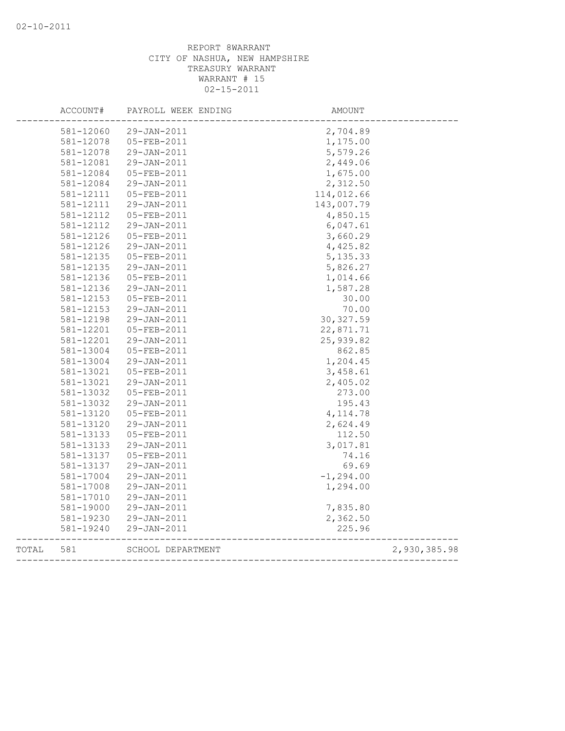REPORT 8WARRANT
CITY OF NASHUA, NEW HAMPSHIRE
TREASURY WARRANT
WARRANT # 15
02-15-2011

| | ACCOUNT# | PAYROLL WEEK ENDING | AMOUNT | |
|---|---|---|---|---|
| | 581-12060 | 29-JAN-2011 | 2,704.89 | |
| | 581-12078 | 05-FEB-2011 | 1,175.00 | |
| | 581-12078 | 29-JAN-2011 | 5,579.26 | |
| | 581-12081 | 29-JAN-2011 | 2,449.06 | |
| | 581-12084 | 05-FEB-2011 | 1,675.00 | |
| | 581-12084 | 29-JAN-2011 | 2,312.50 | |
| | 581-12111 | 05-FEB-2011 | 114,012.66 | |
| | 581-12111 | 29-JAN-2011 | 143,007.79 | |
| | 581-12112 | 05-FEB-2011 | 4,850.15 | |
| | 581-12112 | 29-JAN-2011 | 6,047.61 | |
| | 581-12126 | 05-FEB-2011 | 3,660.29 | |
| | 581-12126 | 29-JAN-2011 | 4,425.82 | |
| | 581-12135 | 05-FEB-2011 | 5,135.33 | |
| | 581-12135 | 29-JAN-2011 | 5,826.27 | |
| | 581-12136 | 05-FEB-2011 | 1,014.66 | |
| | 581-12136 | 29-JAN-2011 | 1,587.28 | |
| | 581-12153 | 05-FEB-2011 | 30.00 | |
| | 581-12153 | 29-JAN-2011 | 70.00 | |
| | 581-12198 | 29-JAN-2011 | 30,327.59 | |
| | 581-12201 | 05-FEB-2011 | 22,871.71 | |
| | 581-12201 | 29-JAN-2011 | 25,939.82 | |
| | 581-13004 | 05-FEB-2011 | 862.85 | |
| | 581-13004 | 29-JAN-2011 | 1,204.45 | |
| | 581-13021 | 05-FEB-2011 | 3,458.61 | |
| | 581-13021 | 29-JAN-2011 | 2,405.02 | |
| | 581-13032 | 05-FEB-2011 | 273.00 | |
| | 581-13032 | 29-JAN-2011 | 195.43 | |
| | 581-13120 | 05-FEB-2011 | 4,114.78 | |
| | 581-13120 | 29-JAN-2011 | 2,624.49 | |
| | 581-13133 | 05-FEB-2011 | 112.50 | |
| | 581-13133 | 29-JAN-2011 | 3,017.81 | |
| | 581-13137 | 05-FEB-2011 | 74.16 | |
| | 581-13137 | 29-JAN-2011 | 69.69 | |
| | 581-17004 | 29-JAN-2011 | -1,294.00 | |
| | 581-17008 | 29-JAN-2011 | 1,294.00 | |
| | 581-17010 | 29-JAN-2011 | | |
| | 581-19000 | 29-JAN-2011 | 7,835.80 | |
| | 581-19230 | 29-JAN-2011 | 2,362.50 | |
| | 581-19240 | 29-JAN-2011 | 225.96 | |
| TOTAL | 581 | SCHOOL DEPARTMENT | | 2,930,385.98 |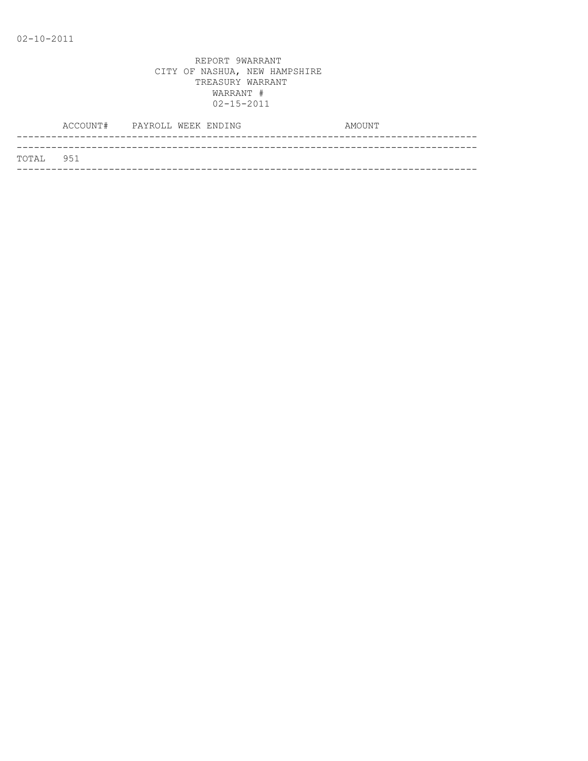02-10-2011

REPORT 9WARRANT
CITY OF NASHUA, NEW HAMPSHIRE
TREASURY WARRANT
WARRANT #
02-15-2011

| | ACCOUNT# | PAYROLL WEEK ENDING | AMOUNT |
|---|---|---|---|
| TOTAL | 951 | | |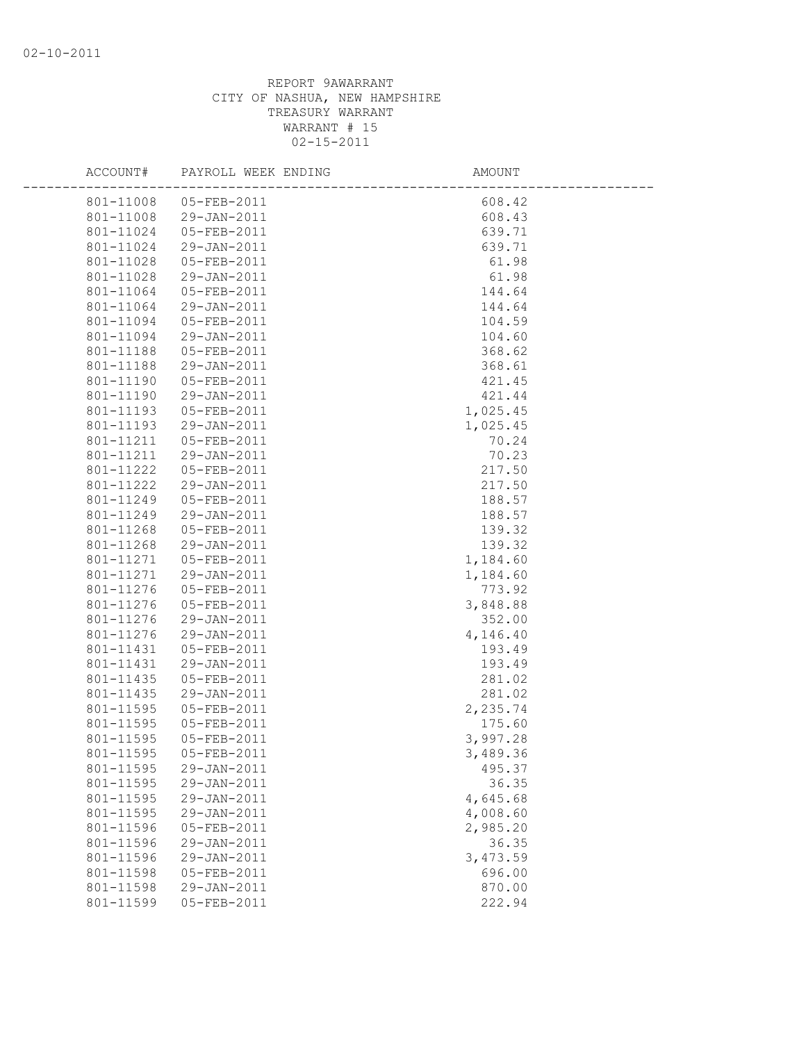REPORT 9AWARRANT
CITY OF NASHUA, NEW HAMPSHIRE
TREASURY WARRANT
WARRANT # 15
02-15-2011

| ACCOUNT# | PAYROLL WEEK ENDING | AMOUNT |
|---|---|---|
| 801-11008 | 05-FEB-2011 | 608.42 |
| 801-11008 | 29-JAN-2011 | 608.43 |
| 801-11024 | 05-FEB-2011 | 639.71 |
| 801-11024 | 29-JAN-2011 | 639.71 |
| 801-11028 | 05-FEB-2011 | 61.98 |
| 801-11028 | 29-JAN-2011 | 61.98 |
| 801-11064 | 05-FEB-2011 | 144.64 |
| 801-11064 | 29-JAN-2011 | 144.64 |
| 801-11094 | 05-FEB-2011 | 104.59 |
| 801-11094 | 29-JAN-2011 | 104.60 |
| 801-11188 | 05-FEB-2011 | 368.62 |
| 801-11188 | 29-JAN-2011 | 368.61 |
| 801-11190 | 05-FEB-2011 | 421.45 |
| 801-11190 | 29-JAN-2011 | 421.44 |
| 801-11193 | 05-FEB-2011 | 1,025.45 |
| 801-11193 | 29-JAN-2011 | 1,025.45 |
| 801-11211 | 05-FEB-2011 | 70.24 |
| 801-11211 | 29-JAN-2011 | 70.23 |
| 801-11222 | 05-FEB-2011 | 217.50 |
| 801-11222 | 29-JAN-2011 | 217.50 |
| 801-11249 | 05-FEB-2011 | 188.57 |
| 801-11249 | 29-JAN-2011 | 188.57 |
| 801-11268 | 05-FEB-2011 | 139.32 |
| 801-11268 | 29-JAN-2011 | 139.32 |
| 801-11271 | 05-FEB-2011 | 1,184.60 |
| 801-11271 | 29-JAN-2011 | 1,184.60 |
| 801-11276 | 05-FEB-2011 | 773.92 |
| 801-11276 | 05-FEB-2011 | 3,848.88 |
| 801-11276 | 29-JAN-2011 | 352.00 |
| 801-11276 | 29-JAN-2011 | 4,146.40 |
| 801-11431 | 05-FEB-2011 | 193.49 |
| 801-11431 | 29-JAN-2011 | 193.49 |
| 801-11435 | 05-FEB-2011 | 281.02 |
| 801-11435 | 29-JAN-2011 | 281.02 |
| 801-11595 | 05-FEB-2011 | 2,235.74 |
| 801-11595 | 05-FEB-2011 | 175.60 |
| 801-11595 | 05-FEB-2011 | 3,997.28 |
| 801-11595 | 05-FEB-2011 | 3,489.36 |
| 801-11595 | 29-JAN-2011 | 495.37 |
| 801-11595 | 29-JAN-2011 | 36.35 |
| 801-11595 | 29-JAN-2011 | 4,645.68 |
| 801-11595 | 29-JAN-2011 | 4,008.60 |
| 801-11596 | 05-FEB-2011 | 2,985.20 |
| 801-11596 | 29-JAN-2011 | 36.35 |
| 801-11596 | 29-JAN-2011 | 3,473.59 |
| 801-11598 | 05-FEB-2011 | 696.00 |
| 801-11598 | 29-JAN-2011 | 870.00 |
| 801-11599 | 05-FEB-2011 | 222.94 |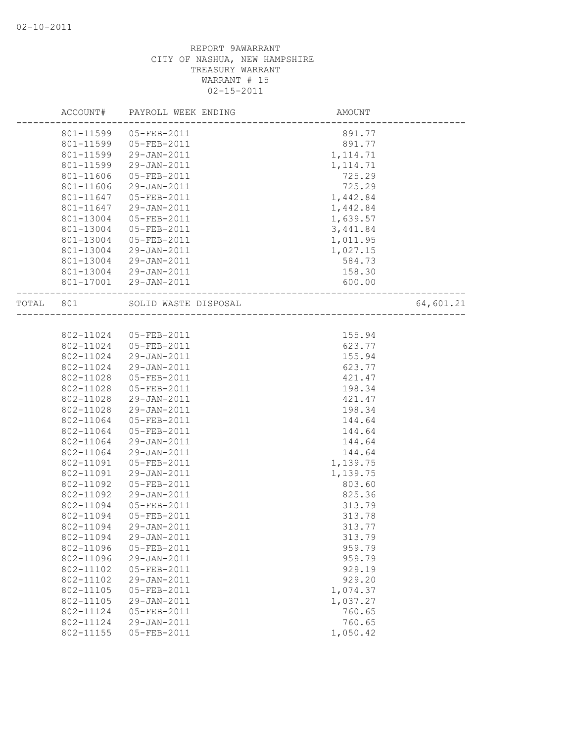REPORT 9AWARRANT
CITY OF NASHUA, NEW HAMPSHIRE
TREASURY WARRANT
WARRANT # 15
02-15-2011

| ACCOUNT# | PAYROLL WEEK ENDING | AMOUNT | |
|---|---|---|---|
| 801-11599 | 05-FEB-2011 | 891.77 | |
| 801-11599 | 05-FEB-2011 | 891.77 | |
| 801-11599 | 29-JAN-2011 | 1,114.71 | |
| 801-11599 | 29-JAN-2011 | 1,114.71 | |
| 801-11606 | 05-FEB-2011 | 725.29 | |
| 801-11606 | 29-JAN-2011 | 725.29 | |
| 801-11647 | 05-FEB-2011 | 1,442.84 | |
| 801-11647 | 29-JAN-2011 | 1,442.84 | |
| 801-13004 | 05-FEB-2011 | 1,639.57 | |
| 801-13004 | 05-FEB-2011 | 3,441.84 | |
| 801-13004 | 05-FEB-2011 | 1,011.95 | |
| 801-13004 | 29-JAN-2011 | 1,027.15 | |
| 801-13004 | 29-JAN-2011 | 584.73 | |
| 801-13004 | 29-JAN-2011 | 158.30 | |
| 801-17001 | 29-JAN-2011 | 600.00 | |
| TOTAL 801 | SOLID WASTE DISPOSAL | | 64,601.21 |
| 802-11024 | 05-FEB-2011 | 155.94 | |
| 802-11024 | 05-FEB-2011 | 623.77 | |
| 802-11024 | 29-JAN-2011 | 155.94 | |
| 802-11024 | 29-JAN-2011 | 623.77 | |
| 802-11028 | 05-FEB-2011 | 421.47 | |
| 802-11028 | 05-FEB-2011 | 198.34 | |
| 802-11028 | 29-JAN-2011 | 421.47 | |
| 802-11028 | 29-JAN-2011 | 198.34 | |
| 802-11064 | 05-FEB-2011 | 144.64 | |
| 802-11064 | 05-FEB-2011 | 144.64 | |
| 802-11064 | 29-JAN-2011 | 144.64 | |
| 802-11064 | 29-JAN-2011 | 144.64 | |
| 802-11091 | 05-FEB-2011 | 1,139.75 | |
| 802-11091 | 29-JAN-2011 | 1,139.75 | |
| 802-11092 | 05-FEB-2011 | 803.60 | |
| 802-11092 | 29-JAN-2011 | 825.36 | |
| 802-11094 | 05-FEB-2011 | 313.79 | |
| 802-11094 | 05-FEB-2011 | 313.78 | |
| 802-11094 | 29-JAN-2011 | 313.77 | |
| 802-11094 | 29-JAN-2011 | 313.79 | |
| 802-11096 | 05-FEB-2011 | 959.79 | |
| 802-11096 | 29-JAN-2011 | 959.79 | |
| 802-11102 | 05-FEB-2011 | 929.19 | |
| 802-11102 | 29-JAN-2011 | 929.20 | |
| 802-11105 | 05-FEB-2011 | 1,074.37 | |
| 802-11105 | 29-JAN-2011 | 1,037.27 | |
| 802-11124 | 05-FEB-2011 | 760.65 | |
| 802-11124 | 29-JAN-2011 | 760.65 | |
| 802-11155 | 05-FEB-2011 | 1,050.42 | |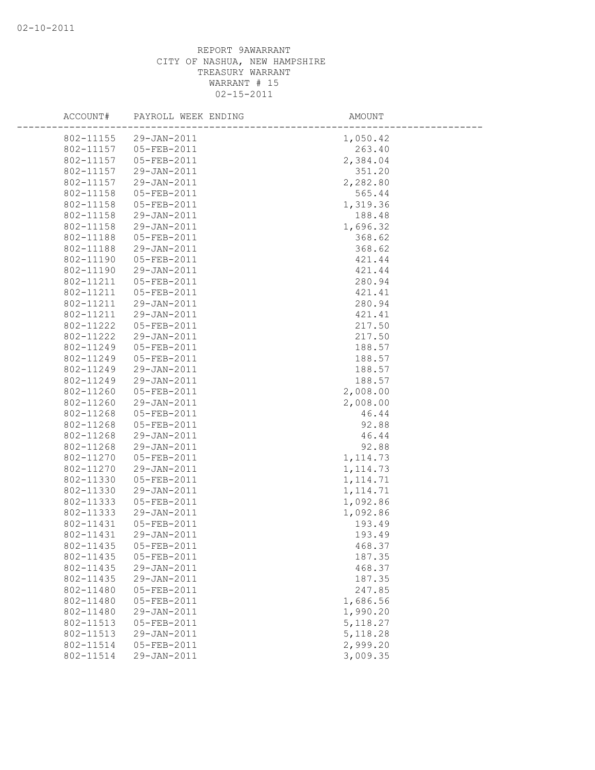REPORT 9AWARRANT
CITY OF NASHUA, NEW HAMPSHIRE
TREASURY WARRANT
WARRANT # 15
02-15-2011

| ACCOUNT# | PAYROLL WEEK ENDING | AMOUNT |
|---|---|---|
| 802-11155 | 29-JAN-2011 | 1,050.42 |
| 802-11157 | 05-FEB-2011 | 263.40 |
| 802-11157 | 05-FEB-2011 | 2,384.04 |
| 802-11157 | 29-JAN-2011 | 351.20 |
| 802-11157 | 29-JAN-2011 | 2,282.80 |
| 802-11158 | 05-FEB-2011 | 565.44 |
| 802-11158 | 05-FEB-2011 | 1,319.36 |
| 802-11158 | 29-JAN-2011 | 188.48 |
| 802-11158 | 29-JAN-2011 | 1,696.32 |
| 802-11188 | 05-FEB-2011 | 368.62 |
| 802-11188 | 29-JAN-2011 | 368.62 |
| 802-11190 | 05-FEB-2011 | 421.44 |
| 802-11190 | 29-JAN-2011 | 421.44 |
| 802-11211 | 05-FEB-2011 | 280.94 |
| 802-11211 | 05-FEB-2011 | 421.41 |
| 802-11211 | 29-JAN-2011 | 280.94 |
| 802-11211 | 29-JAN-2011 | 421.41 |
| 802-11222 | 05-FEB-2011 | 217.50 |
| 802-11222 | 29-JAN-2011 | 217.50 |
| 802-11249 | 05-FEB-2011 | 188.57 |
| 802-11249 | 05-FEB-2011 | 188.57 |
| 802-11249 | 29-JAN-2011 | 188.57 |
| 802-11249 | 29-JAN-2011 | 188.57 |
| 802-11260 | 05-FEB-2011 | 2,008.00 |
| 802-11260 | 29-JAN-2011 | 2,008.00 |
| 802-11268 | 05-FEB-2011 | 46.44 |
| 802-11268 | 05-FEB-2011 | 92.88 |
| 802-11268 | 29-JAN-2011 | 46.44 |
| 802-11268 | 29-JAN-2011 | 92.88 |
| 802-11270 | 05-FEB-2011 | 1,114.73 |
| 802-11270 | 29-JAN-2011 | 1,114.73 |
| 802-11330 | 05-FEB-2011 | 1,114.71 |
| 802-11330 | 29-JAN-2011 | 1,114.71 |
| 802-11333 | 05-FEB-2011 | 1,092.86 |
| 802-11333 | 29-JAN-2011 | 1,092.86 |
| 802-11431 | 05-FEB-2011 | 193.49 |
| 802-11431 | 29-JAN-2011 | 193.49 |
| 802-11435 | 05-FEB-2011 | 468.37 |
| 802-11435 | 05-FEB-2011 | 187.35 |
| 802-11435 | 29-JAN-2011 | 468.37 |
| 802-11435 | 29-JAN-2011 | 187.35 |
| 802-11480 | 05-FEB-2011 | 247.85 |
| 802-11480 | 05-FEB-2011 | 1,686.56 |
| 802-11480 | 29-JAN-2011 | 1,990.20 |
| 802-11513 | 05-FEB-2011 | 5,118.27 |
| 802-11513 | 29-JAN-2011 | 5,118.28 |
| 802-11514 | 05-FEB-2011 | 2,999.20 |
| 802-11514 | 29-JAN-2011 | 3,009.35 |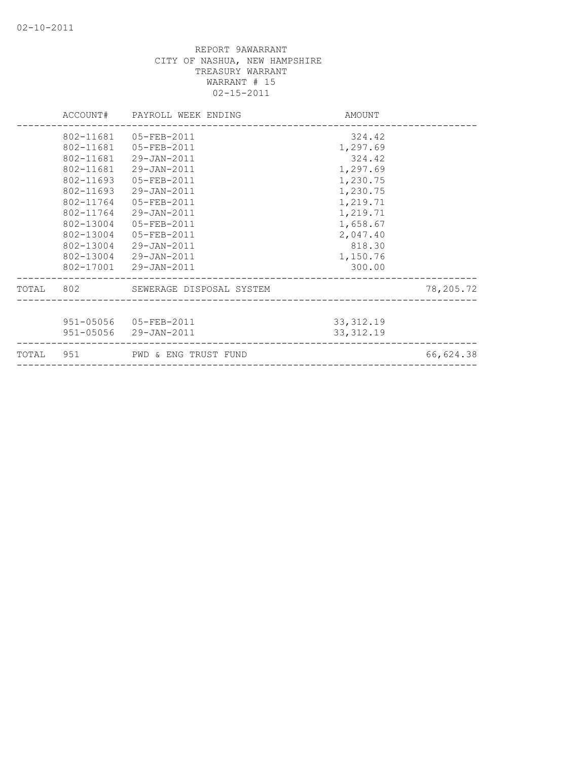02-10-2011

REPORT 9AWARRANT
CITY OF NASHUA, NEW HAMPSHIRE
TREASURY WARRANT
WARRANT # 15
02-15-2011

| | ACCOUNT# | PAYROLL WEEK ENDING | AMOUNT | |
|---|---|---|---|---|
| | 802-11681 | 05-FEB-2011 | 324.42 | |
| | 802-11681 | 05-FEB-2011 | 1,297.69 | |
| | 802-11681 | 29-JAN-2011 | 324.42 | |
| | 802-11681 | 29-JAN-2011 | 1,297.69 | |
| | 802-11693 | 05-FEB-2011 | 1,230.75 | |
| | 802-11693 | 29-JAN-2011 | 1,230.75 | |
| | 802-11764 | 05-FEB-2011 | 1,219.71 | |
| | 802-11764 | 29-JAN-2011 | 1,219.71 | |
| | 802-13004 | 05-FEB-2011 | 1,658.67 | |
| | 802-13004 | 05-FEB-2011 | 2,047.40 | |
| | 802-13004 | 29-JAN-2011 | 818.30 | |
| | 802-13004 | 29-JAN-2011 | 1,150.76 | |
| | 802-17001 | 29-JAN-2011 | 300.00 | |
| TOTAL | 802 | SEWERAGE DISPOSAL SYSTEM | | 78,205.72 |
| | 951-05056 | 05-FEB-2011 | 33,312.19 | |
| | 951-05056 | 29-JAN-2011 | 33,312.19 | |
| TOTAL | 951 | PWD & ENG TRUST FUND | | 66,624.38 |